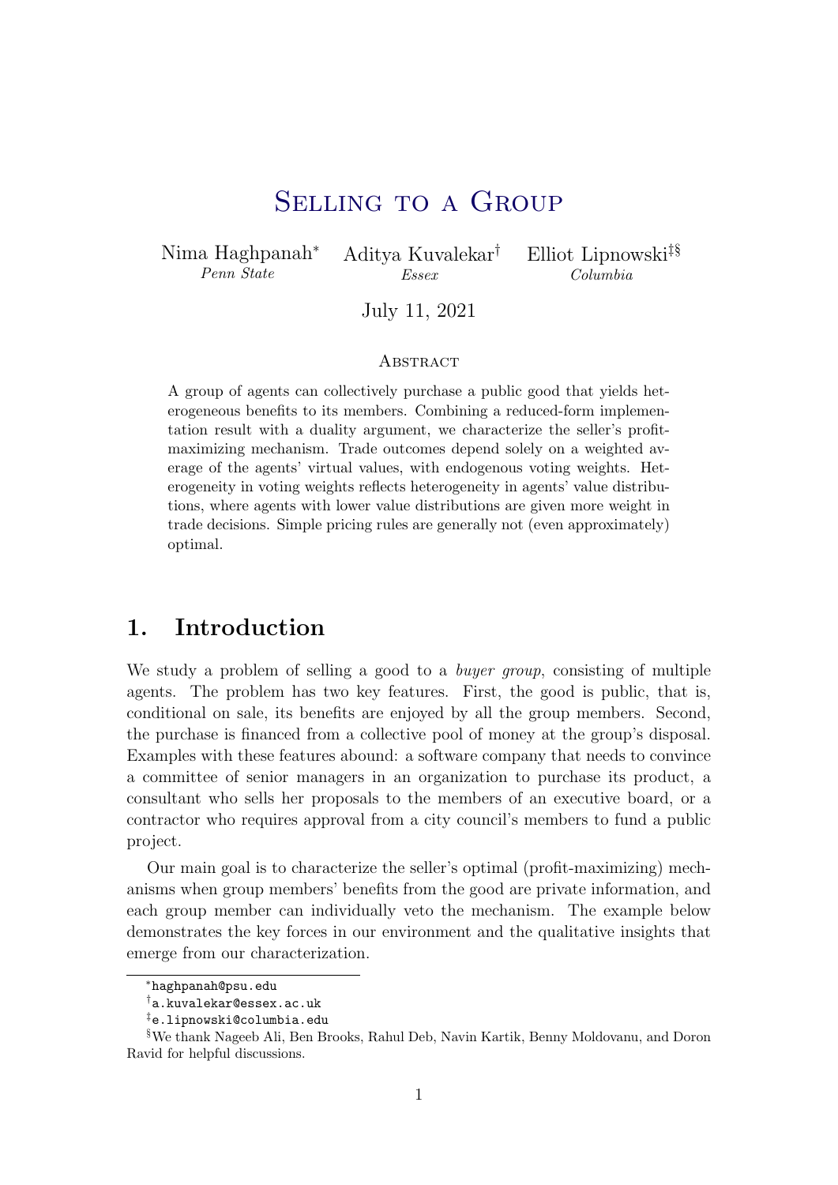# Selling to a Group

Nima Haghpanah[*]
*Penn State*

Aditya Kuvalekar[†]
*Essex*

Elliot Lipnowski[‡§]
*Columbia*

July 11, 2021

### Abstract

A group of agents can collectively purchase a public good that yields heterogeneous benefits to its members. Combining a reduced-form implementation result with a duality argument, we characterize the seller's profit-maximizing mechanism. Trade outcomes depend solely on a weighted average of the agents' virtual values, with endogenous voting weights. Heterogeneity in voting weights reflects heterogeneity in agents' value distributions, where agents with lower value distributions are given more weight in trade decisions. Simple pricing rules are generally not (even approximately) optimal.

## 1. Introduction

We study a problem of selling a good to a *buyer group*, consisting of multiple agents. The problem has two key features. First, the good is public, that is, conditional on sale, its benefits are enjoyed by all the group members. Second, the purchase is financed from a collective pool of money at the group's disposal. Examples with these features abound: a software company that needs to convince a committee of senior managers in an organization to purchase its product, a consultant who sells her proposals to the members of an executive board, or a contractor who requires approval from a city council's members to fund a public project.

Our main goal is to characterize the seller's optimal (profit-maximizing) mechanisms when group members' benefits from the good are private information, and each group member can individually veto the mechanism. The example below demonstrates the key forces in our environment and the qualitative insights that emerge from our characterization.

---

[*] haghpanah@psu.edu

[†] a.kuvalekar@essex.ac.uk

[‡] e.lipnowski@columbia.edu

[§] We thank Nageeb Ali, Ben Brooks, Rahul Deb, Navin Kartik, Benny Moldovanu, and Doron Ravid for helpful discussions.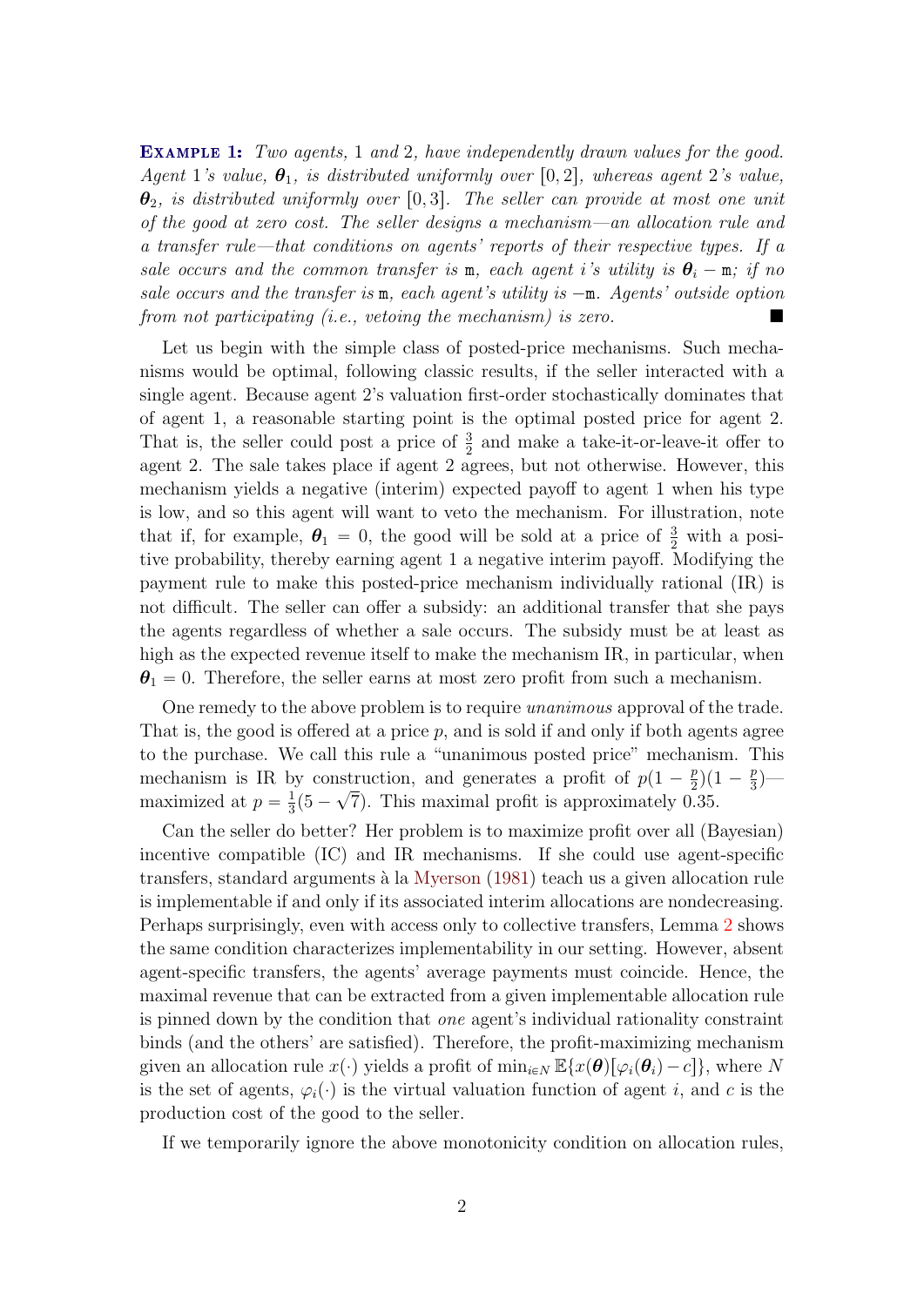**Example 1:** *Two agents, 1 and 2, have independently drawn values for the good. Agent 1's value, $\boldsymbol{\theta}_1$, is distributed uniformly over $[0, 2]$, whereas agent 2's value, $\boldsymbol{\theta}_2$, is distributed uniformly over $[0, 3]$. The seller can provide at most one unit of the good at zero cost. The seller designs a mechanism—an allocation rule and a transfer rule—that conditions on agents' reports of their respective types. If a sale occurs and the common transfer is* $\mathtt{m}$*, each agent* $i$*'s utility is* $\boldsymbol{\theta}_i - \mathtt{m}$*; if no sale occurs and the transfer is* $\mathtt{m}$*, each agent's utility is* $-\mathtt{m}$*. Agents' outside option from not participating (i.e., vetoing the mechanism) is zero.* ■

Let us begin with the simple class of posted-price mechanisms. Such mechanisms would be optimal, following classic results, if the seller interacted with a single agent. Because agent 2's valuation first-order stochastically dominates that of agent 1, a reasonable starting point is the optimal posted price for agent 2. That is, the seller could post a price of $\frac{3}{2}$ and make a take-it-or-leave-it offer to agent 2. The sale takes place if agent 2 agrees, but not otherwise. However, this mechanism yields a negative (interim) expected payoff to agent 1 when his type is low, and so this agent will want to veto the mechanism. For illustration, note that if, for example, $\boldsymbol{\theta}_1 = 0$, the good will be sold at a price of $\frac{3}{2}$ with a positive probability, thereby earning agent 1 a negative interim payoff. Modifying the payment rule to make this posted-price mechanism individually rational (IR) is not difficult. The seller can offer a subsidy: an additional transfer that she pays the agents regardless of whether a sale occurs. The subsidy must be at least as high as the expected revenue itself to make the mechanism IR, in particular, when $\boldsymbol{\theta}_1 = 0$. Therefore, the seller earns at most zero profit from such a mechanism.

One remedy to the above problem is to require *unanimous* approval of the trade. That is, the good is offered at a price $p$, and is sold if and only if both agents agree to the purchase. We call this rule a "unanimous posted price" mechanism. This mechanism is IR by construction, and generates a profit of $p(1 - \frac{p}{2})(1 - \frac{p}{3})$—maximized at $p = \frac{1}{3}(5 - \sqrt{7})$. This maximal profit is approximately 0.35.

Can the seller do better? Her problem is to maximize profit over all (Bayesian) incentive compatible (IC) and IR mechanisms. If she could use agent-specific transfers, standard arguments à la Myerson (1981) teach us a given allocation rule is implementable if and only if its associated interim allocations are nondecreasing. Perhaps surprisingly, even with access only to collective transfers, Lemma 2 shows the same condition characterizes implementability in our setting. However, absent agent-specific transfers, the agents' average payments must coincide. Hence, the maximal revenue that can be extracted from a given implementable allocation rule is pinned down by the condition that *one* agent's individual rationality constraint binds (and the others' are satisfied). Therefore, the profit-maximizing mechanism given an allocation rule $x(\cdot)$ yields a profit of $\min_{i \in N} \mathbb{E}\{x(\boldsymbol{\theta})[\varphi_i(\boldsymbol{\theta}_i) - c]\}$, where $N$ is the set of agents, $\varphi_i(\cdot)$ is the virtual valuation function of agent $i$, and $c$ is the production cost of the good to the seller.

If we temporarily ignore the above monotonicity condition on allocation rules,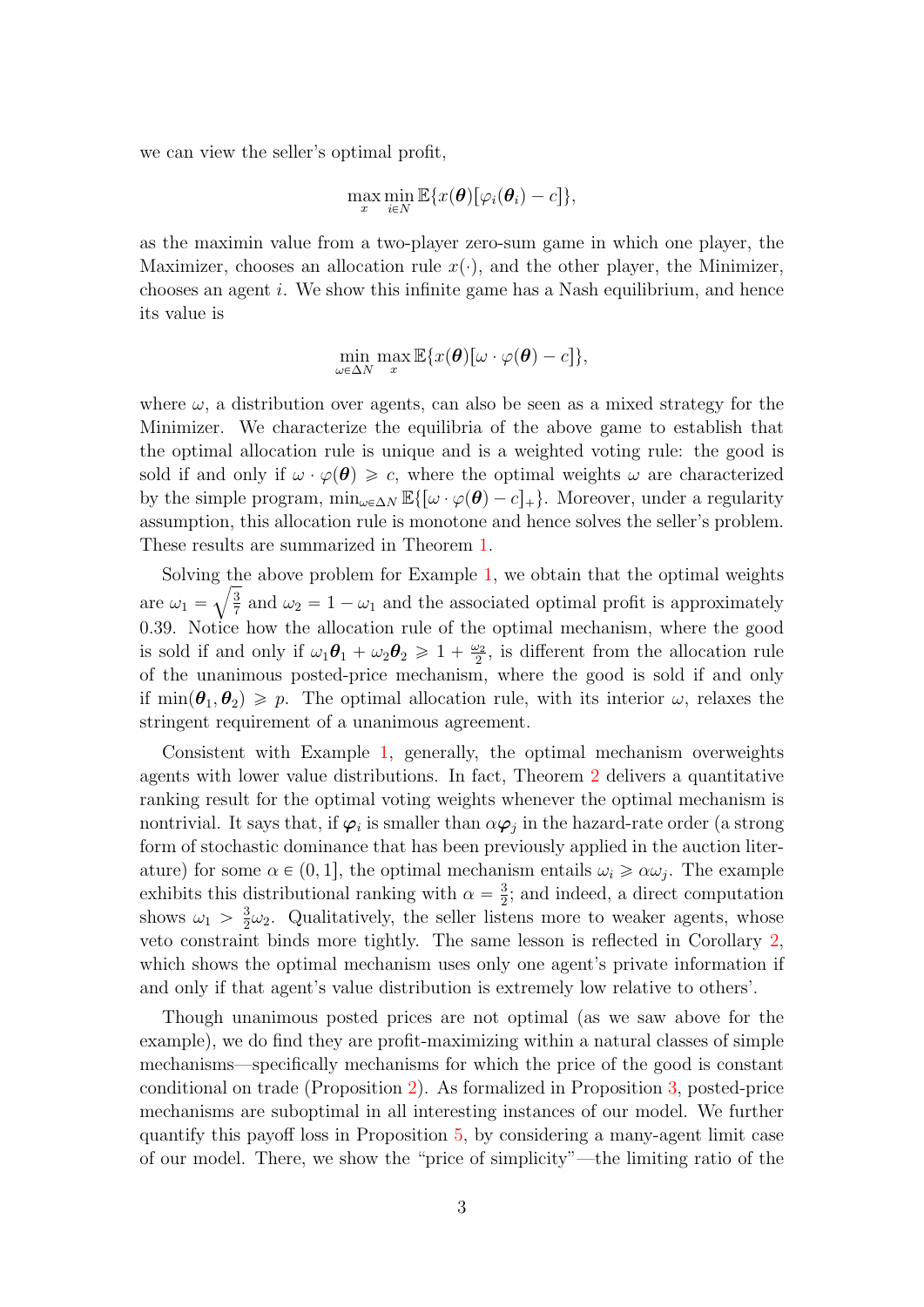we can view the seller's optimal profit,

$$\max_{x} \min_{i \in N} \mathbb{E}\{x(\boldsymbol{\theta})[\varphi_i(\boldsymbol{\theta}_i) - c]\},$$

as the maximin value from a two-player zero-sum game in which one player, the Maximizer, chooses an allocation rule $x(\cdot)$, and the other player, the Minimizer, chooses an agent $i$. We show this infinite game has a Nash equilibrium, and hence its value is

$$\min_{\omega \in \Delta N} \max_{x} \mathbb{E}\{x(\boldsymbol{\theta})[\omega \cdot \varphi(\boldsymbol{\theta}) - c]\},$$

where $\omega$, a distribution over agents, can also be seen as a mixed strategy for the Minimizer. We characterize the equilibria of the above game to establish that the optimal allocation rule is unique and is a weighted voting rule: the good is sold if and only if $\omega \cdot \varphi(\boldsymbol{\theta}) \geqslant c$, where the optimal weights $\omega$ are characterized by the simple program, $\min_{\omega \in \Delta N} \mathbb{E}\{[\omega \cdot \varphi(\boldsymbol{\theta}) - c]_+\}$. Moreover, under a regularity assumption, this allocation rule is monotone and hence solves the seller's problem. These results are summarized in Theorem 1.

Solving the above problem for Example 1, we obtain that the optimal weights are $\omega_1 = \sqrt{\frac{3}{7}}$ and $\omega_2 = 1 - \omega_1$ and the associated optimal profit is approximately 0.39. Notice how the allocation rule of the optimal mechanism, where the good is sold if and only if $\omega_1 \boldsymbol{\theta}_1 + \omega_2 \boldsymbol{\theta}_2 \geqslant 1 + \frac{\omega_2}{2}$, is different from the allocation rule of the unanimous posted-price mechanism, where the good is sold if and only if $\min(\boldsymbol{\theta}_1, \boldsymbol{\theta}_2) \geqslant p$. The optimal allocation rule, with its interior $\omega$, relaxes the stringent requirement of a unanimous agreement.

Consistent with Example 1, generally, the optimal mechanism overweights agents with lower value distributions. In fact, Theorem 2 delivers a quantitative ranking result for the optimal voting weights whenever the optimal mechanism is nontrivial. It says that, if $\boldsymbol{\varphi}_i$ is smaller than $\alpha \boldsymbol{\varphi}_j$ in the hazard-rate order (a strong form of stochastic dominance that has been previously applied in the auction literature) for some $\alpha \in (0, 1]$, the optimal mechanism entails $\omega_i \geqslant \alpha \omega_j$. The example exhibits this distributional ranking with $\alpha = \frac{3}{2}$; and indeed, a direct computation shows $\omega_1 > \frac{3}{2}\omega_2$. Qualitatively, the seller listens more to weaker agents, whose veto constraint binds more tightly. The same lesson is reflected in Corollary 2, which shows the optimal mechanism uses only one agent's private information if and only if that agent's value distribution is extremely low relative to others'.

Though unanimous posted prices are not optimal (as we saw above for the example), we do find they are profit-maximizing within a natural classes of simple mechanisms—specifically mechanisms for which the price of the good is constant conditional on trade (Proposition 2). As formalized in Proposition 3, posted-price mechanisms are suboptimal in all interesting instances of our model. We further quantify this payoff loss in Proposition 5, by considering a many-agent limit case of our model. There, we show the "price of simplicity"—the limiting ratio of the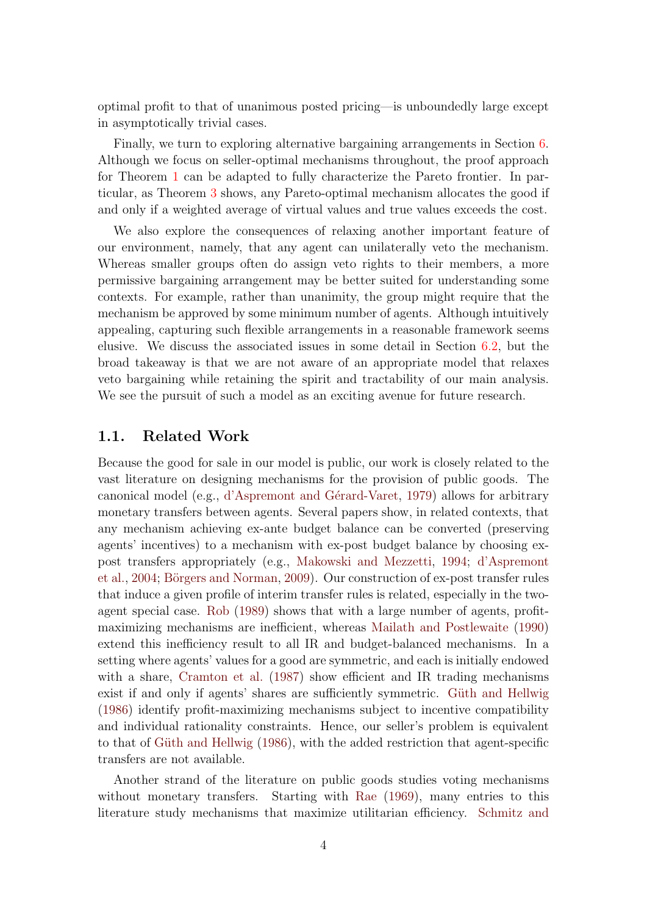optimal profit to that of unanimous posted pricing—is unboundedly large except in asymptotically trivial cases.

Finally, we turn to exploring alternative bargaining arrangements in Section 6. Although we focus on seller-optimal mechanisms throughout, the proof approach for Theorem 1 can be adapted to fully characterize the Pareto frontier. In particular, as Theorem 3 shows, any Pareto-optimal mechanism allocates the good if and only if a weighted average of virtual values and true values exceeds the cost.

We also explore the consequences of relaxing another important feature of our environment, namely, that any agent can unilaterally veto the mechanism. Whereas smaller groups often do assign veto rights to their members, a more permissive bargaining arrangement may be better suited for understanding some contexts. For example, rather than unanimity, the group might require that the mechanism be approved by some minimum number of agents. Although intuitively appealing, capturing such flexible arrangements in a reasonable framework seems elusive. We discuss the associated issues in some detail in Section 6.2, but the broad takeaway is that we are not aware of an appropriate model that relaxes veto bargaining while retaining the spirit and tractability of our main analysis. We see the pursuit of such a model as an exciting avenue for future research.

## 1.1. Related Work

Because the good for sale in our model is public, our work is closely related to the vast literature on designing mechanisms for the provision of public goods. The canonical model (e.g., d'Aspremont and Gérard-Varet, 1979) allows for arbitrary monetary transfers between agents. Several papers show, in related contexts, that any mechanism achieving ex-ante budget balance can be converted (preserving agents' incentives) to a mechanism with ex-post budget balance by choosing ex-post transfers appropriately (e.g., Makowski and Mezzetti, 1994; d'Aspremont et al., 2004; Börgers and Norman, 2009). Our construction of ex-post transfer rules that induce a given profile of interim transfer rules is related, especially in the two-agent special case. Rob (1989) shows that with a large number of agents, profit-maximizing mechanisms are inefficient, whereas Mailath and Postlewaite (1990) extend this inefficiency result to all IR and budget-balanced mechanisms. In a setting where agents' values for a good are symmetric, and each is initially endowed with a share, Cramton et al. (1987) show efficient and IR trading mechanisms exist if and only if agents' shares are sufficiently symmetric. Güth and Hellwig (1986) identify profit-maximizing mechanisms subject to incentive compatibility and individual rationality constraints. Hence, our seller's problem is equivalent to that of Güth and Hellwig (1986), with the added restriction that agent-specific transfers are not available.

Another strand of the literature on public goods studies voting mechanisms without monetary transfers. Starting with Rae (1969), many entries to this literature study mechanisms that maximize utilitarian efficiency. Schmitz and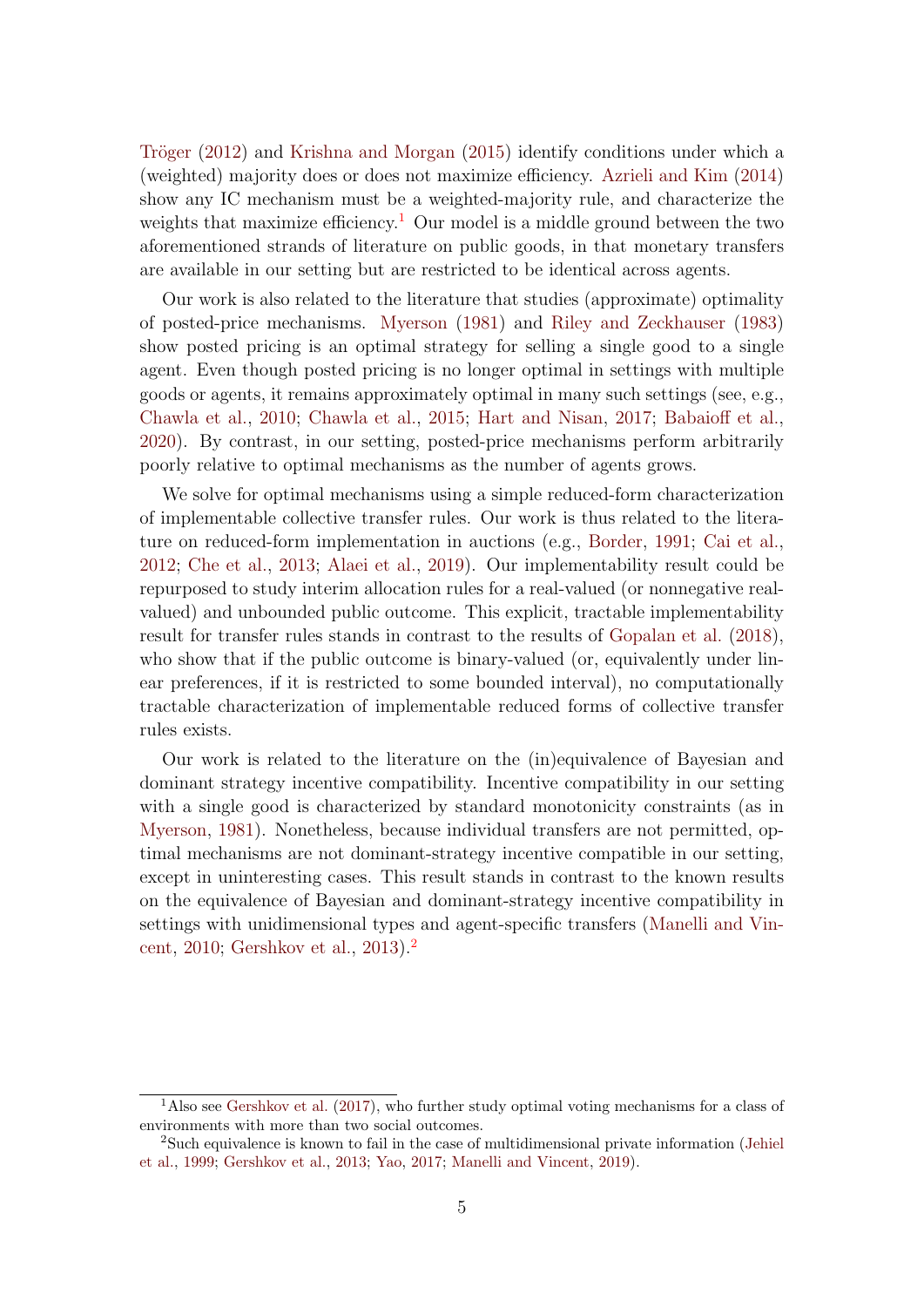Tröger (2012) and Krishna and Morgan (2015) identify conditions under which a (weighted) majority does or does not maximize efficiency. Azrieli and Kim (2014) show any IC mechanism must be a weighted-majority rule, and characterize the weights that maximize efficiency.[1] Our model is a middle ground between the two aforementioned strands of literature on public goods, in that monetary transfers are available in our setting but are restricted to be identical across agents.

Our work is also related to the literature that studies (approximate) optimality of posted-price mechanisms. Myerson (1981) and Riley and Zeckhauser (1983) show posted pricing is an optimal strategy for selling a single good to a single agent. Even though posted pricing is no longer optimal in settings with multiple goods or agents, it remains approximately optimal in many such settings (see, e.g., Chawla et al., 2010; Chawla et al., 2015; Hart and Nisan, 2017; Babaioff et al., 2020). By contrast, in our setting, posted-price mechanisms perform arbitrarily poorly relative to optimal mechanisms as the number of agents grows.

We solve for optimal mechanisms using a simple reduced-form characterization of implementable collective transfer rules. Our work is thus related to the literature on reduced-form implementation in auctions (e.g., Border, 1991; Cai et al., 2012; Che et al., 2013; Alaei et al., 2019). Our implementability result could be repurposed to study interim allocation rules for a real-valued (or nonnegative real-valued) and unbounded public outcome. This explicit, tractable implementability result for transfer rules stands in contrast to the results of Gopalan et al. (2018), who show that if the public outcome is binary-valued (or, equivalently under linear preferences, if it is restricted to some bounded interval), no computationally tractable characterization of implementable reduced forms of collective transfer rules exists.

Our work is related to the literature on the (in)equivalence of Bayesian and dominant strategy incentive compatibility. Incentive compatibility in our setting with a single good is characterized by standard monotonicity constraints (as in Myerson, 1981). Nonetheless, because individual transfers are not permitted, optimal mechanisms are not dominant-strategy incentive compatible in our setting, except in uninteresting cases. This result stands in contrast to the known results on the equivalence of Bayesian and dominant-strategy incentive compatibility in settings with unidimensional types and agent-specific transfers (Manelli and Vincent, 2010; Gershkov et al., 2013).[2]

---

[1] Also see Gershkov et al. (2017), who further study optimal voting mechanisms for a class of environments with more than two social outcomes.

[2] Such equivalence is known to fail in the case of multidimensional private information (Jehiel et al., 1999; Gershkov et al., 2013; Yao, 2017; Manelli and Vincent, 2019).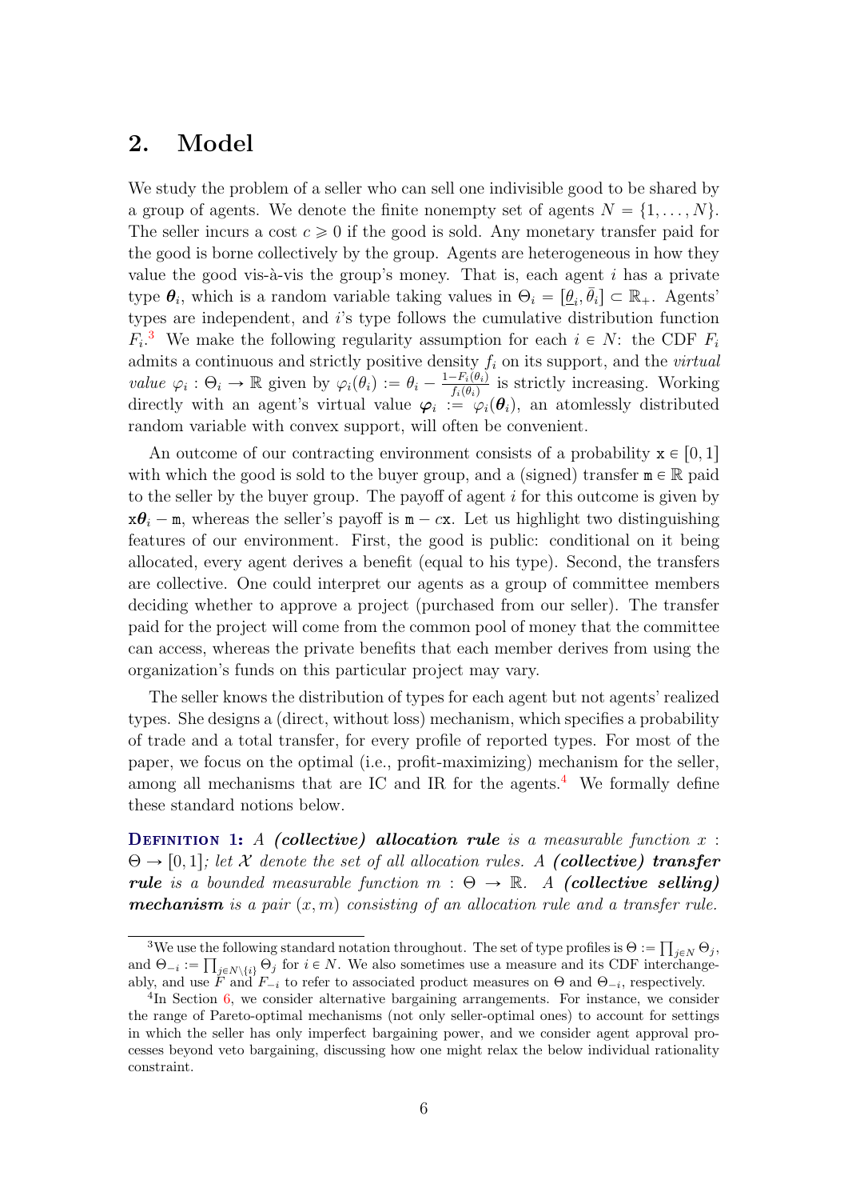## 2. Model

We study the problem of a seller who can sell one indivisible good to be shared by a group of agents. We denote the finite nonempty set of agents $N = \{1, \ldots, N\}$. The seller incurs a cost $c \geqslant 0$ if the good is sold. Any monetary transfer paid for the good is borne collectively by the group. Agents are heterogeneous in how they value the good vis-à-vis the group's money. That is, each agent $i$ has a private type $\boldsymbol{\theta}_i$, which is a random variable taking values in $\Theta_i = [\underline{\theta}_i, \bar{\theta}_i] \subset \mathbb{R}_+$. Agents' types are independent, and $i$'s type follows the cumulative distribution function $F_i$.[3] We make the following regularity assumption for each $i \in N$: the CDF $F_i$ admits a continuous and strictly positive density $f_i$ on its support, and the *virtual value* $\varphi_i : \Theta_i \to \mathbb{R}$ given by $\varphi_i(\theta_i) := \theta_i - \frac{1-F_i(\theta_i)}{f_i(\theta_i)}$ is strictly increasing. Working directly with an agent's virtual value $\boldsymbol{\varphi}_i := \varphi_i(\boldsymbol{\theta}_i)$, an atomlessly distributed random variable with convex support, will often be convenient.

An outcome of our contracting environment consists of a probability $\mathtt{x} \in [0, 1]$ with which the good is sold to the buyer group, and a (signed) transfer $\mathtt{m} \in \mathbb{R}$ paid to the seller by the buyer group. The payoff of agent $i$ for this outcome is given by $\mathtt{x}\boldsymbol{\theta}_i - \mathtt{m}$, whereas the seller's payoff is $\mathtt{m} - c\mathtt{x}$. Let us highlight two distinguishing features of our environment. First, the good is public: conditional on it being allocated, every agent derives a benefit (equal to his type). Second, the transfers are collective. One could interpret our agents as a group of committee members deciding whether to approve a project (purchased from our seller). The transfer paid for the project will come from the common pool of money that the committee can access, whereas the private benefits that each member derives from using the organization's funds on this particular project may vary.

The seller knows the distribution of types for each agent but not agents' realized types. She designs a (direct, without loss) mechanism, which specifies a probability of trade and a total transfer, for every profile of reported types. For most of the paper, we focus on the optimal (i.e., profit-maximizing) mechanism for the seller, among all mechanisms that are IC and IR for the agents.[4] We formally define these standard notions below.

**Definition 1:** *A* ***(collective) allocation rule*** *is a measurable function $x : \Theta \to [0, 1]$; let $\mathcal{X}$ denote the set of all allocation rules. A* ***(collective) transfer rule*** *is a bounded measurable function $m : \Theta \to \mathbb{R}$. A* ***(collective selling) mechanism*** *is a pair $(x, m)$ consisting of an allocation rule and a transfer rule.*

---

[3] We use the following standard notation throughout. The set of type profiles is $\Theta := \prod_{j \in N} \Theta_j$, and $\Theta_{-i} := \prod_{j \in N \setminus \{i\}} \Theta_j$ for $i \in N$. We also sometimes use a measure and its CDF interchangeably, and use $F$ and $F_{-i}$ to refer to associated product measures on $\Theta$ and $\Theta_{-i}$, respectively.

[4] In Section 6, we consider alternative bargaining arrangements. For instance, we consider the range of Pareto-optimal mechanisms (not only seller-optimal ones) to account for settings in which the seller has only imperfect bargaining power, and we consider agent approval processes beyond veto bargaining, discussing how one might relax the below individual rationality constraint.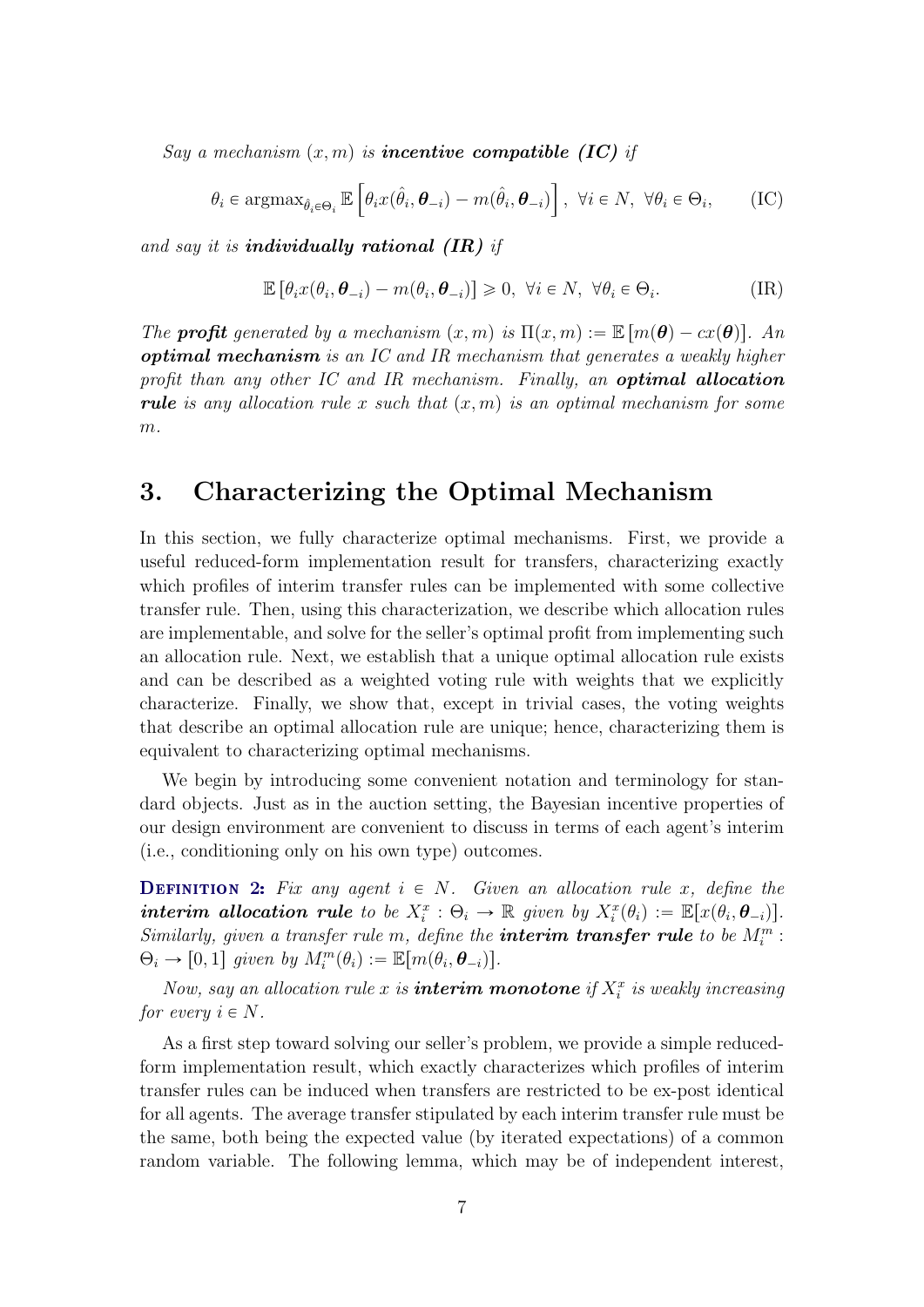*Say a mechanism $(x, m)$ is **incentive compatible (IC)** if*

$$\theta_i \in \operatorname{argmax}_{\hat{\theta}_i \in \Theta_i} \mathbb{E}\left[\theta_i x(\hat{\theta}_i, \boldsymbol{\theta}_{-i}) - m(\hat{\theta}_i, \boldsymbol{\theta}_{-i})\right], \ \forall i \in N, \ \forall \theta_i \in \Theta_i, \tag{IC}$$

*and say it is **individually rational (IR)** if*

$$\mathbb{E}\left[\theta_i x(\theta_i, \boldsymbol{\theta}_{-i}) - m(\theta_i, \boldsymbol{\theta}_{-i})\right] \geqslant 0, \ \forall i \in N, \ \forall \theta_i \in \Theta_i. \tag{IR}$$

*The **profit** generated by a mechanism $(x, m)$ is $\Pi(x, m) := \mathbb{E}\left[m(\boldsymbol{\theta}) - cx(\boldsymbol{\theta})\right]$. An **optimal mechanism** is an IC and IR mechanism that generates a weakly higher profit than any other IC and IR mechanism. Finally, an **optimal allocation rule** is any allocation rule $x$ such that $(x, m)$ is an optimal mechanism for some $m$.*

## 3. Characterizing the Optimal Mechanism

In this section, we fully characterize optimal mechanisms. First, we provide a useful reduced-form implementation result for transfers, characterizing exactly which profiles of interim transfer rules can be implemented with some collective transfer rule. Then, using this characterization, we describe which allocation rules are implementable, and solve for the seller's optimal profit from implementing such an allocation rule. Next, we establish that a unique optimal allocation rule exists and can be described as a weighted voting rule with weights that we explicitly characterize. Finally, we show that, except in trivial cases, the voting weights that describe an optimal allocation rule are unique; hence, characterizing them is equivalent to characterizing optimal mechanisms.

We begin by introducing some convenient notation and terminology for standard objects. Just as in the auction setting, the Bayesian incentive properties of our design environment are convenient to discuss in terms of each agent's interim (i.e., conditioning only on his own type) outcomes.

**Definition 2:** *Fix any agent $i \in N$. Given an allocation rule $x$, define the **interim allocation rule** to be $X_i^x : \Theta_i \to \mathbb{R}$ given by $X_i^x(\theta_i) := \mathbb{E}[x(\theta_i, \boldsymbol{\theta}_{-i})]$. Similarly, given a transfer rule $m$, define the **interim transfer rule** to be $M_i^m : \Theta_i \to [0, 1]$ given by $M_i^m(\theta_i) := \mathbb{E}[m(\theta_i, \boldsymbol{\theta}_{-i})]$.*

*Now, say an allocation rule $x$ is **interim monotone** if $X_i^x$ is weakly increasing for every $i \in N$.*

As a first step toward solving our seller's problem, we provide a simple reduced-form implementation result, which exactly characterizes which profiles of interim transfer rules can be induced when transfers are restricted to be ex-post identical for all agents. The average transfer stipulated by each interim transfer rule must be the same, both being the expected value (by iterated expectations) of a common random variable. The following lemma, which may be of independent interest,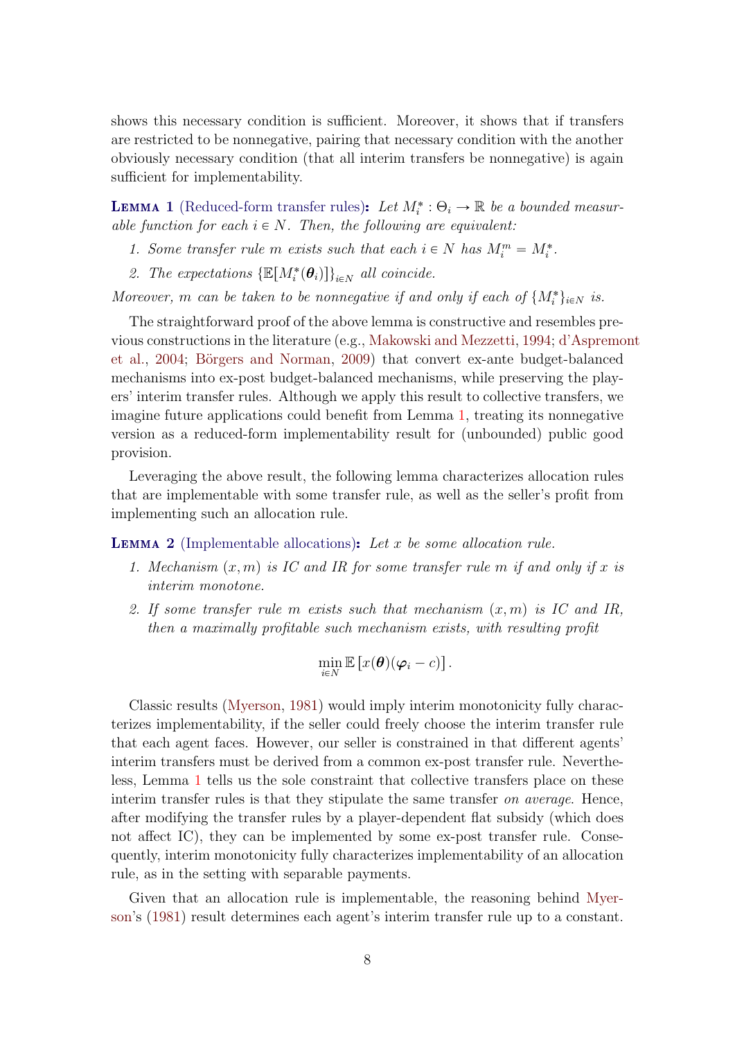shows this necessary condition is sufficient. Moreover, it shows that if transfers are restricted to be nonnegative, pairing that necessary condition with the another obviously necessary condition (that all interim transfers be nonnegative) is again sufficient for implementability.

**Lemma 1** (Reduced-form transfer rules)**:** *Let $M_i^* : \Theta_i \to \mathbb{R}$ be a bounded measurable function for each $i \in N$. Then, the following are equivalent:*

1. *Some transfer rule $m$ exists such that each $i \in N$ has $M_i^m = M_i^*$.*
2. *The expectations $\{\mathbb{E}[M_i^*(\boldsymbol{\theta}_i)]\}_{i\in N}$ all coincide.*

*Moreover, $m$ can be taken to be nonnegative if and only if each of $\{M_i^*\}_{i\in N}$ is.*

The straightforward proof of the above lemma is constructive and resembles previous constructions in the literature (e.g., Makowski and Mezzetti, 1994; d'Aspremont et al., 2004; Börgers and Norman, 2009) that convert ex-ante budget-balanced mechanisms into ex-post budget-balanced mechanisms, while preserving the players' interim transfer rules. Although we apply this result to collective transfers, we imagine future applications could benefit from Lemma 1, treating its nonnegative version as a reduced-form implementability result for (unbounded) public good provision.

Leveraging the above result, the following lemma characterizes allocation rules that are implementable with some transfer rule, as well as the seller's profit from implementing such an allocation rule.

**Lemma 2** (Implementable allocations)**:** *Let $x$ be some allocation rule.*

1. *Mechanism $(x, m)$ is IC and IR for some transfer rule $m$ if and only if $x$ is interim monotone.*
2. *If some transfer rule $m$ exists such that mechanism $(x, m)$ is IC and IR, then a maximally profitable such mechanism exists, with resulting profit*

$$\min_{i\in N} \mathbb{E}\left[x(\boldsymbol{\theta})(\boldsymbol{\varphi}_i - c)\right].$$

Classic results (Myerson, 1981) would imply interim monotonicity fully characterizes implementability, if the seller could freely choose the interim transfer rule that each agent faces. However, our seller is constrained in that different agents' interim transfers must be derived from a common ex-post transfer rule. Nevertheless, Lemma 1 tells us the sole constraint that collective transfers place on these interim transfer rules is that they stipulate the same transfer *on average*. Hence, after modifying the transfer rules by a player-dependent flat subsidy (which does not affect IC), they can be implemented by some ex-post transfer rule. Consequently, interim monotonicity fully characterizes implementability of an allocation rule, as in the setting with separable payments.

Given that an allocation rule is implementable, the reasoning behind Myerson's (1981) result determines each agent's interim transfer rule up to a constant.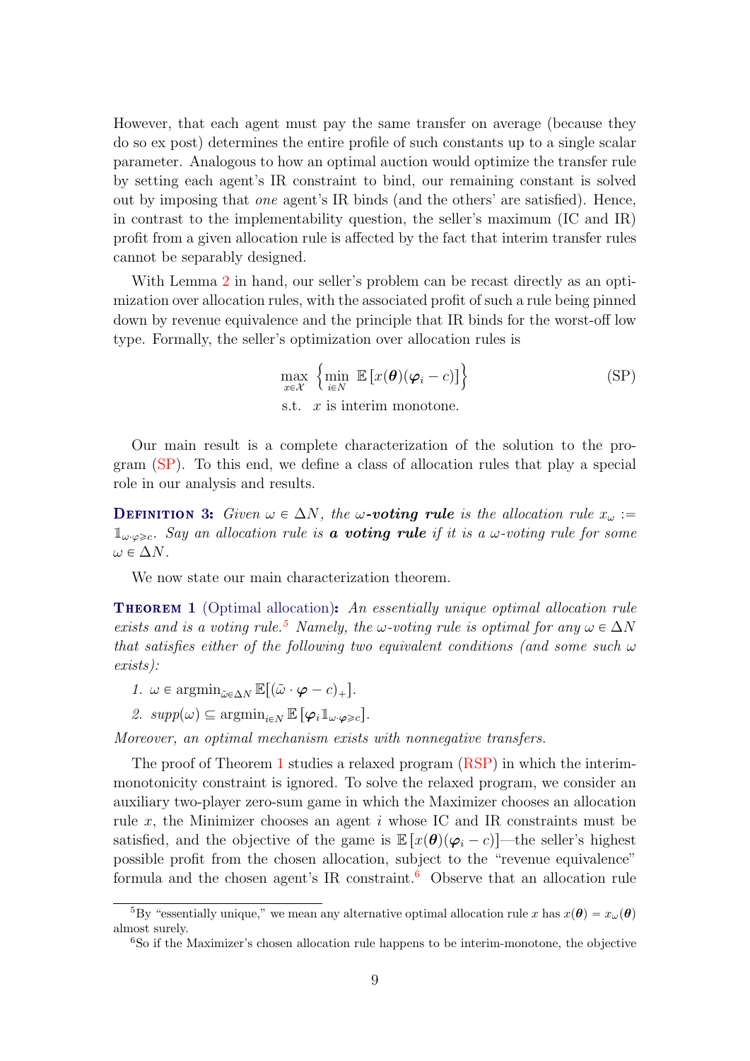However, that each agent must pay the same transfer on average (because they do so ex post) determines the entire profile of such constants up to a single scalar parameter. Analogous to how an optimal auction would optimize the transfer rule by setting each agent's IR constraint to bind, our remaining constant is solved out by imposing that *one* agent's IR binds (and the others' are satisfied). Hence, in contrast to the implementability question, the seller's maximum (IC and IR) profit from a given allocation rule is affected by the fact that interim transfer rules cannot be separably designed.

With Lemma 2 in hand, our seller's problem can be recast directly as an optimization over allocation rules, with the associated profit of such a rule being pinned down by revenue equivalence and the principle that IR binds for the worst-off low type. Formally, the seller's optimization over allocation rules is

$$\max_{x \in \mathcal{X}} \left\{ \min_{i \in N} \mathbb{E}\left[x(\boldsymbol{\theta})(\boldsymbol{\varphi}_i - c)\right] \right\} \qquad \text{(SP)}$$
$$\text{s.t.} \quad x \text{ is interim monotone.}$$

Our main result is a complete characterization of the solution to the program (SP). To this end, we define a class of allocation rules that play a special role in our analysis and results.

**Definition 3:** *Given $\omega \in \Delta N$, the $\omega$-**voting rule** is the allocation rule $x_\omega := \mathbb{1}_{\omega \cdot \varphi \geqslant c}$. Say an allocation rule is **a voting rule** if it is a $\omega$-voting rule for some $\omega \in \Delta N$.*

We now state our main characterization theorem.

**Theorem 1** (Optimal allocation)**:** *An essentially unique optimal allocation rule exists and is a voting rule.*[5] *Namely, the $\omega$-voting rule is optimal for any $\omega \in \Delta N$ that satisfies either of the following two equivalent conditions (and some such $\omega$ exists):*

1. *$\omega \in \operatorname{argmin}_{\tilde{\omega} \in \Delta N} \mathbb{E}[(\tilde{\omega} \cdot \boldsymbol{\varphi} - c)_+]$.*
2. *$supp(\omega) \subseteq \operatorname{argmin}_{i \in N} \mathbb{E}\left[\boldsymbol{\varphi}_i \mathbb{1}_{\omega \cdot \boldsymbol{\varphi} \geqslant c}\right]$.*

*Moreover, an optimal mechanism exists with nonnegative transfers.*

The proof of Theorem 1 studies a relaxed program (RSP) in which the interim-monotonicity constraint is ignored. To solve the relaxed program, we consider an auxiliary two-player zero-sum game in which the Maximizer chooses an allocation rule $x$, the Minimizer chooses an agent $i$ whose IC and IR constraints must be satisfied, and the objective of the game is $\mathbb{E}\left[x(\boldsymbol{\theta})(\boldsymbol{\varphi}_i - c)\right]$—the seller's highest possible profit from the chosen allocation, subject to the "revenue equivalence" formula and the chosen agent's IR constraint.[6] Observe that an allocation rule

[5] By "essentially unique," we mean any alternative optimal allocation rule $x$ has $x(\boldsymbol{\theta}) = x_\omega(\boldsymbol{\theta})$ almost surely.

[6] So if the Maximizer's chosen allocation rule happens to be interim-monotone, the objective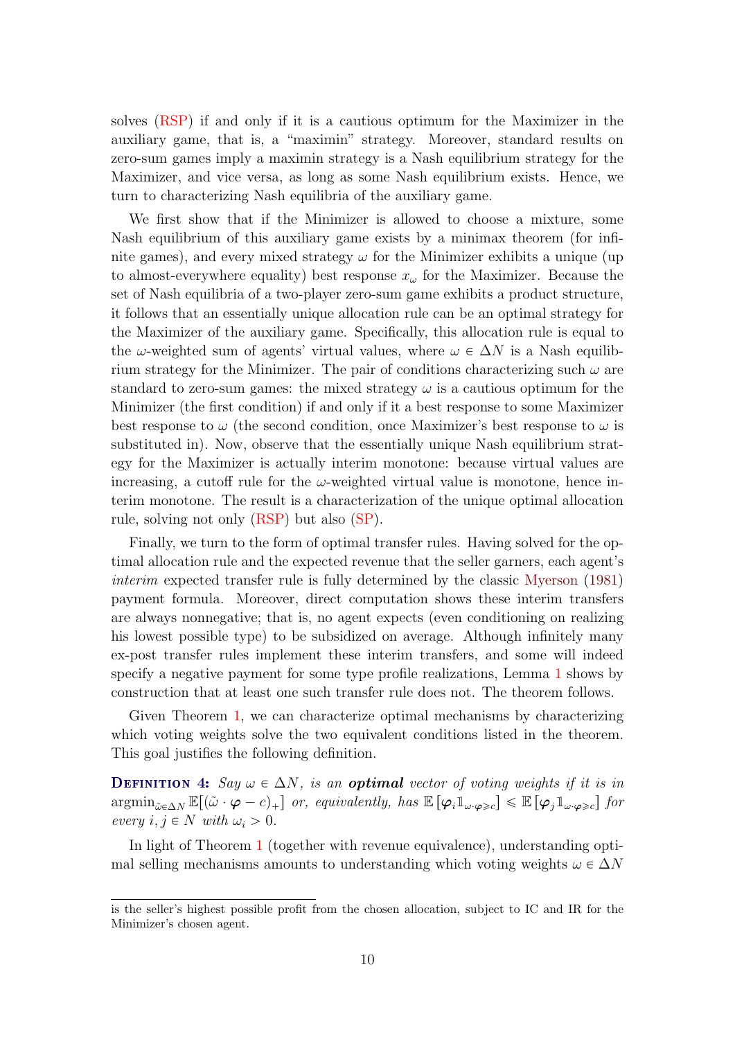solves (RSP) if and only if it is a cautious optimum for the Maximizer in the auxiliary game, that is, a "maximin" strategy. Moreover, standard results on zero-sum games imply a maximin strategy is a Nash equilibrium strategy for the Maximizer, and vice versa, as long as some Nash equilibrium exists. Hence, we turn to characterizing Nash equilibria of the auxiliary game.

We first show that if the Minimizer is allowed to choose a mixture, some Nash equilibrium of this auxiliary game exists by a minimax theorem (for infinite games), and every mixed strategy $\omega$ for the Minimizer exhibits a unique (up to almost-everywhere equality) best response $x_\omega$ for the Maximizer. Because the set of Nash equilibria of a two-player zero-sum game exhibits a product structure, it follows that an essentially unique allocation rule can be an optimal strategy for the Maximizer of the auxiliary game. Specifically, this allocation rule is equal to the $\omega$-weighted sum of agents' virtual values, where $\omega \in \Delta N$ is a Nash equilibrium strategy for the Minimizer. The pair of conditions characterizing such $\omega$ are standard to zero-sum games: the mixed strategy $\omega$ is a cautious optimum for the Minimizer (the first condition) if and only if it a best response to some Maximizer best response to $\omega$ (the second condition, once Maximizer's best response to $\omega$ is substituted in). Now, observe that the essentially unique Nash equilibrium strategy for the Maximizer is actually interim monotone: because virtual values are increasing, a cutoff rule for the $\omega$-weighted virtual value is monotone, hence interim monotone. The result is a characterization of the unique optimal allocation rule, solving not only (RSP) but also (SP).

Finally, we turn to the form of optimal transfer rules. Having solved for the optimal allocation rule and the expected revenue that the seller garners, each agent's *interim* expected transfer rule is fully determined by the classic Myerson (1981) payment formula. Moreover, direct computation shows these interim transfers are always nonnegative; that is, no agent expects (even conditioning on realizing his lowest possible type) to be subsidized on average. Although infinitely many ex-post transfer rules implement these interim transfers, and some will indeed specify a negative payment for some type profile realizations, Lemma 1 shows by construction that at least one such transfer rule does not. The theorem follows.

Given Theorem 1, we can characterize optimal mechanisms by characterizing which voting weights solve the two equivalent conditions listed in the theorem. This goal justifies the following definition.

**Definition 4:** *Say $\omega \in \Delta N$, is an **optimal** vector of voting weights if it is in $\operatorname{argmin}_{\tilde{\omega} \in \Delta N} \mathbb{E}[(\tilde{\omega} \cdot \boldsymbol{\varphi} - c)_+]$ or, equivalently, has $\mathbb{E}[\boldsymbol{\varphi}_i \mathbb{1}_{\omega \cdot \boldsymbol{\varphi} \geqslant c}] \leqslant \mathbb{E}[\boldsymbol{\varphi}_j \mathbb{1}_{\omega \cdot \boldsymbol{\varphi} \geqslant c}]$ for every $i, j \in N$ with $\omega_i > 0$.*

In light of Theorem 1 (together with revenue equivalence), understanding optimal selling mechanisms amounts to understanding which voting weights $\omega \in \Delta N$

---

is the seller's highest possible profit from the chosen allocation, subject to IC and IR for the Minimizer's chosen agent.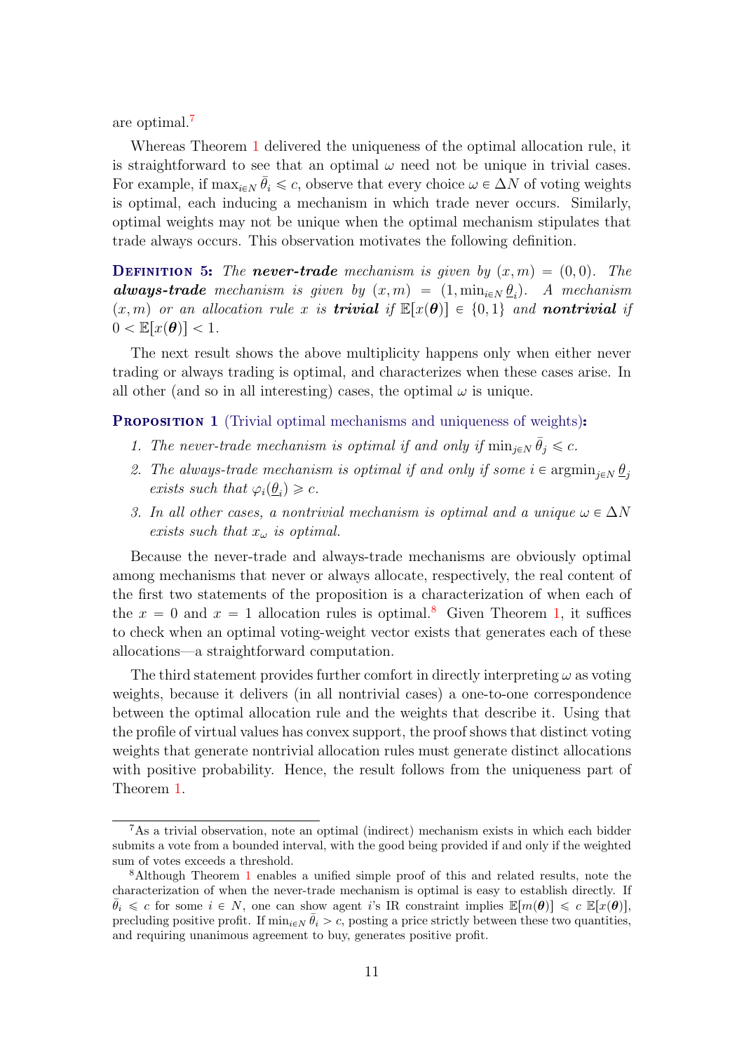are optimal.[7]

Whereas Theorem 1 delivered the uniqueness of the optimal allocation rule, it is straightforward to see that an optimal $\omega$ need not be unique in trivial cases. For example, if $\max_{i\in N} \bar{\theta}_i \leqslant c$, observe that every choice $\omega \in \Delta N$ of voting weights is optimal, each inducing a mechanism in which trade never occurs. Similarly, optimal weights may not be unique when the optimal mechanism stipulates that trade always occurs. This observation motivates the following definition.

**Definition 5:** *The* ***never-trade*** *mechanism is given by $(x, m) = (0, 0)$. The* ***always-trade*** *mechanism is given by $(x, m) = (1, \min_{i\in N} \underline{\theta}_i)$. A mechanism $(x, m)$ or an allocation rule $x$ is* ***trivial*** *if $\mathbb{E}[x(\boldsymbol{\theta})] \in \{0, 1\}$ and* ***nontrivial*** *if $0 < \mathbb{E}[x(\boldsymbol{\theta})] < 1$.*

The next result shows the above multiplicity happens only when either never trading or always trading is optimal, and characterizes when these cases arise. In all other (and so in all interesting) cases, the optimal $\omega$ is unique.

**Proposition 1** (Trivial optimal mechanisms and uniqueness of weights)**:**

1. *The never-trade mechanism is optimal if and only if $\min_{j\in N} \bar{\theta}_j \leqslant c$.*
2. *The always-trade mechanism is optimal if and only if some $i \in \operatorname{argmin}_{j\in N} \underline{\theta}_j$ exists such that $\varphi_i(\underline{\theta}_i) \geqslant c$.*
3. *In all other cases, a nontrivial mechanism is optimal and a unique $\omega \in \Delta N$ exists such that $x_\omega$ is optimal.*

Because the never-trade and always-trade mechanisms are obviously optimal among mechanisms that never or always allocate, respectively, the real content of the first two statements of the proposition is a characterization of when each of the $x = 0$ and $x = 1$ allocation rules is optimal.[8] Given Theorem 1, it suffices to check when an optimal voting-weight vector exists that generates each of these allocations—a straightforward computation.

The third statement provides further comfort in directly interpreting $\omega$ as voting weights, because it delivers (in all nontrivial cases) a one-to-one correspondence between the optimal allocation rule and the weights that describe it. Using that the profile of virtual values has convex support, the proof shows that distinct voting weights that generate nontrivial allocation rules must generate distinct allocations with positive probability. Hence, the result follows from the uniqueness part of Theorem 1.

---

[7] As a trivial observation, note an optimal (indirect) mechanism exists in which each bidder submits a vote from a bounded interval, with the good being provided if and only if the weighted sum of votes exceeds a threshold.

[8] Although Theorem 1 enables a unified simple proof of this and related results, note the characterization of when the never-trade mechanism is optimal is easy to establish directly. If $\bar{\theta}_i \leqslant c$ for some $i \in N$, one can show agent $i$'s IR constraint implies $\mathbb{E}[m(\boldsymbol{\theta})] \leqslant c\ \mathbb{E}[x(\boldsymbol{\theta})]$, precluding positive profit. If $\min_{i\in N} \bar{\theta}_i > c$, posting a price strictly between these two quantities, and requiring unanimous agreement to buy, generates positive profit.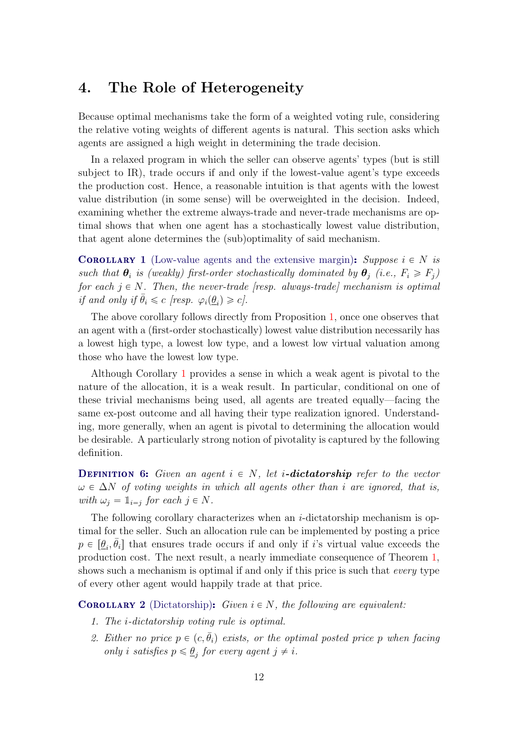## 4. The Role of Heterogeneity

Because optimal mechanisms take the form of a weighted voting rule, considering the relative voting weights of different agents is natural. This section asks which agents are assigned a high weight in determining the trade decision.

In a relaxed program in which the seller can observe agents' types (but is still subject to IR), trade occurs if and only if the lowest-value agent's type exceeds the production cost. Hence, a reasonable intuition is that agents with the lowest value distribution (in some sense) will be overweighted in the decision. Indeed, examining whether the extreme always-trade and never-trade mechanisms are optimal shows that when one agent has a stochastically lowest value distribution, that agent alone determines the (sub)optimality of said mechanism.

**Corollary 1** (Low-value agents and the extensive margin)**:** *Suppose $i \in N$ is such that $\boldsymbol{\theta}_i$ is (weakly) first-order stochastically dominated by $\boldsymbol{\theta}_j$ (i.e., $F_i \geqslant F_j$) for each $j \in N$. Then, the never-trade [resp. always-trade] mechanism is optimal if and only if $\bar{\theta}_i \leqslant c$ [resp. $\varphi_i(\underline{\theta}_i) \geqslant c$].*

The above corollary follows directly from Proposition 1, once one observes that an agent with a (first-order stochastically) lowest value distribution necessarily has a lowest high type, a lowest low type, and a lowest low virtual valuation among those who have the lowest low type.

Although Corollary 1 provides a sense in which a weak agent is pivotal to the nature of the allocation, it is a weak result. In particular, conditional on one of these trivial mechanisms being used, all agents are treated equally—facing the same ex-post outcome and all having their type realization ignored. Understanding, more generally, when an agent is pivotal to determining the allocation would be desirable. A particularly strong notion of pivotality is captured by the following definition.

**Definition 6:** *Given an agent $i \in N$, let **i-dictatorship** refer to the vector $\omega \in \Delta N$ of voting weights in which all agents other than $i$ are ignored, that is, with $\omega_j = \mathbb{1}_{i=j}$ for each $j \in N$.*

The following corollary characterizes when an $i$-dictatorship mechanism is optimal for the seller. Such an allocation rule can be implemented by posting a price $p \in [\underline{\theta}_i, \bar{\theta}_i]$ that ensures trade occurs if and only if $i$'s virtual value exceeds the production cost. The next result, a nearly immediate consequence of Theorem 1, shows such a mechanism is optimal if and only if this price is such that *every* type of every other agent would happily trade at that price.

**Corollary 2** (Dictatorship)**:** *Given $i \in N$, the following are equivalent:*

1. *The $i$-dictatorship voting rule is optimal.*
2. *Either no price $p \in (c, \bar{\theta}_i)$ exists, or the optimal posted price $p$ when facing only $i$ satisfies $p \leqslant \underline{\theta}_j$ for every agent $j \neq i$.*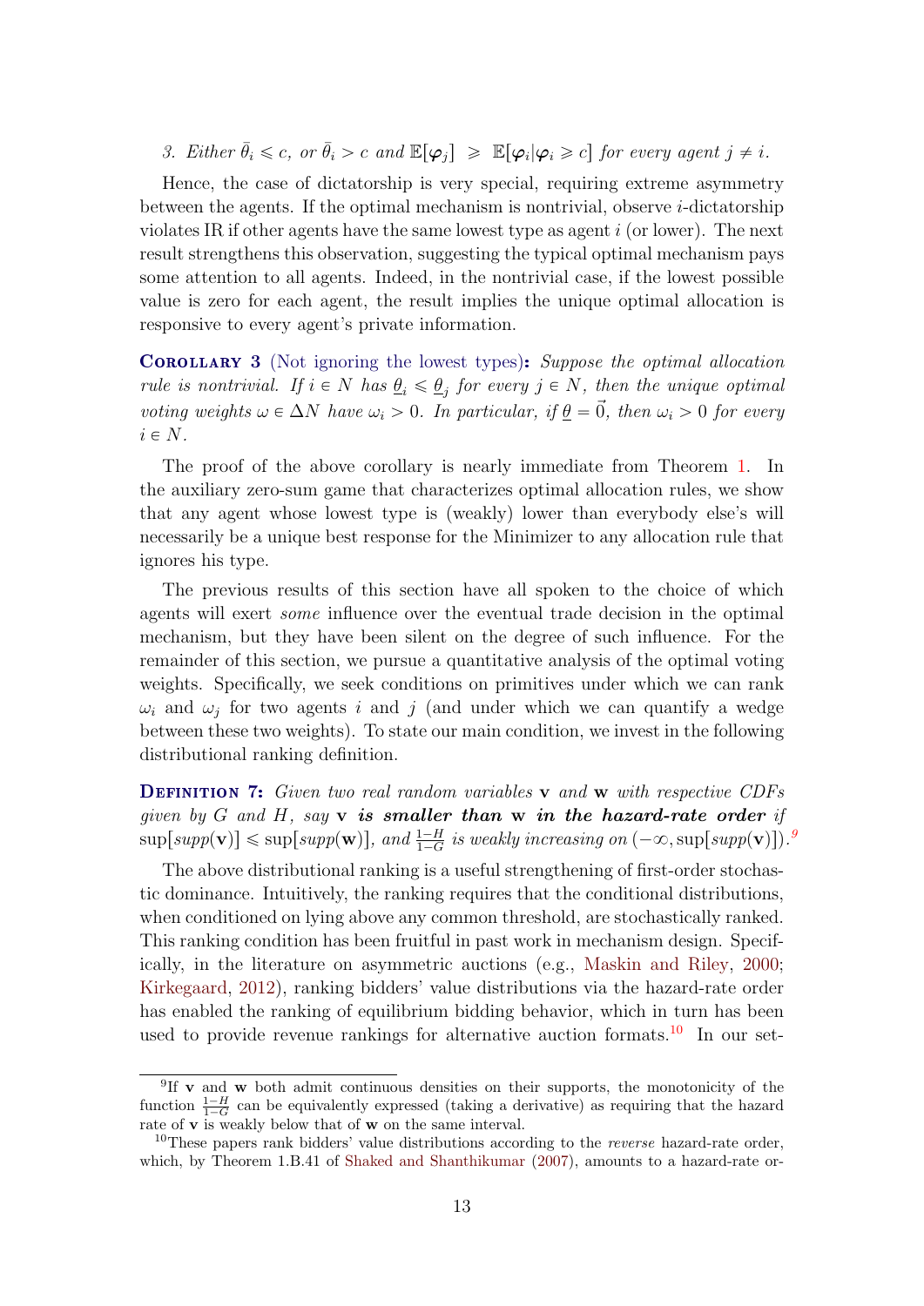3. *Either $\bar{\theta}_i \leqslant c$, or $\bar{\theta}_i > c$ and $\mathbb{E}[\boldsymbol{\varphi}_j] \geqslant \mathbb{E}[\boldsymbol{\varphi}_i | \boldsymbol{\varphi}_i \geqslant c]$ for every agent $j \neq i$.*

Hence, the case of dictatorship is very special, requiring extreme asymmetry between the agents. If the optimal mechanism is nontrivial, observe $i$-dictatorship violates IR if other agents have the same lowest type as agent $i$ (or lower). The next result strengthens this observation, suggesting the typical optimal mechanism pays some attention to all agents. Indeed, in the nontrivial case, if the lowest possible value is zero for each agent, the result implies the unique optimal allocation is responsive to every agent's private information.

**Corollary 3** (Not ignoring the lowest types)**:** *Suppose the optimal allocation rule is nontrivial. If $i \in N$ has $\underline{\theta}_i \leqslant \underline{\theta}_j$ for every $j \in N$, then the unique optimal voting weights $\omega \in \Delta N$ have $\omega_i > 0$. In particular, if $\underline{\theta} = \vec{0}$, then $\omega_i > 0$ for every $i \in N$.*

The proof of the above corollary is nearly immediate from Theorem 1. In the auxiliary zero-sum game that characterizes optimal allocation rules, we show that any agent whose lowest type is (weakly) lower than everybody else's will necessarily be a unique best response for the Minimizer to any allocation rule that ignores his type.

The previous results of this section have all spoken to the choice of which agents will exert *some* influence over the eventual trade decision in the optimal mechanism, but they have been silent on the degree of such influence. For the remainder of this section, we pursue a quantitative analysis of the optimal voting weights. Specifically, we seek conditions on primitives under which we can rank $\omega_i$ and $\omega_j$ for two agents $i$ and $j$ (and under which we can quantify a wedge between these two weights). To state our main condition, we invest in the following distributional ranking definition.

**Definition 7:** *Given two real random variables $\mathbf{v}$ and $\mathbf{w}$ with respective CDFs given by $G$ and $H$, say $\mathbf{v}$ **is smaller than $\mathbf{w}$ in the hazard-rate order** if $\sup[supp(\mathbf{v})] \leqslant \sup[supp(\mathbf{w})]$, and $\frac{1-H}{1-G}$ is weakly increasing on $(-\infty, \sup[supp(\mathbf{v})])$.*[9]

The above distributional ranking is a useful strengthening of first-order stochastic dominance. Intuitively, the ranking requires that the conditional distributions, when conditioned on lying above any common threshold, are stochastically ranked. This ranking condition has been fruitful in past work in mechanism design. Specifically, in the literature on asymmetric auctions (e.g., Maskin and Riley, 2000; Kirkegaard, 2012), ranking bidders' value distributions via the hazard-rate order has enabled the ranking of equilibrium bidding behavior, which in turn has been used to provide revenue rankings for alternative auction formats.[10] In our set-

[9] If $\mathbf{v}$ and $\mathbf{w}$ both admit continuous densities on their supports, the monotonicity of the function $\frac{1-H}{1-G}$ can be equivalently expressed (taking a derivative) as requiring that the hazard rate of $\mathbf{v}$ is weakly below that of $\mathbf{w}$ on the same interval.

[10] These papers rank bidders' value distributions according to the *reverse* hazard-rate order, which, by Theorem 1.B.41 of Shaked and Shanthikumar (2007), amounts to a hazard-rate or-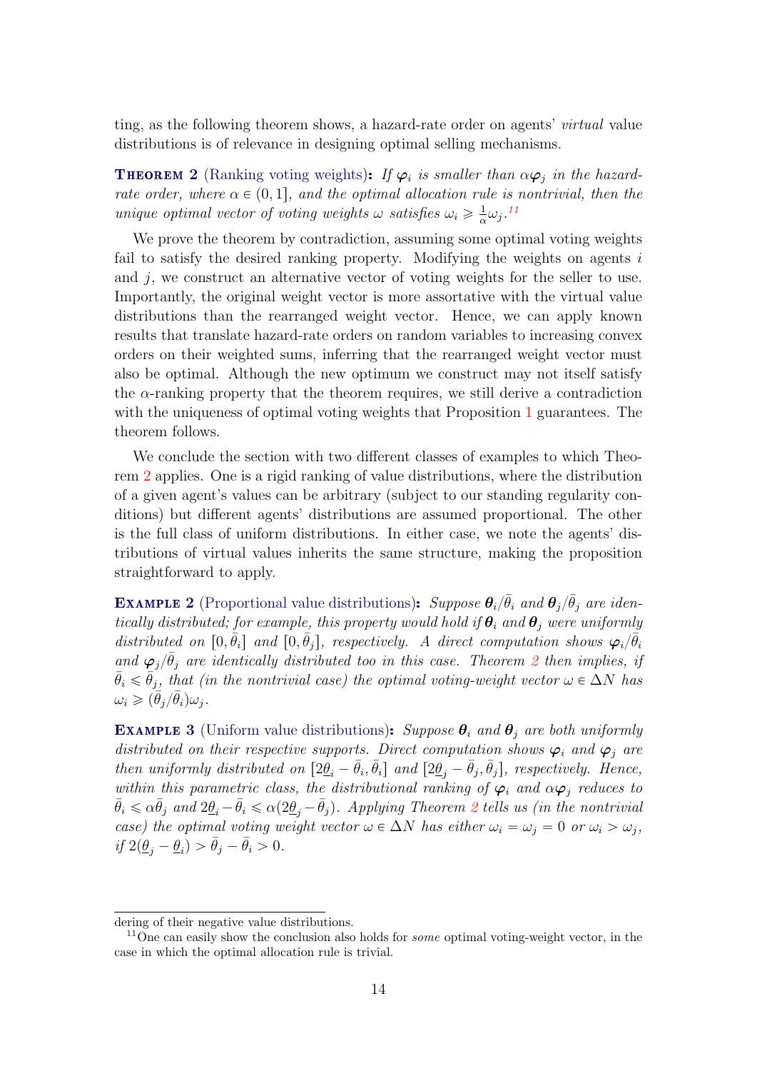ting, as the following theorem shows, a hazard-rate order on agents' *virtual* value distributions is of relevance in designing optimal selling mechanisms.

**Theorem 2** (Ranking voting weights)**:** *If $\boldsymbol{\varphi}_i$ is smaller than $\alpha\boldsymbol{\varphi}_j$ in the hazard-rate order, where $\alpha \in (0,1]$, and the optimal allocation rule is nontrivial, then the unique optimal vector of voting weights $\omega$ satisfies $\omega_i \geqslant \frac{1}{\alpha}\omega_j$.*[11]

We prove the theorem by contradiction, assuming some optimal voting weights fail to satisfy the desired ranking property. Modifying the weights on agents $i$ and $j$, we construct an alternative vector of voting weights for the seller to use. Importantly, the original weight vector is more assortative with the virtual value distributions than the rearranged weight vector. Hence, we can apply known results that translate hazard-rate orders on random variables to increasing convex orders on their weighted sums, inferring that the rearranged weight vector must also be optimal. Although the new optimum we construct may not itself satisfy the $\alpha$-ranking property that the theorem requires, we still derive a contradiction with the uniqueness of optimal voting weights that Proposition 1 guarantees. The theorem follows.

We conclude the section with two different classes of examples to which Theorem 2 applies. One is a rigid ranking of value distributions, where the distribution of a given agent's values can be arbitrary (subject to our standing regularity conditions) but different agents' distributions are assumed proportional. The other is the full class of uniform distributions. In either case, we note the agents' distributions of virtual values inherits the same structure, making the proposition straightforward to apply.

**Example 2** (Proportional value distributions)**:** *Suppose $\boldsymbol{\theta}_i/\bar{\theta}_i$ and $\boldsymbol{\theta}_j/\bar{\theta}_j$ are identically distributed; for example, this property would hold if $\boldsymbol{\theta}_i$ and $\boldsymbol{\theta}_j$ were uniformly distributed on $[0,\bar{\theta}_i]$ and $[0,\bar{\theta}_j]$, respectively. A direct computation shows $\boldsymbol{\varphi}_i/\bar{\theta}_i$ and $\boldsymbol{\varphi}_j/\bar{\theta}_j$ are identically distributed too in this case. Theorem 2 then implies, if $\bar{\theta}_i \leqslant \bar{\theta}_j$, that (in the nontrivial case) the optimal voting-weight vector $\omega \in \Delta N$ has $\omega_i \geqslant (\bar{\theta}_j/\bar{\theta}_i)\omega_j$.*

**Example 3** (Uniform value distributions)**:** *Suppose $\boldsymbol{\theta}_i$ and $\boldsymbol{\theta}_j$ are both uniformly distributed on their respective supports. Direct computation shows $\boldsymbol{\varphi}_i$ and $\boldsymbol{\varphi}_j$ are then uniformly distributed on $[2\underline{\theta}_i - \bar{\theta}_i, \bar{\theta}_i]$ and $[2\underline{\theta}_j - \bar{\theta}_j, \bar{\theta}_j]$, respectively. Hence, within this parametric class, the distributional ranking of $\boldsymbol{\varphi}_i$ and $\alpha\boldsymbol{\varphi}_j$ reduces to $\bar{\theta}_i \leqslant \alpha\bar{\theta}_j$ and $2\underline{\theta}_i - \bar{\theta}_i \leqslant \alpha(2\underline{\theta}_j - \bar{\theta}_j)$. Applying Theorem 2 tells us (in the nontrivial case) the optimal voting weight vector $\omega \in \Delta N$ has either $\omega_i = \omega_j = 0$ or $\omega_i > \omega_j$, if $2(\underline{\theta}_j - \underline{\theta}_i) > \bar{\theta}_j - \bar{\theta}_i > 0$.*

---

dering of their negative value distributions.

[11] One can easily show the conclusion also holds for *some* optimal voting-weight vector, in the case in which the optimal allocation rule is trivial.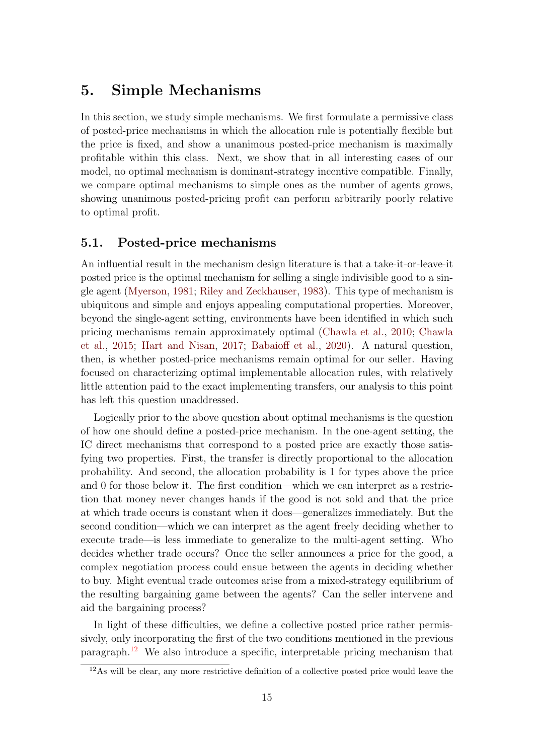# 5. Simple Mechanisms

In this section, we study simple mechanisms. We first formulate a permissive class of posted-price mechanisms in which the allocation rule is potentially flexible but the price is fixed, and show a unanimous posted-price mechanism is maximally profitable within this class. Next, we show that in all interesting cases of our model, no optimal mechanism is dominant-strategy incentive compatible. Finally, we compare optimal mechanisms to simple ones as the number of agents grows, showing unanimous posted-pricing profit can perform arbitrarily poorly relative to optimal profit.

## 5.1. Posted-price mechanisms

An influential result in the mechanism design literature is that a take-it-or-leave-it posted price is the optimal mechanism for selling a single indivisible good to a single agent (Myerson, 1981; Riley and Zeckhauser, 1983). This type of mechanism is ubiquitous and simple and enjoys appealing computational properties. Moreover, beyond the single-agent setting, environments have been identified in which such pricing mechanisms remain approximately optimal (Chawla et al., 2010; Chawla et al., 2015; Hart and Nisan, 2017; Babaioff et al., 2020). A natural question, then, is whether posted-price mechanisms remain optimal for our seller. Having focused on characterizing optimal implementable allocation rules, with relatively little attention paid to the exact implementing transfers, our analysis to this point has left this question unaddressed.

Logically prior to the above question about optimal mechanisms is the question of how one should define a posted-price mechanism. In the one-agent setting, the IC direct mechanisms that correspond to a posted price are exactly those satisfying two properties. First, the transfer is directly proportional to the allocation probability. And second, the allocation probability is 1 for types above the price and 0 for those below it. The first condition—which we can interpret as a restriction that money never changes hands if the good is not sold and that the price at which trade occurs is constant when it does—generalizes immediately. But the second condition—which we can interpret as the agent freely deciding whether to execute trade—is less immediate to generalize to the multi-agent setting. Who decides whether trade occurs? Once the seller announces a price for the good, a complex negotiation process could ensue between the agents in deciding whether to buy. Might eventual trade outcomes arise from a mixed-strategy equilibrium of the resulting bargaining game between the agents? Can the seller intervene and aid the bargaining process?

In light of these difficulties, we define a collective posted price rather permissively, only incorporating the first of the two conditions mentioned in the previous paragraph.[12] We also introduce a specific, interpretable pricing mechanism that

[12] As will be clear, any more restrictive definition of a collective posted price would leave the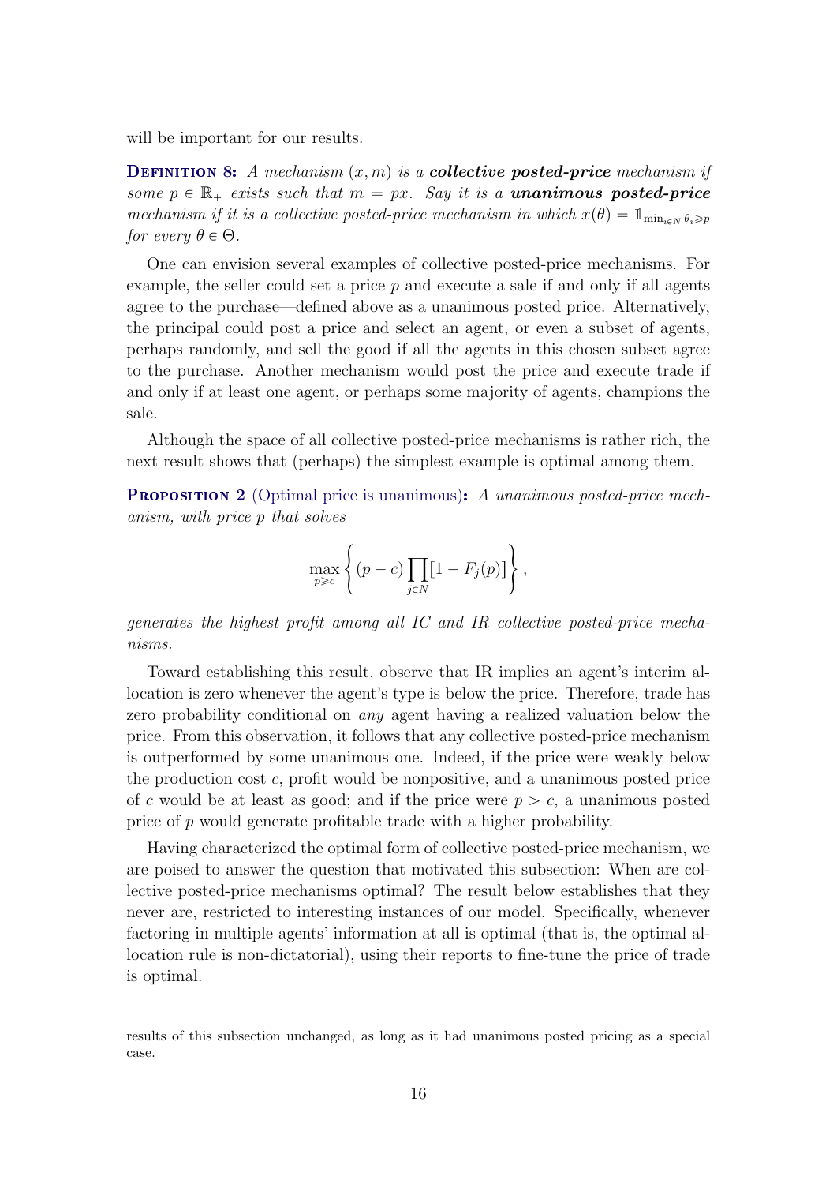will be important for our results.

**Definition 8:** *A mechanism $(x, m)$ is a* ***collective posted-price*** *mechanism if some $p \in \mathbb{R}_+$ exists such that $m = px$. Say it is a* ***unanimous posted-price*** *mechanism if it is a collective posted-price mechanism in which $x(\theta) = \mathbb{1}_{\min_{i \in N} \theta_i \geqslant p}$ for every $\theta \in \Theta$.*

One can envision several examples of collective posted-price mechanisms. For example, the seller could set a price $p$ and execute a sale if and only if all agents agree to the purchase—defined above as a unanimous posted price. Alternatively, the principal could post a price and select an agent, or even a subset of agents, perhaps randomly, and sell the good if all the agents in this chosen subset agree to the purchase. Another mechanism would post the price and execute trade if and only if at least one agent, or perhaps some majority of agents, champions the sale.

Although the space of all collective posted-price mechanisms is rather rich, the next result shows that (perhaps) the simplest example is optimal among them.

**Proposition 2** (Optimal price is unanimous)**:** *A unanimous posted-price mechanism, with price $p$ that solves*

$$\max_{p \geqslant c} \left\{ (p - c) \prod_{j \in N} [1 - F_j(p)] \right\},$$

*generates the highest profit among all IC and IR collective posted-price mechanisms.*

Toward establishing this result, observe that IR implies an agent's interim allocation is zero whenever the agent's type is below the price. Therefore, trade has zero probability conditional on *any* agent having a realized valuation below the price. From this observation, it follows that any collective posted-price mechanism is outperformed by some unanimous one. Indeed, if the price were weakly below the production cost $c$, profit would be nonpositive, and a unanimous posted price of $c$ would be at least as good; and if the price were $p > c$, a unanimous posted price of $p$ would generate profitable trade with a higher probability.

Having characterized the optimal form of collective posted-price mechanism, we are poised to answer the question that motivated this subsection: When are collective posted-price mechanisms optimal? The result below establishes that they never are, restricted to interesting instances of our model. Specifically, whenever factoring in multiple agents' information at all is optimal (that is, the optimal allocation rule is non-dictatorial), using their reports to fine-tune the price of trade is optimal.

---

results of this subsection unchanged, as long as it had unanimous posted pricing as a special case.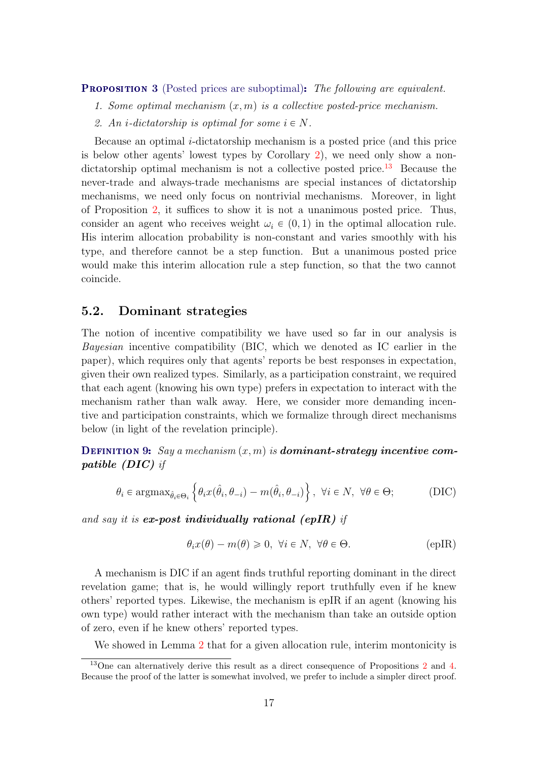**Proposition 3** (Posted prices are suboptimal)**:** *The following are equivalent.*

1. *Some optimal mechanism $(x, m)$ is a collective posted-price mechanism.*
2. *An $i$-dictatorship is optimal for some $i \in N$.*

Because an optimal $i$-dictatorship mechanism is a posted price (and this price is below other agents' lowest types by Corollary 2), we need only show a non-dictatorship optimal mechanism is not a collective posted price.[13] Because the never-trade and always-trade mechanisms are special instances of dictatorship mechanisms, we need only focus on nontrivial mechanisms. Moreover, in light of Proposition 2, it suffices to show it is not a unanimous posted price. Thus, consider an agent who receives weight $\omega_i \in (0, 1)$ in the optimal allocation rule. His interim allocation probability is non-constant and varies smoothly with his type, and therefore cannot be a step function. But a unanimous posted price would make this interim allocation rule a step function, so that the two cannot coincide.

## 5.2. Dominant strategies

The notion of incentive compatibility we have used so far in our analysis is *Bayesian* incentive compatibility (BIC, which we denoted as IC earlier in the paper), which requires only that agents' reports be best responses in expectation, given their own realized types. Similarly, as a participation constraint, we required that each agent (knowing his own type) prefers in expectation to interact with the mechanism rather than walk away. Here, we consider more demanding incentive and participation constraints, which we formalize through direct mechanisms below (in light of the revelation principle).

**Definition 9:** *Say a mechanism $(x, m)$ is* ***dominant-strategy incentive compatible (DIC)*** *if*

$$\theta_i \in \operatorname{argmax}_{\hat{\theta}_i \in \Theta_i} \left\{ \theta_i x(\hat{\theta}_i, \theta_{-i}) - m(\hat{\theta}_i, \theta_{-i}) \right\}, \ \forall i \in N, \ \forall \theta \in \Theta; \qquad \text{(DIC)}$$

*and say it is* ***ex-post individually rational (epIR)*** *if*

$$\theta_i x(\theta) - m(\theta) \geqslant 0, \ \forall i \in N, \ \forall \theta \in \Theta. \qquad \text{(epIR)}$$

A mechanism is DIC if an agent finds truthful reporting dominant in the direct revelation game; that is, he would willingly report truthfully even if he knew others' reported types. Likewise, the mechanism is epIR if an agent (knowing his own type) would rather interact with the mechanism than take an outside option of zero, even if he knew others' reported types.

We showed in Lemma 2 that for a given allocation rule, interim montonicity is

[13] One can alternatively derive this result as a direct consequence of Propositions 2 and 4. Because the proof of the latter is somewhat involved, we prefer to include a simpler direct proof.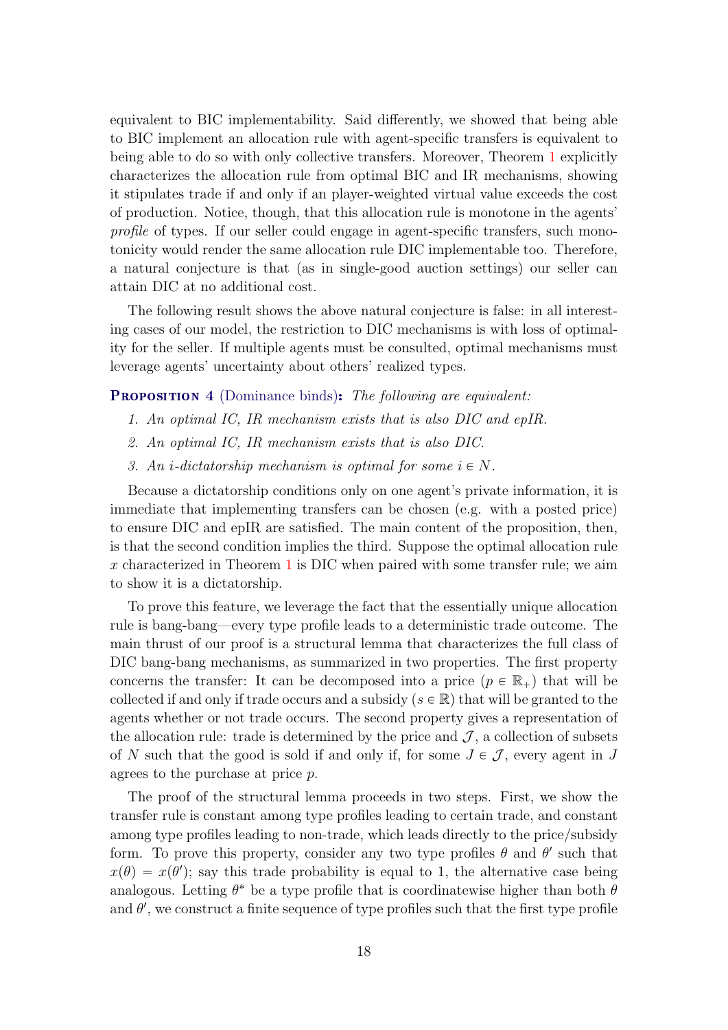equivalent to BIC implementability. Said differently, we showed that being able to BIC implement an allocation rule with agent-specific transfers is equivalent to being able to do so with only collective transfers. Moreover, Theorem 1 explicitly characterizes the allocation rule from optimal BIC and IR mechanisms, showing it stipulates trade if and only if an player-weighted virtual value exceeds the cost of production. Notice, though, that this allocation rule is monotone in the agents' *profile* of types. If our seller could engage in agent-specific transfers, such monotonicity would render the same allocation rule DIC implementable too. Therefore, a natural conjecture is that (as in single-good auction settings) our seller can attain DIC at no additional cost.

The following result shows the above natural conjecture is false: in all interesting cases of our model, the restriction to DIC mechanisms is with loss of optimality for the seller. If multiple agents must be consulted, optimal mechanisms must leverage agents' uncertainty about others' realized types.

**Proposition 4** (Dominance binds)**:** *The following are equivalent:*

1. *An optimal IC, IR mechanism exists that is also DIC and epIR.*
2. *An optimal IC, IR mechanism exists that is also DIC.*
3. *An $i$-dictatorship mechanism is optimal for some $i \in N$.*

Because a dictatorship conditions only on one agent's private information, it is immediate that implementing transfers can be chosen (e.g. with a posted price) to ensure DIC and epIR are satisfied. The main content of the proposition, then, is that the second condition implies the third. Suppose the optimal allocation rule $x$ characterized in Theorem 1 is DIC when paired with some transfer rule; we aim to show it is a dictatorship.

To prove this feature, we leverage the fact that the essentially unique allocation rule is bang-bang—every type profile leads to a deterministic trade outcome. The main thrust of our proof is a structural lemma that characterizes the full class of DIC bang-bang mechanisms, as summarized in two properties. The first property concerns the transfer: It can be decomposed into a price ($p \in \mathbb{R}_+$) that will be collected if and only if trade occurs and a subsidy ($s \in \mathbb{R}$) that will be granted to the agents whether or not trade occurs. The second property gives a representation of the allocation rule: trade is determined by the price and $\mathcal{J}$, a collection of subsets of $N$ such that the good is sold if and only if, for some $J \in \mathcal{J}$, every agent in $J$ agrees to the purchase at price $p$.

The proof of the structural lemma proceeds in two steps. First, we show the transfer rule is constant among type profiles leading to certain trade, and constant among type profiles leading to non-trade, which leads directly to the price/subsidy form. To prove this property, consider any two type profiles $\theta$ and $\theta'$ such that $x(\theta) = x(\theta')$; say this trade probability is equal to 1, the alternative case being analogous. Letting $\theta^*$ be a type profile that is coordinatewise higher than both $\theta$ and $\theta'$, we construct a finite sequence of type profiles such that the first type profile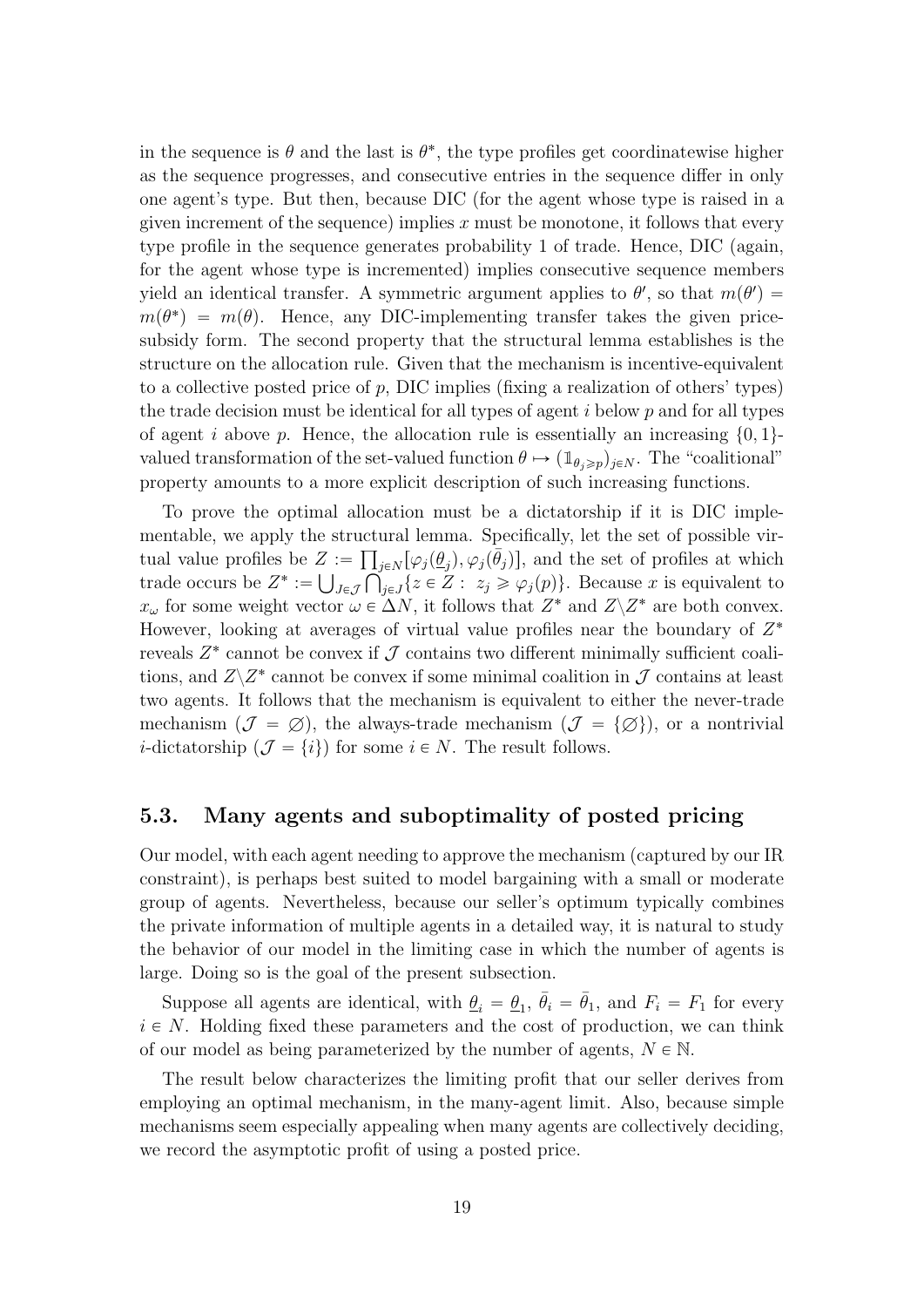in the sequence is $\theta$ and the last is $\theta^*$, the type profiles get coordinatewise higher as the sequence progresses, and consecutive entries in the sequence differ in only one agent's type. But then, because DIC (for the agent whose type is raised in a given increment of the sequence) implies $x$ must be monotone, it follows that every type profile in the sequence generates probability 1 of trade. Hence, DIC (again, for the agent whose type is incremented) implies consecutive sequence members yield an identical transfer. A symmetric argument applies to $\theta'$, so that $m(\theta') = m(\theta^*) = m(\theta)$. Hence, any DIC-implementing transfer takes the given price-subsidy form. The second property that the structural lemma establishes is the structure on the allocation rule. Given that the mechanism is incentive-equivalent to a collective posted price of $p$, DIC implies (fixing a realization of others' types) the trade decision must be identical for all types of agent $i$ below $p$ and for all types of agent $i$ above $p$. Hence, the allocation rule is essentially an increasing $\{0,1\}$-valued transformation of the set-valued function $\theta \mapsto (\mathbb{1}_{\theta_j \geqslant p})_{j \in N}$. The "coalitional" property amounts to a more explicit description of such increasing functions.

To prove the optimal allocation must be a dictatorship if it is DIC implementable, we apply the structural lemma. Specifically, let the set of possible virtual value profiles be $Z := \prod_{j \in N} [\varphi_j(\underline{\theta}_j), \varphi_j(\bar{\theta}_j)]$, and the set of profiles at which trade occurs be $Z^* := \bigcup_{J \in \mathcal{J}} \bigcap_{j \in J} \{z \in Z : \; z_j \geqslant \varphi_j(p)\}$. Because $x$ is equivalent to $x_\omega$ for some weight vector $\omega \in \Delta N$, it follows that $Z^*$ and $Z \backslash Z^*$ are both convex. However, looking at averages of virtual value profiles near the boundary of $Z^*$ reveals $Z^*$ cannot be convex if $\mathcal{J}$ contains two different minimally sufficient coalitions, and $Z \backslash Z^*$ cannot be convex if some minimal coalition in $\mathcal{J}$ contains at least two agents. It follows that the mechanism is equivalent to either the never-trade mechanism ($\mathcal{J} = \varnothing$), the always-trade mechanism ($\mathcal{J} = \{\varnothing\}$), or a nontrivial $i$-dictatorship ($\mathcal{J} = \{i\}$) for some $i \in N$. The result follows.

### 5.3. Many agents and suboptimality of posted pricing

Our model, with each agent needing to approve the mechanism (captured by our IR constraint), is perhaps best suited to model bargaining with a small or moderate group of agents. Nevertheless, because our seller's optimum typically combines the private information of multiple agents in a detailed way, it is natural to study the behavior of our model in the limiting case in which the number of agents is large. Doing so is the goal of the present subsection.

Suppose all agents are identical, with $\underline{\theta}_i = \underline{\theta}_1$, $\bar{\theta}_i = \bar{\theta}_1$, and $F_i = F_1$ for every $i \in N$. Holding fixed these parameters and the cost of production, we can think of our model as being parameterized by the number of agents, $N \in \mathbb{N}$.

The result below characterizes the limiting profit that our seller derives from employing an optimal mechanism, in the many-agent limit. Also, because simple mechanisms seem especially appealing when many agents are collectively deciding, we record the asymptotic profit of using a posted price.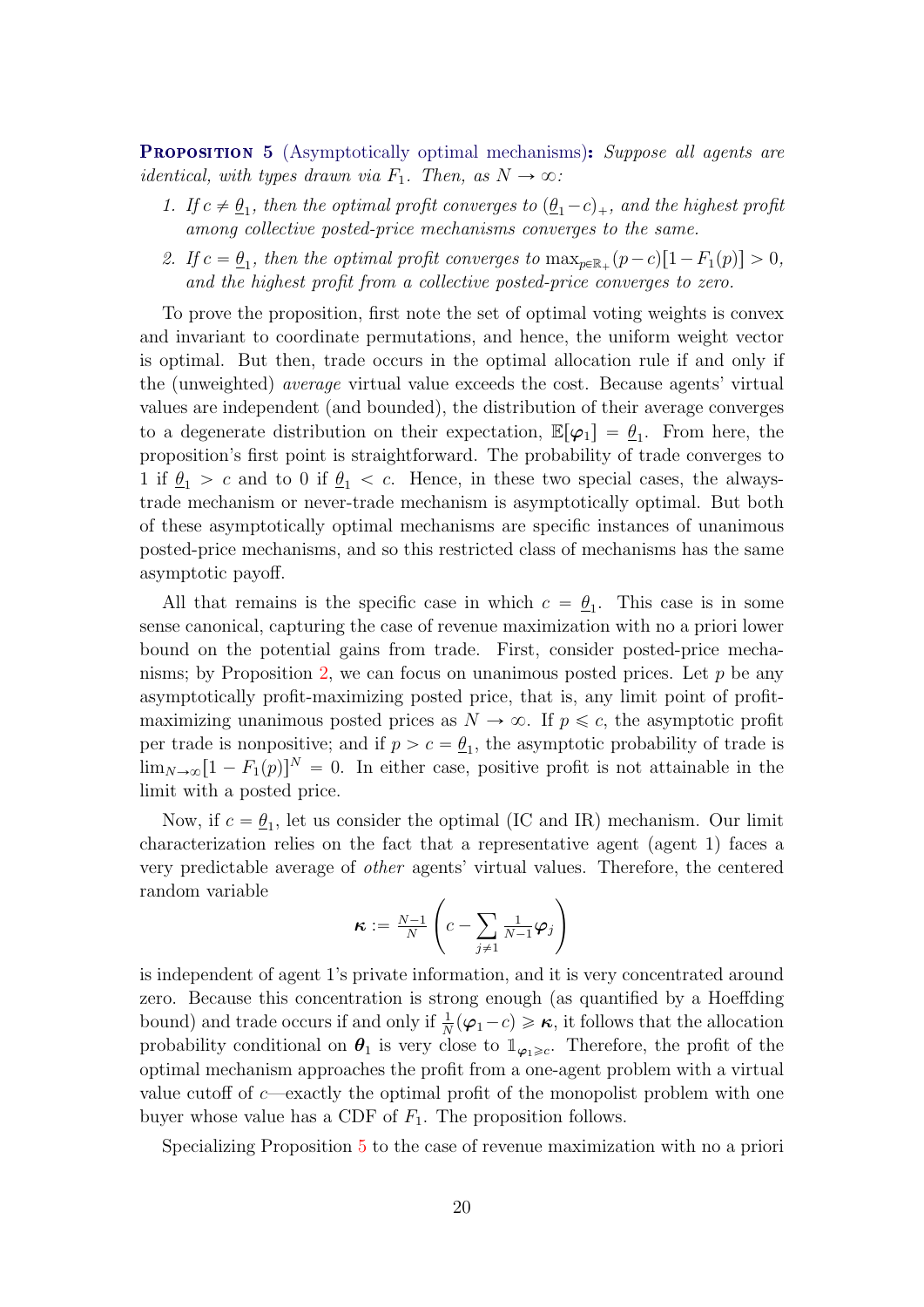**Proposition 5** (Asymptotically optimal mechanisms)**:** *Suppose all agents are identical, with types drawn via $F_1$. Then, as $N \to \infty$:*

1. *If $c \neq \underline{\theta}_1$, then the optimal profit converges to $(\underline{\theta}_1 - c)_+$, and the highest profit among collective posted-price mechanisms converges to the same.*
2. *If $c = \underline{\theta}_1$, then the optimal profit converges to $\max_{p \in \mathbb{R}_+}(p-c)[1-F_1(p)] > 0$, and the highest profit from a collective posted-price converges to zero.*

To prove the proposition, first note the set of optimal voting weights is convex and invariant to coordinate permutations, and hence, the uniform weight vector is optimal. But then, trade occurs in the optimal allocation rule if and only if the (unweighted) *average* virtual value exceeds the cost. Because agents' virtual values are independent (and bounded), the distribution of their average converges to a degenerate distribution on their expectation, $\mathbb{E}[\boldsymbol{\varphi}_1] = \underline{\theta}_1$. From here, the proposition's first point is straightforward. The probability of trade converges to 1 if $\underline{\theta}_1 > c$ and to 0 if $\underline{\theta}_1 < c$. Hence, in these two special cases, the always-trade mechanism or never-trade mechanism is asymptotically optimal. But both of these asymptotically optimal mechanisms are specific instances of unanimous posted-price mechanisms, and so this restricted class of mechanisms has the same asymptotic payoff.

All that remains is the specific case in which $c = \underline{\theta}_1$. This case is in some sense canonical, capturing the case of revenue maximization with no a priori lower bound on the potential gains from trade. First, consider posted-price mechanisms; by Proposition 2, we can focus on unanimous posted prices. Let $p$ be any asymptotically profit-maximizing posted price, that is, any limit point of profit-maximizing unanimous posted prices as $N \to \infty$. If $p \leqslant c$, the asymptotic profit per trade is nonpositive; and if $p > c = \underline{\theta}_1$, the asymptotic probability of trade is $\lim_{N\to\infty}[1 - F_1(p)]^N = 0$. In either case, positive profit is not attainable in the limit with a posted price.

Now, if $c = \underline{\theta}_1$, let us consider the optimal (IC and IR) mechanism. Our limit characterization relies on the fact that a representative agent (agent 1) faces a very predictable average of *other* agents' virtual values. Therefore, the centered random variable

$$\boldsymbol{\kappa} := \tfrac{N-1}{N}\left(c - \sum_{j\neq 1} \tfrac{1}{N-1}\boldsymbol{\varphi}_j\right)$$

is independent of agent 1's private information, and it is very concentrated around zero. Because this concentration is strong enough (as quantified by a Hoeffding bound) and trade occurs if and only if $\frac{1}{N}(\boldsymbol{\varphi}_1 - c) \geqslant \boldsymbol{\kappa}$, it follows that the allocation probability conditional on $\boldsymbol{\theta}_1$ is very close to $\mathbb{1}_{\boldsymbol{\varphi}_1 \geqslant c}$. Therefore, the profit of the optimal mechanism approaches the profit from a one-agent problem with a virtual value cutoff of $c$—exactly the optimal profit of the monopolist problem with one buyer whose value has a CDF of $F_1$. The proposition follows.

Specializing Proposition 5 to the case of revenue maximization with no a priori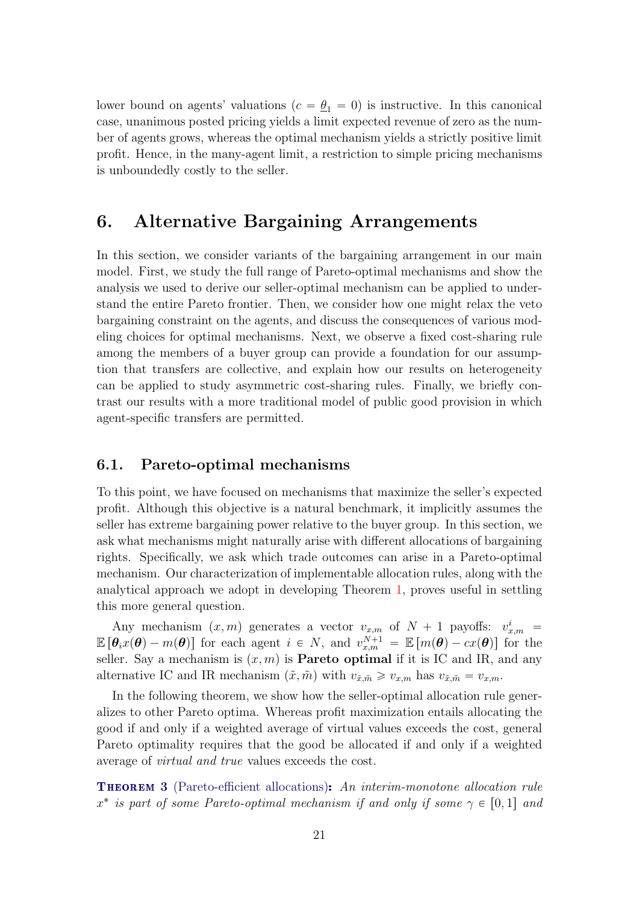lower bound on agents' valuations ($c = \underline{\theta}_1 = 0$) is instructive. In this canonical case, unanimous posted pricing yields a limit expected revenue of zero as the number of agents grows, whereas the optimal mechanism yields a strictly positive limit profit. Hence, in the many-agent limit, a restriction to simple pricing mechanisms is unboundedly costly to the seller.

# 6. Alternative Bargaining Arrangements

In this section, we consider variants of the bargaining arrangement in our main model. First, we study the full range of Pareto-optimal mechanisms and show the analysis we used to derive our seller-optimal mechanism can be applied to understand the entire Pareto frontier. Then, we consider how one might relax the veto bargaining constraint on the agents, and discuss the consequences of various modeling choices for optimal mechanisms. Next, we observe a fixed cost-sharing rule among the members of a buyer group can provide a foundation for our assumption that transfers are collective, and explain how our results on heterogeneity can be applied to study asymmetric cost-sharing rules. Finally, we briefly contrast our results with a more traditional model of public good provision in which agent-specific transfers are permitted.

## 6.1. Pareto-optimal mechanisms

To this point, we have focused on mechanisms that maximize the seller's expected profit. Although this objective is a natural benchmark, it implicitly assumes the seller has extreme bargaining power relative to the buyer group. In this section, we ask what mechanisms might naturally arise with different allocations of bargaining rights. Specifically, we ask which trade outcomes can arise in a Pareto-optimal mechanism. Our characterization of implementable allocation rules, along with the analytical approach we adopt in developing Theorem 1, proves useful in settling this more general question.

Any mechanism $(x, m)$ generates a vector $v_{x,m}$ of $N + 1$ payoffs: $v^i_{x,m} = \mathbb{E}[\boldsymbol{\theta}_i x(\boldsymbol{\theta}) - m(\boldsymbol{\theta})]$ for each agent $i \in N$, and $v^{N+1}_{x,m} = \mathbb{E}[m(\boldsymbol{\theta}) - cx(\boldsymbol{\theta})]$ for the seller. Say a mechanism is $(x, m)$ is **Pareto optimal** if it is IC and IR, and any alternative IC and IR mechanism $(\tilde{x}, \tilde{m})$ with $v_{\tilde{x},\tilde{m}} \geqslant v_{x,m}$ has $v_{\tilde{x},\tilde{m}} = v_{x,m}$.

In the following theorem, we show how the seller-optimal allocation rule generalizes to other Pareto optima. Whereas profit maximization entails allocating the good if and only if a weighted average of virtual values exceeds the cost, general Pareto optimality requires that the good be allocated if and only if a weighted average of *virtual and true* values exceeds the cost.

**Theorem 3** (Pareto-efficient allocations)**:** *An interim-monotone allocation rule $x^*$ is part of some Pareto-optimal mechanism if and only if some $\gamma \in [0, 1]$ and*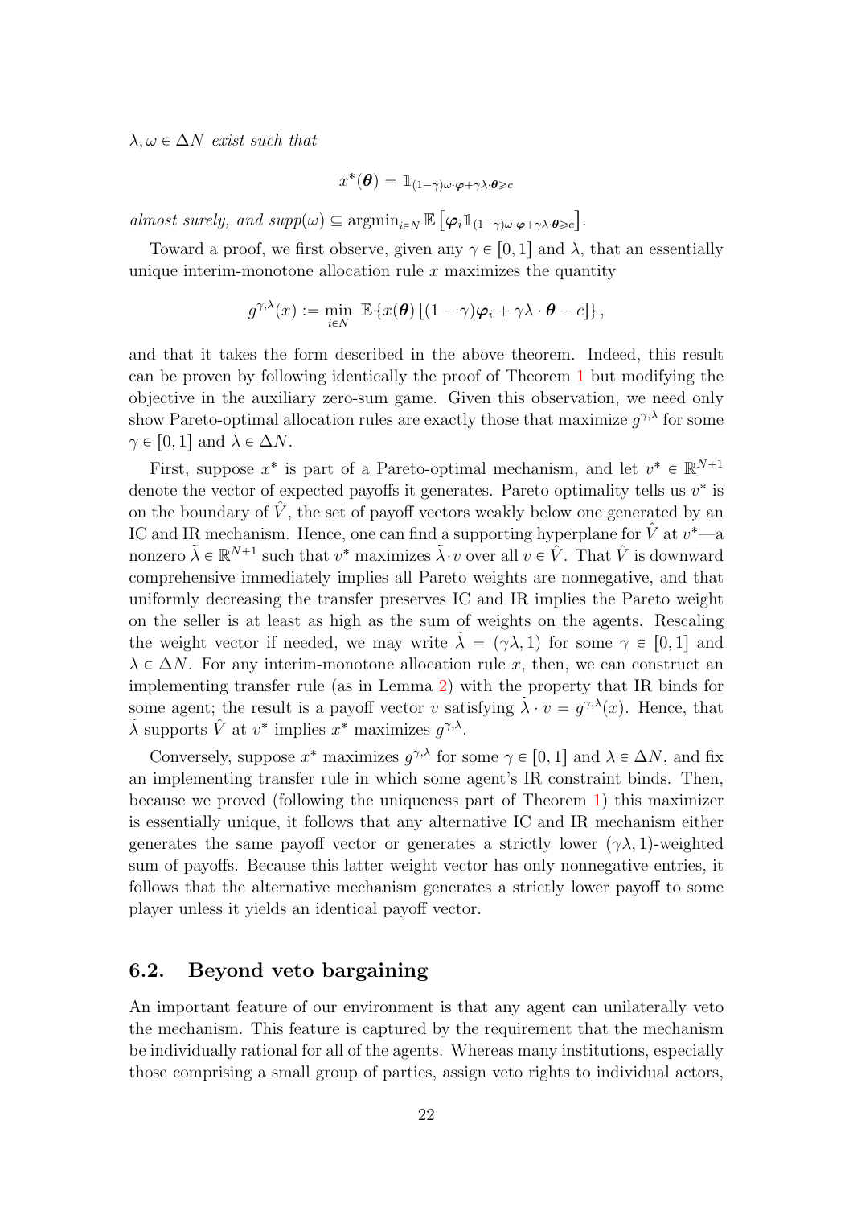*$\lambda, \omega \in \Delta N$ exist such that*

$$x^*(\boldsymbol{\theta}) = \mathbb{1}_{(1-\gamma)\omega\cdot\boldsymbol{\varphi}+\gamma\lambda\cdot\boldsymbol{\theta}\geqslant c}$$

*almost surely, and supp$(\omega) \subseteq \text{argmin}_{i\in N}\, \mathbb{E}\left[\boldsymbol{\varphi}_i \mathbb{1}_{(1-\gamma)\omega\cdot\boldsymbol{\varphi}+\gamma\lambda\cdot\boldsymbol{\theta}\geqslant c}\right]$.*

Toward a proof, we first observe, given any $\gamma \in [0,1]$ and $\lambda$, that an essentially unique interim-monotone allocation rule $x$ maximizes the quantity

$$g^{\gamma,\lambda}(x) := \min_{i\in N}\ \mathbb{E}\left\{x(\boldsymbol{\theta})\left[(1-\gamma)\boldsymbol{\varphi}_i + \gamma\lambda\cdot\boldsymbol{\theta} - c\right]\right\},$$

and that it takes the form described in the above theorem. Indeed, this result can be proven by following identically the proof of Theorem 1 but modifying the objective in the auxiliary zero-sum game. Given this observation, we need only show Pareto-optimal allocation rules are exactly those that maximize $g^{\gamma,\lambda}$ for some $\gamma \in [0,1]$ and $\lambda \in \Delta N$.

First, suppose $x^*$ is part of a Pareto-optimal mechanism, and let $v^* \in \mathbb{R}^{N+1}$ denote the vector of expected payoffs it generates. Pareto optimality tells us $v^*$ is on the boundary of $\hat{V}$, the set of payoff vectors weakly below one generated by an IC and IR mechanism. Hence, one can find a supporting hyperplane for $\hat{V}$ at $v^*$—a nonzero $\tilde{\lambda} \in \mathbb{R}^{N+1}$ such that $v^*$ maximizes $\tilde{\lambda}\cdot v$ over all $v \in \hat{V}$. That $\hat{V}$ is downward comprehensive immediately implies all Pareto weights are nonnegative, and that uniformly decreasing the transfer preserves IC and IR implies the Pareto weight on the seller is at least as high as the sum of weights on the agents. Rescaling the weight vector if needed, we may write $\tilde{\lambda} = (\gamma\lambda, 1)$ for some $\gamma \in [0,1]$ and $\lambda \in \Delta N$. For any interim-monotone allocation rule $x$, then, we can construct an implementing transfer rule (as in Lemma 2) with the property that IR binds for some agent; the result is a payoff vector $v$ satisfying $\tilde{\lambda}\cdot v = g^{\gamma,\lambda}(x)$. Hence, that $\tilde{\lambda}$ supports $\hat{V}$ at $v^*$ implies $x^*$ maximizes $g^{\gamma,\lambda}$.

Conversely, suppose $x^*$ maximizes $g^{\gamma,\lambda}$ for some $\gamma \in [0,1]$ and $\lambda \in \Delta N$, and fix an implementing transfer rule in which some agent's IR constraint binds. Then, because we proved (following the uniqueness part of Theorem 1) this maximizer is essentially unique, it follows that any alternative IC and IR mechanism either generates the same payoff vector or generates a strictly lower $(\gamma\lambda, 1)$-weighted sum of payoffs. Because this latter weight vector has only nonnegative entries, it follows that the alternative mechanism generates a strictly lower payoff to some player unless it yields an identical payoff vector.

## 6.2. Beyond veto bargaining

An important feature of our environment is that any agent can unilaterally veto the mechanism. This feature is captured by the requirement that the mechanism be individually rational for all of the agents. Whereas many institutions, especially those comprising a small group of parties, assign veto rights to individual actors,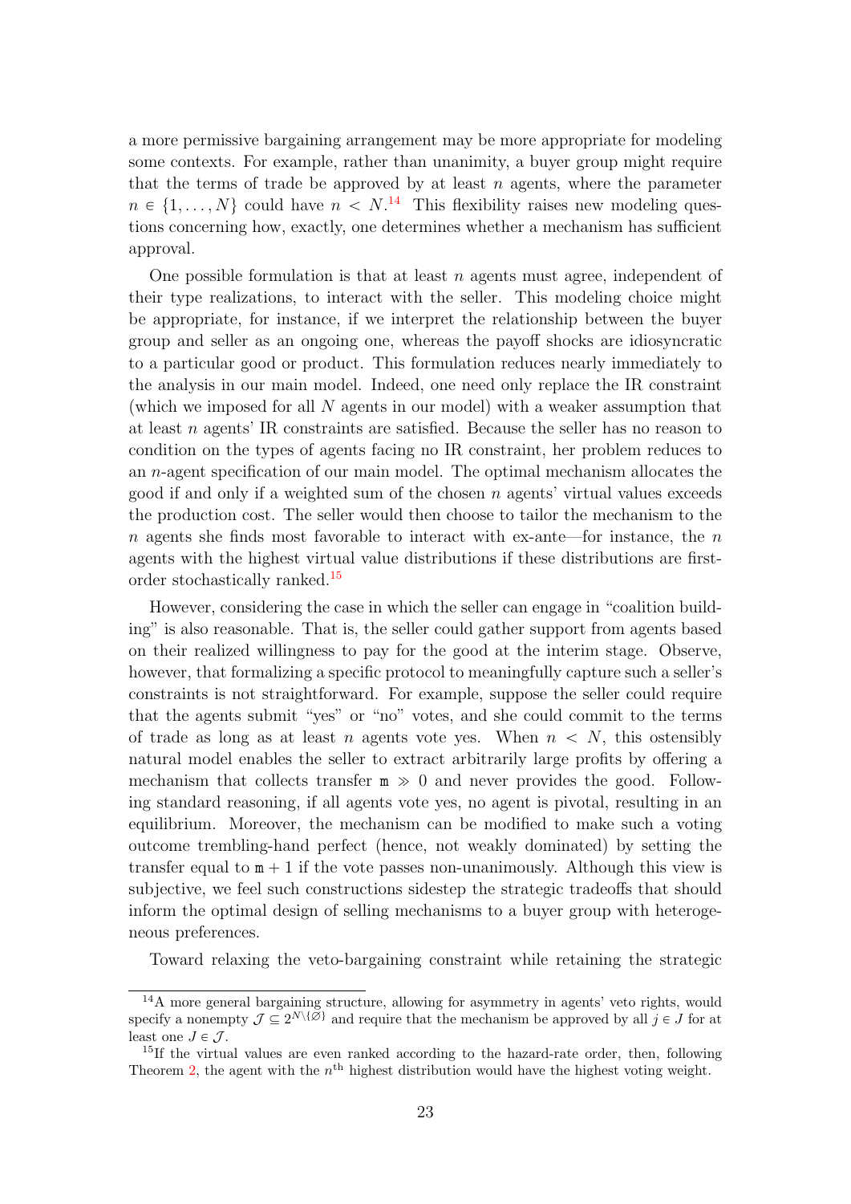a more permissive bargaining arrangement may be more appropriate for modeling some contexts. For example, rather than unanimity, a buyer group might require that the terms of trade be approved by at least $n$ agents, where the parameter $n \in \{1, \ldots, N\}$ could have $n < N$.[14] This flexibility raises new modeling questions concerning how, exactly, one determines whether a mechanism has sufficient approval.

One possible formulation is that at least $n$ agents must agree, independent of their type realizations, to interact with the seller. This modeling choice might be appropriate, for instance, if we interpret the relationship between the buyer group and seller as an ongoing one, whereas the payoff shocks are idiosyncratic to a particular good or product. This formulation reduces nearly immediately to the analysis in our main model. Indeed, one need only replace the IR constraint (which we imposed for all $N$ agents in our model) with a weaker assumption that at least $n$ agents' IR constraints are satisfied. Because the seller has no reason to condition on the types of agents facing no IR constraint, her problem reduces to an $n$-agent specification of our main model. The optimal mechanism allocates the good if and only if a weighted sum of the chosen $n$ agents' virtual values exceeds the production cost. The seller would then choose to tailor the mechanism to the $n$ agents she finds most favorable to interact with ex-ante—for instance, the $n$ agents with the highest virtual value distributions if these distributions are first-order stochastically ranked.[15]

However, considering the case in which the seller can engage in "coalition building" is also reasonable. That is, the seller could gather support from agents based on their realized willingness to pay for the good at the interim stage. Observe, however, that formalizing a specific protocol to meaningfully capture such a seller's constraints is not straightforward. For example, suppose the seller could require that the agents submit "yes" or "no" votes, and she could commit to the terms of trade as long as at least $n$ agents vote yes. When $n < N$, this ostensibly natural model enables the seller to extract arbitrarily large profits by offering a mechanism that collects transfer $\mathtt{m} \gg 0$ and never provides the good. Following standard reasoning, if all agents vote yes, no agent is pivotal, resulting in an equilibrium. Moreover, the mechanism can be modified to make such a voting outcome trembling-hand perfect (hence, not weakly dominated) by setting the transfer equal to $\mathtt{m} + 1$ if the vote passes non-unanimously. Although this view is subjective, we feel such constructions sidestep the strategic tradeoffs that should inform the optimal design of selling mechanisms to a buyer group with heterogeneous preferences.

Toward relaxing the veto-bargaining constraint while retaining the strategic

---

[14] A more general bargaining structure, allowing for asymmetry in agents' veto rights, would specify a nonempty $\mathcal{J} \subseteq 2^{N \setminus \{\varnothing\}}$ and require that the mechanism be approved by all $j \in J$ for at least one $J \in \mathcal{J}$.

[15] If the virtual values are even ranked according to the hazard-rate order, then, following Theorem 2, the agent with the $n^{\text{th}}$ highest distribution would have the highest voting weight.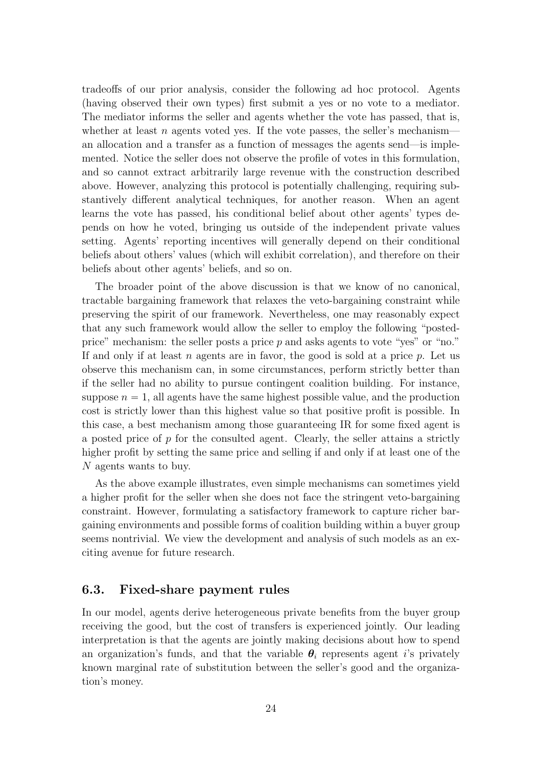tradeoffs of our prior analysis, consider the following ad hoc protocol. Agents (having observed their own types) first submit a yes or no vote to a mediator. The mediator informs the seller and agents whether the vote has passed, that is, whether at least $n$ agents voted yes. If the vote passes, the seller's mechanism—an allocation and a transfer as a function of messages the agents send—is implemented. Notice the seller does not observe the profile of votes in this formulation, and so cannot extract arbitrarily large revenue with the construction described above. However, analyzing this protocol is potentially challenging, requiring substantively different analytical techniques, for another reason. When an agent learns the vote has passed, his conditional belief about other agents' types depends on how he voted, bringing us outside of the independent private values setting. Agents' reporting incentives will generally depend on their conditional beliefs about others' values (which will exhibit correlation), and therefore on their beliefs about other agents' beliefs, and so on.

The broader point of the above discussion is that we know of no canonical, tractable bargaining framework that relaxes the veto-bargaining constraint while preserving the spirit of our framework. Nevertheless, one may reasonably expect that any such framework would allow the seller to employ the following "posted-price" mechanism: the seller posts a price $p$ and asks agents to vote "yes" or "no." If and only if at least $n$ agents are in favor, the good is sold at a price $p$. Let us observe this mechanism can, in some circumstances, perform strictly better than if the seller had no ability to pursue contingent coalition building. For instance, suppose $n = 1$, all agents have the same highest possible value, and the production cost is strictly lower than this highest value so that positive profit is possible. In this case, a best mechanism among those guaranteeing IR for some fixed agent is a posted price of $p$ for the consulted agent. Clearly, the seller attains a strictly higher profit by setting the same price and selling if and only if at least one of the $N$ agents wants to buy.

As the above example illustrates, even simple mechanisms can sometimes yield a higher profit for the seller when she does not face the stringent veto-bargaining constraint. However, formulating a satisfactory framework to capture richer bargaining environments and possible forms of coalition building within a buyer group seems nontrivial. We view the development and analysis of such models as an exciting avenue for future research.

### 6.3. Fixed-share payment rules

In our model, agents derive heterogeneous private benefits from the buyer group receiving the good, but the cost of transfers is experienced jointly. Our leading interpretation is that the agents are jointly making decisions about how to spend an organization's funds, and that the variable $\boldsymbol{\theta}_i$ represents agent $i$'s privately known marginal rate of substitution between the seller's good and the organization's money.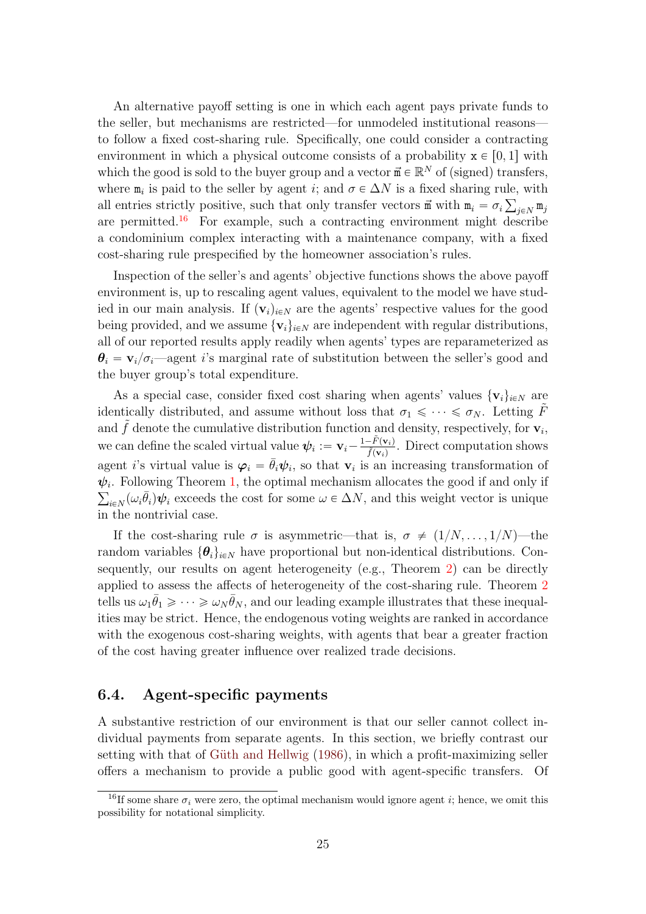An alternative payoff setting is one in which each agent pays private funds to the seller, but mechanisms are restricted—for unmodeled institutional reasons—to follow a fixed cost-sharing rule. Specifically, one could consider a contracting environment in which a physical outcome consists of a probability $\mathtt{x} \in [0, 1]$ with which the good is sold to the buyer group and a vector $\vec{\mathtt{m}} \in \mathbb{R}^N$ of (signed) transfers, where $\mathtt{m}_i$ is paid to the seller by agent $i$; and $\sigma \in \Delta N$ is a fixed sharing rule, with all entries strictly positive, such that only transfer vectors $\vec{\mathtt{m}}$ with $\mathtt{m}_i = \sigma_i \sum_{j \in N} \mathtt{m}_j$ are permitted.[16] For example, such a contracting environment might describe a condominium complex interacting with a maintenance company, with a fixed cost-sharing rule prespecified by the homeowner association's rules.

Inspection of the seller's and agents' objective functions shows the above payoff environment is, up to rescaling agent values, equivalent to the model we have studied in our main analysis. If $(\mathbf{v}_i)_{i \in N}$ are the agents' respective values for the good being provided, and we assume $\{\mathbf{v}_i\}_{i \in N}$ are independent with regular distributions, all of our reported results apply readily when agents' types are reparameterized as $\boldsymbol{\theta}_i = \mathbf{v}_i / \sigma_i$—agent $i$'s marginal rate of substitution between the seller's good and the buyer group's total expenditure.

As a special case, consider fixed cost sharing when agents' values $\{\mathbf{v}_i\}_{i \in N}$ are identically distributed, and assume without loss that $\sigma_1 \leqslant \cdots \leqslant \sigma_N$. Letting $\tilde{F}$ and $\tilde{f}$ denote the cumulative distribution function and density, respectively, for $\mathbf{v}_i$, we can define the scaled virtual value $\boldsymbol{\psi}_i := \mathbf{v}_i - \frac{1 - \tilde{F}(\mathbf{v}_i)}{\tilde{f}(\mathbf{v}_i)}$. Direct computation shows agent $i$'s virtual value is $\boldsymbol{\varphi}_i = \bar{\theta}_i \boldsymbol{\psi}_i$, so that $\mathbf{v}_i$ is an increasing transformation of $\boldsymbol{\psi}_i$. Following Theorem 1, the optimal mechanism allocates the good if and only if $\sum_{i \in N} (\omega_i \bar{\theta}_i) \boldsymbol{\psi}_i$ exceeds the cost for some $\omega \in \Delta N$, and this weight vector is unique in the nontrivial case.

If the cost-sharing rule $\sigma$ is asymmetric—that is, $\sigma \neq (1/N, \ldots, 1/N)$—the random variables $\{\boldsymbol{\theta}_i\}_{i \in N}$ have proportional but non-identical distributions. Consequently, our results on agent heterogeneity (e.g., Theorem 2) can be directly applied to assess the affects of heterogeneity of the cost-sharing rule. Theorem 2 tells us $\omega_1 \bar{\theta}_1 \geqslant \cdots \geqslant \omega_N \bar{\theta}_N$, and our leading example illustrates that these inequalities may be strict. Hence, the endogenous voting weights are ranked in accordance with the exogenous cost-sharing weights, with agents that bear a greater fraction of the cost having greater influence over realized trade decisions.

## 6.4. Agent-specific payments

A substantive restriction of our environment is that our seller cannot collect individual payments from separate agents. In this section, we briefly contrast our setting with that of Güth and Hellwig (1986), in which a profit-maximizing seller offers a mechanism to provide a public good with agent-specific transfers. Of

[16] If some share $\sigma_i$ were zero, the optimal mechanism would ignore agent $i$; hence, we omit this possibility for notational simplicity.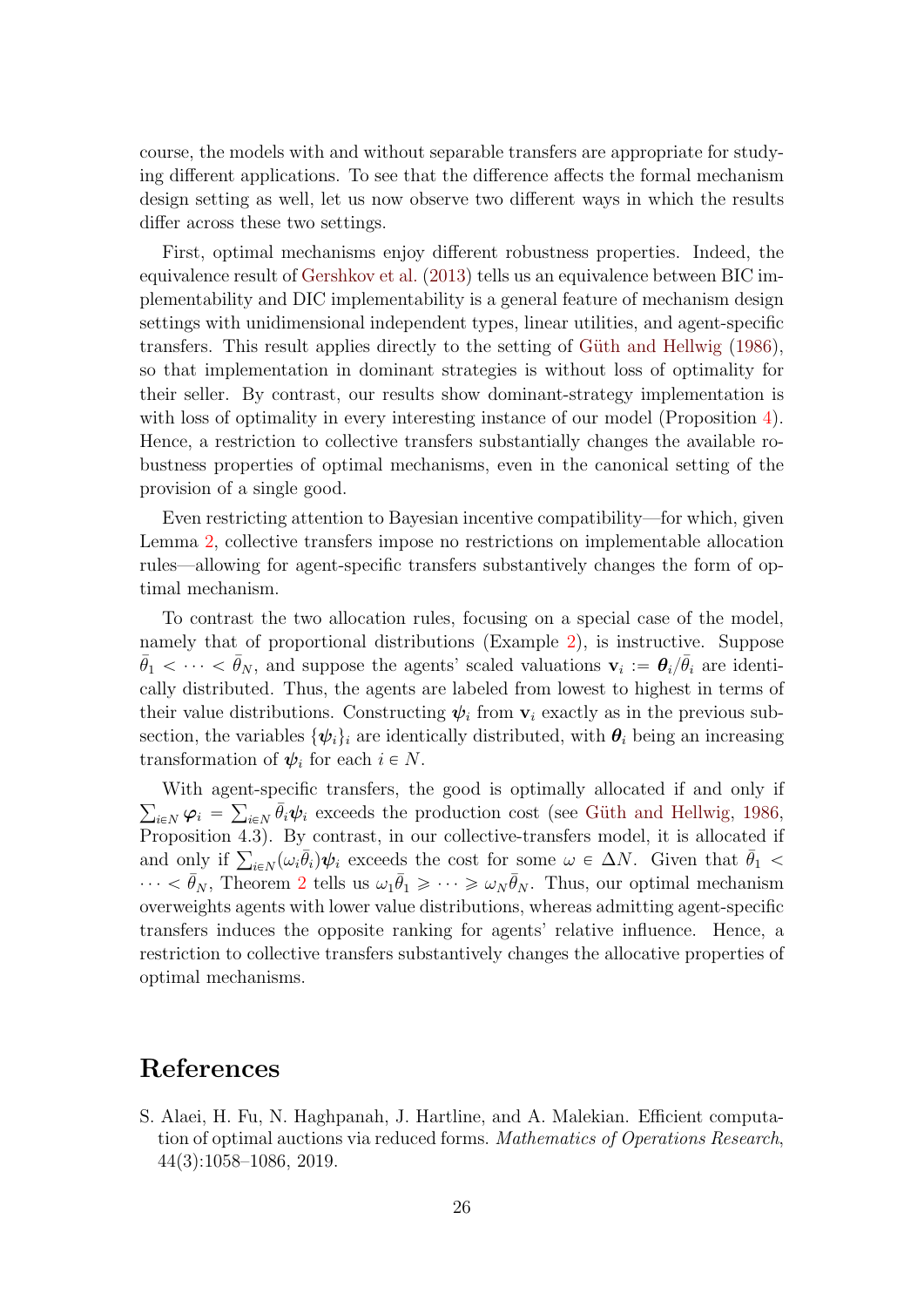course, the models with and without separable transfers are appropriate for studying different applications. To see that the difference affects the formal mechanism design setting as well, let us now observe two different ways in which the results differ across these two settings.

First, optimal mechanisms enjoy different robustness properties. Indeed, the equivalence result of Gershkov et al. (2013) tells us an equivalence between BIC implementability and DIC implementability is a general feature of mechanism design settings with unidimensional independent types, linear utilities, and agent-specific transfers. This result applies directly to the setting of Güth and Hellwig (1986), so that implementation in dominant strategies is without loss of optimality for their seller. By contrast, our results show dominant-strategy implementation is with loss of optimality in every interesting instance of our model (Proposition 4). Hence, a restriction to collective transfers substantially changes the available robustness properties of optimal mechanisms, even in the canonical setting of the provision of a single good.

Even restricting attention to Bayesian incentive compatibility—for which, given Lemma 2, collective transfers impose no restrictions on implementable allocation rules—allowing for agent-specific transfers substantively changes the form of optimal mechanism.

To contrast the two allocation rules, focusing on a special case of the model, namely that of proportional distributions (Example 2), is instructive. Suppose $\bar{\theta}_1 < \cdots < \bar{\theta}_N$, and suppose the agents' scaled valuations $\mathbf{v}_i := \boldsymbol{\theta}_i/\bar{\theta}_i$ are identically distributed. Thus, the agents are labeled from lowest to highest in terms of their value distributions. Constructing $\boldsymbol{\psi}_i$ from $\mathbf{v}_i$ exactly as in the previous subsection, the variables $\{\boldsymbol{\psi}_i\}_i$ are identically distributed, with $\boldsymbol{\theta}_i$ being an increasing transformation of $\boldsymbol{\psi}_i$ for each $i \in N$.

With agent-specific transfers, the good is optimally allocated if and only if $\sum_{i \in N} \boldsymbol{\varphi}_i = \sum_{i \in N} \bar{\theta}_i \boldsymbol{\psi}_i$ exceeds the production cost (see Güth and Hellwig, 1986, Proposition 4.3). By contrast, in our collective-transfers model, it is allocated if and only if $\sum_{i \in N} (\omega_i \bar{\theta}_i) \boldsymbol{\psi}_i$ exceeds the cost for some $\omega \in \Delta N$. Given that $\bar{\theta}_1 < \cdots < \bar{\theta}_N$, Theorem 2 tells us $\omega_1 \bar{\theta}_1 \geqslant \cdots \geqslant \omega_N \bar{\theta}_N$. Thus, our optimal mechanism overweights agents with lower value distributions, whereas admitting agent-specific transfers induces the opposite ranking for agents' relative influence. Hence, a restriction to collective transfers substantively changes the allocative properties of optimal mechanisms.

# References

S. Alaei, H. Fu, N. Haghpanah, J. Hartline, and A. Malekian. Efficient computation of optimal auctions via reduced forms. *Mathematics of Operations Research*, 44(3):1058–1086, 2019.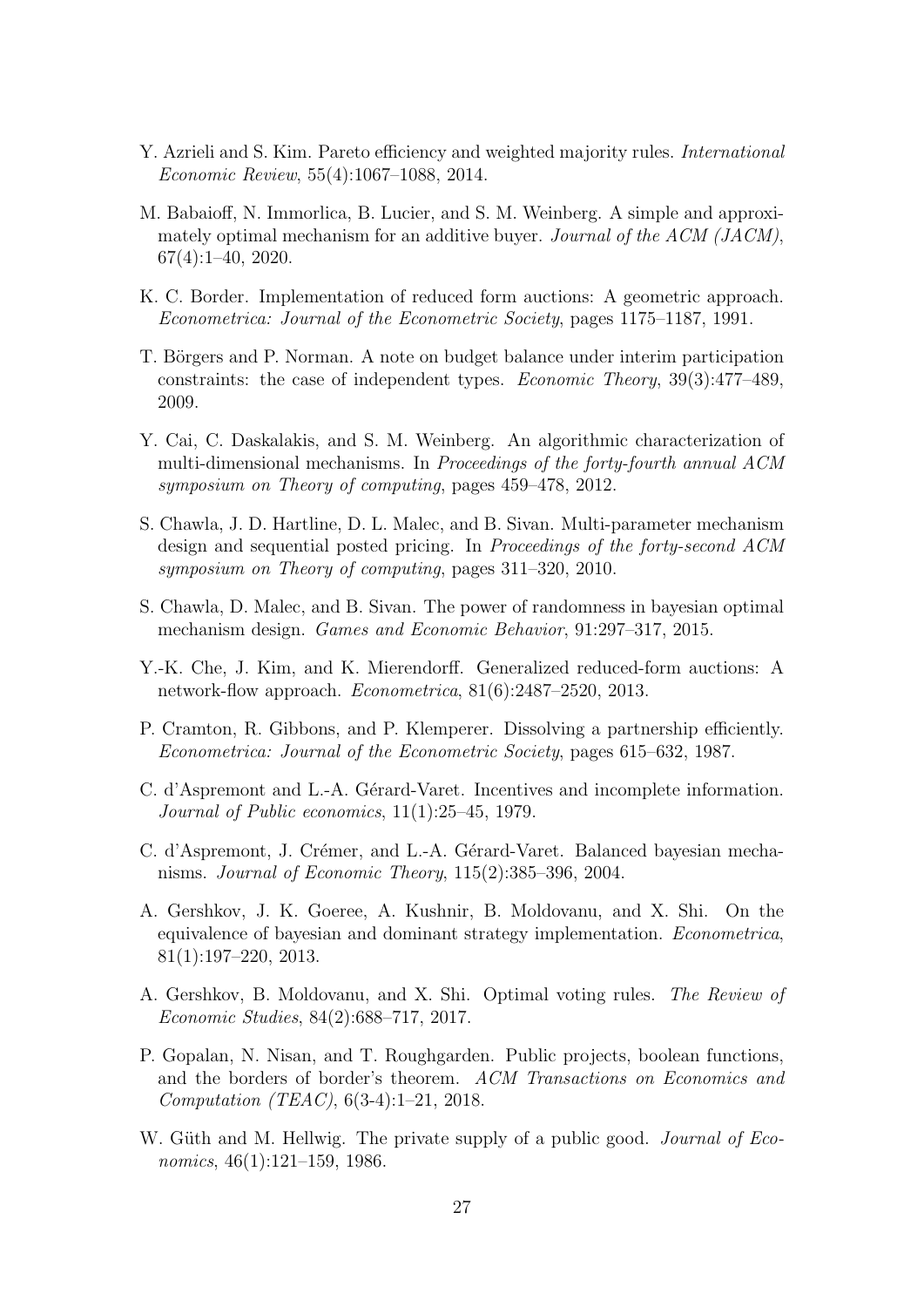Y. Azrieli and S. Kim. Pareto efficiency and weighted majority rules. *International Economic Review*, 55(4):1067–1088, 2014.

M. Babaioff, N. Immorlica, B. Lucier, and S. M. Weinberg. A simple and approximately optimal mechanism for an additive buyer. *Journal of the ACM (JACM)*, 67(4):1–40, 2020.

K. C. Border. Implementation of reduced form auctions: A geometric approach. *Econometrica: Journal of the Econometric Society*, pages 1175–1187, 1991.

T. Börgers and P. Norman. A note on budget balance under interim participation constraints: the case of independent types. *Economic Theory*, 39(3):477–489, 2009.

Y. Cai, C. Daskalakis, and S. M. Weinberg. An algorithmic characterization of multi-dimensional mechanisms. In *Proceedings of the forty-fourth annual ACM symposium on Theory of computing*, pages 459–478, 2012.

S. Chawla, J. D. Hartline, D. L. Malec, and B. Sivan. Multi-parameter mechanism design and sequential posted pricing. In *Proceedings of the forty-second ACM symposium on Theory of computing*, pages 311–320, 2010.

S. Chawla, D. Malec, and B. Sivan. The power of randomness in bayesian optimal mechanism design. *Games and Economic Behavior*, 91:297–317, 2015.

Y.-K. Che, J. Kim, and K. Mierendorff. Generalized reduced-form auctions: A network-flow approach. *Econometrica*, 81(6):2487–2520, 2013.

P. Cramton, R. Gibbons, and P. Klemperer. Dissolving a partnership efficiently. *Econometrica: Journal of the Econometric Society*, pages 615–632, 1987.

C. d'Aspremont and L.-A. Gérard-Varet. Incentives and incomplete information. *Journal of Public economics*, 11(1):25–45, 1979.

C. d'Aspremont, J. Crémer, and L.-A. Gérard-Varet. Balanced bayesian mechanisms. *Journal of Economic Theory*, 115(2):385–396, 2004.

A. Gershkov, J. K. Goeree, A. Kushnir, B. Moldovanu, and X. Shi. On the equivalence of bayesian and dominant strategy implementation. *Econometrica*, 81(1):197–220, 2013.

A. Gershkov, B. Moldovanu, and X. Shi. Optimal voting rules. *The Review of Economic Studies*, 84(2):688–717, 2017.

P. Gopalan, N. Nisan, and T. Roughgarden. Public projects, boolean functions, and the borders of border's theorem. *ACM Transactions on Economics and Computation (TEAC)*, 6(3-4):1–21, 2018.

W. Güth and M. Hellwig. The private supply of a public good. *Journal of Economics*, 46(1):121–159, 1986.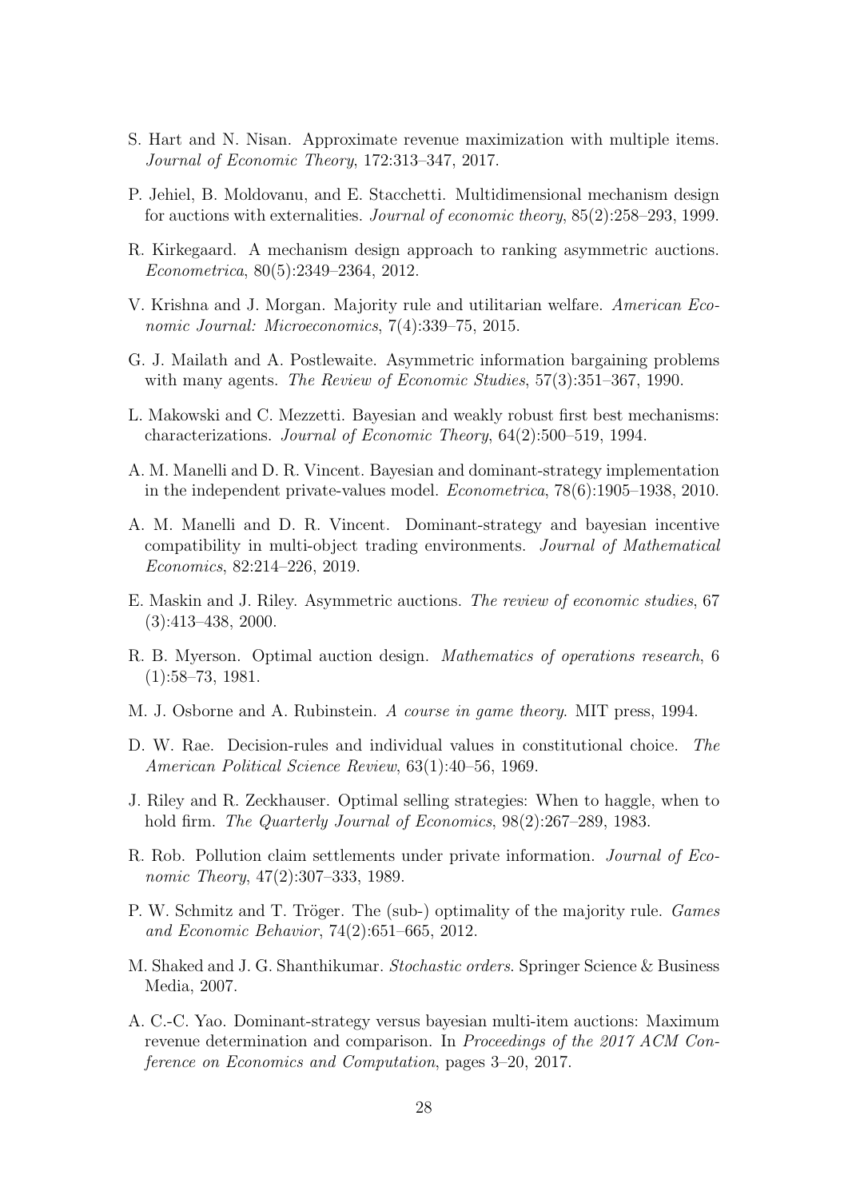S. Hart and N. Nisan. Approximate revenue maximization with multiple items. *Journal of Economic Theory*, 172:313–347, 2017.

P. Jehiel, B. Moldovanu, and E. Stacchetti. Multidimensional mechanism design for auctions with externalities. *Journal of economic theory*, 85(2):258–293, 1999.

R. Kirkegaard. A mechanism design approach to ranking asymmetric auctions. *Econometrica*, 80(5):2349–2364, 2012.

V. Krishna and J. Morgan. Majority rule and utilitarian welfare. *American Economic Journal: Microeconomics*, 7(4):339–75, 2015.

G. J. Mailath and A. Postlewaite. Asymmetric information bargaining problems with many agents. *The Review of Economic Studies*, 57(3):351–367, 1990.

L. Makowski and C. Mezzetti. Bayesian and weakly robust first best mechanisms: characterizations. *Journal of Economic Theory*, 64(2):500–519, 1994.

A. M. Manelli and D. R. Vincent. Bayesian and dominant-strategy implementation in the independent private-values model. *Econometrica*, 78(6):1905–1938, 2010.

A. M. Manelli and D. R. Vincent. Dominant-strategy and bayesian incentive compatibility in multi-object trading environments. *Journal of Mathematical Economics*, 82:214–226, 2019.

E. Maskin and J. Riley. Asymmetric auctions. *The review of economic studies*, 67 (3):413–438, 2000.

R. B. Myerson. Optimal auction design. *Mathematics of operations research*, 6 (1):58–73, 1981.

M. J. Osborne and A. Rubinstein. *A course in game theory*. MIT press, 1994.

D. W. Rae. Decision-rules and individual values in constitutional choice. *The American Political Science Review*, 63(1):40–56, 1969.

J. Riley and R. Zeckhauser. Optimal selling strategies: When to haggle, when to hold firm. *The Quarterly Journal of Economics*, 98(2):267–289, 1983.

R. Rob. Pollution claim settlements under private information. *Journal of Economic Theory*, 47(2):307–333, 1989.

P. W. Schmitz and T. Tröger. The (sub-) optimality of the majority rule. *Games and Economic Behavior*, 74(2):651–665, 2012.

M. Shaked and J. G. Shanthikumar. *Stochastic orders*. Springer Science & Business Media, 2007.

A. C.-C. Yao. Dominant-strategy versus bayesian multi-item auctions: Maximum revenue determination and comparison. In *Proceedings of the 2017 ACM Conference on Economics and Computation*, pages 3–20, 2017.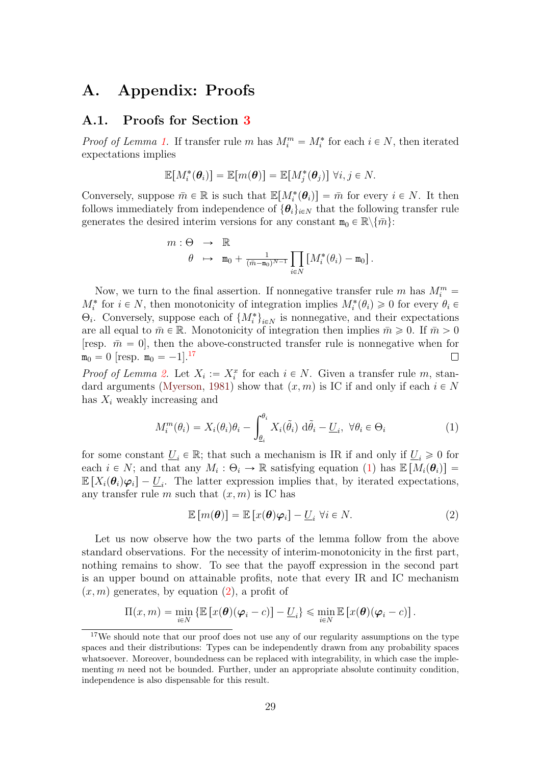# A. Appendix: Proofs

## A.1. Proofs for Section 3

*Proof of Lemma 1.* If transfer rule $m$ has $M_i^m = M_i^*$ for each $i \in N$, then iterated expectations implies

$$\mathbb{E}[M_i^*(\boldsymbol{\theta}_i)] = \mathbb{E}[m(\boldsymbol{\theta})] = \mathbb{E}[M_j^*(\boldsymbol{\theta}_j)] \ \forall i, j \in N.$$

Conversely, suppose $\bar{m} \in \mathbb{R}$ is such that $\mathbb{E}[M_i^*(\boldsymbol{\theta}_i)] = \bar{m}$ for every $i \in N$. It then follows immediately from independence of $\{\boldsymbol{\theta}_i\}_{i \in N}$ that the following transfer rule generates the desired interim versions for any constant $\mathtt{m}_0 \in \mathbb{R} \backslash \{\bar{m}\}$:

$$\begin{aligned} m : \Theta &\to \mathbb{R} \\ \theta &\mapsto \mathtt{m}_0 + \tfrac{1}{(\bar{m} - \mathtt{m}_0)^{N-1}} \prod_{i \in N} \left[ M_i^*(\theta_i) - \mathtt{m}_0 \right]. \end{aligned}$$

Now, we turn to the final assertion. If nonnegative transfer rule $m$ has $M_i^m = M_i^*$ for $i \in N$, then monotonicity of integration implies $M_i^*(\theta_i) \geqslant 0$ for every $\theta_i \in \Theta_i$. Conversely, suppose each of $\{M_i^*\}_{i \in N}$ is nonnegative, and their expectations are all equal to $\bar{m} \in \mathbb{R}$. Monotonicity of integration then implies $\bar{m} \geqslant 0$. If $\bar{m} > 0$ [resp. $\bar{m} = 0$], then the above-constructed transfer rule is nonnegative when for $\mathtt{m}_0 = 0$ [resp. $\mathtt{m}_0 = -1$].[17] $\square$

*Proof of Lemma 2.* Let $X_i := X_i^x$ for each $i \in N$. Given a transfer rule $m$, standard arguments (Myerson, 1981) show that $(x, m)$ is IC if and only if each $i \in N$ has $X_i$ weakly increasing and

$$M_i^m(\theta_i) = X_i(\theta_i)\theta_i - \int_{\underline{\theta}_i}^{\theta_i} X_i(\tilde{\theta}_i) \, \mathrm{d}\tilde{\theta}_i - \underline{U}_i, \ \ \forall \theta_i \in \Theta_i \tag{1}$$

for some constant $\underline{U}_i \in \mathbb{R}$; that such a mechanism is IR if and only if $\underline{U}_i \geqslant 0$ for each $i \in N$; and that any $M_i : \Theta_i \to \mathbb{R}$ satisfying equation (1) has $\mathbb{E}\left[M_i(\boldsymbol{\theta}_i)\right] = \mathbb{E}\left[X_i(\boldsymbol{\theta}_i)\boldsymbol{\varphi}_i\right] - \underline{U}_i$. The latter expression implies that, by iterated expectations, any transfer rule $m$ such that $(x, m)$ is IC has

$$\mathbb{E}\left[m(\boldsymbol{\theta})\right] = \mathbb{E}\left[x(\boldsymbol{\theta})\boldsymbol{\varphi}_i\right] - \underline{U}_i \ \forall i \in N. \tag{2}$$

Let us now observe how the two parts of the lemma follow from the above standard observations. For the necessity of interim-monotonicity in the first part, nothing remains to show. To see that the payoff expression in the second part is an upper bound on attainable profits, note that every IR and IC mechanism $(x, m)$ generates, by equation (2), a profit of

$$\Pi(x, m) = \min_{i \in N} \left\{ \mathbb{E}\left[x(\boldsymbol{\theta})(\boldsymbol{\varphi}_i - c)\right] - \underline{U}_i \right\} \leqslant \min_{i \in N} \mathbb{E}\left[x(\boldsymbol{\theta})(\boldsymbol{\varphi}_i - c)\right].$$

---

[17] We should note that our proof does not use any of our regularity assumptions on the type spaces and their distributions: Types can be independently drawn from any probability spaces whatsoever. Moreover, boundedness can be replaced with integrability, in which case the implementing $m$ need not be bounded. Further, under an appropriate absolute continuity condition, independence is also dispensable for this result.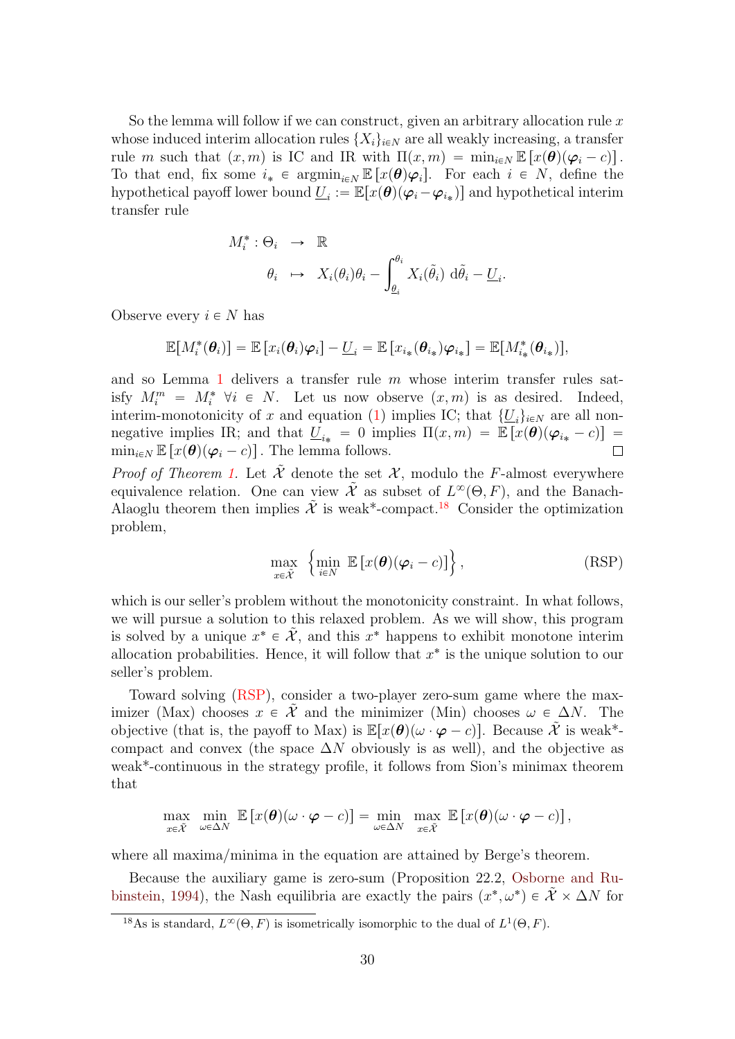So the lemma will follow if we can construct, given an arbitrary allocation rule $x$ whose induced interim allocation rules $\{X_i\}_{i\in N}$ are all weakly increasing, a transfer rule $m$ such that $(x, m)$ is IC and IR with $\Pi(x, m) = \min_{i\in N} \mathbb{E}\left[x(\boldsymbol{\theta})(\boldsymbol{\varphi}_i - c)\right]$. To that end, fix some $i_* \in \operatorname{argmin}_{i\in N} \mathbb{E}\left[x(\boldsymbol{\theta})\boldsymbol{\varphi}_i\right]$. For each $i \in N$, define the hypothetical payoff lower bound $\underline{U}_i := \mathbb{E}[x(\boldsymbol{\theta})(\boldsymbol{\varphi}_i - \boldsymbol{\varphi}_{i_*})]$ and hypothetical interim transfer rule

$$
\begin{aligned}
M_i^* : \Theta_i \ &\to \ \mathbb{R} \\
\theta_i \ &\mapsto \ X_i(\theta_i)\theta_i - \int_{\underline{\theta}_i}^{\theta_i} X_i(\tilde{\theta}_i)\ \mathrm{d}\tilde{\theta}_i - \underline{U}_i.
\end{aligned}
$$

Observe every $i \in N$ has

$$
\mathbb{E}[M_i^*(\boldsymbol{\theta}_i)] = \mathbb{E}\left[x_i(\boldsymbol{\theta}_i)\boldsymbol{\varphi}_i\right] - \underline{U}_i = \mathbb{E}\left[x_{i_*}(\boldsymbol{\theta}_{i_*})\boldsymbol{\varphi}_{i_*}\right] = \mathbb{E}[M_{i_*}^*(\boldsymbol{\theta}_{i_*})],
$$

and so Lemma 1 delivers a transfer rule $m$ whose interim transfer rules satisfy $M_i^m = M_i^* \ \forall i \in N$. Let us now observe $(x, m)$ is as desired. Indeed, interim-monotonicity of $x$ and equation (1) implies IC; that $\{\underline{U}_i\}_{i\in N}$ are all nonnegative implies IR; and that $\underline{U}_{i_*} = 0$ implies $\Pi(x, m) = \mathbb{E}\left[x(\boldsymbol{\theta})(\boldsymbol{\varphi}_{i_*} - c)\right] = \min_{i\in N} \mathbb{E}\left[x(\boldsymbol{\theta})(\boldsymbol{\varphi}_i - c)\right]$. The lemma follows. $\square$

*Proof of Theorem 1.* Let $\tilde{\mathcal{X}}$ denote the set $\mathcal{X}$, modulo the $F$-almost everywhere equivalence relation. One can view $\tilde{\mathcal{X}}$ as subset of $L^\infty(\Theta, F)$, and the Banach-Alaoglu theorem then implies $\tilde{\mathcal{X}}$ is weak*-compact.[18] Consider the optimization problem,

$$
\max_{x\in\tilde{\mathcal{X}}} \ \left\{\min_{i\in N} \ \mathbb{E}\left[x(\boldsymbol{\theta})(\boldsymbol{\varphi}_i - c)\right]\right\}, \qquad \text{(RSP)}
$$

which is our seller's problem without the monotonicity constraint. In what follows, we will pursue a solution to this relaxed problem. As we will show, this program is solved by a unique $x^* \in \tilde{\mathcal{X}}$, and this $x^*$ happens to exhibit monotone interim allocation probabilities. Hence, it will follow that $x^*$ is the unique solution to our seller's problem.

Toward solving (RSP), consider a two-player zero-sum game where the maximizer (Max) chooses $x \in \tilde{\mathcal{X}}$ and the minimizer (Min) chooses $\omega \in \Delta N$. The objective (that is, the payoff to Max) is $\mathbb{E}[x(\boldsymbol{\theta})(\omega \cdot \boldsymbol{\varphi} - c)]$. Because $\tilde{\mathcal{X}}$ is weak*-compact and convex (the space $\Delta N$ obviously is as well), and the objective as weak*-continuous in the strategy profile, it follows from Sion's minimax theorem that

$$
\max_{x\in\tilde{\mathcal{X}}} \ \min_{\omega\in\Delta N} \ \mathbb{E}\left[x(\boldsymbol{\theta})(\omega \cdot \boldsymbol{\varphi} - c)\right] = \min_{\omega\in\Delta N} \ \max_{x\in\tilde{\mathcal{X}}} \ \mathbb{E}\left[x(\boldsymbol{\theta})(\omega \cdot \boldsymbol{\varphi} - c)\right],
$$

where all maxima/minima in the equation are attained by Berge's theorem.

Because the auxiliary game is zero-sum (Proposition 22.2, Osborne and Rubinstein, 1994), the Nash equilibria are exactly the pairs $(x^*, \omega^*) \in \tilde{\mathcal{X}} \times \Delta N$ for

[18] As is standard, $L^\infty(\Theta, F)$ is isometrically isomorphic to the dual of $L^1(\Theta, F)$.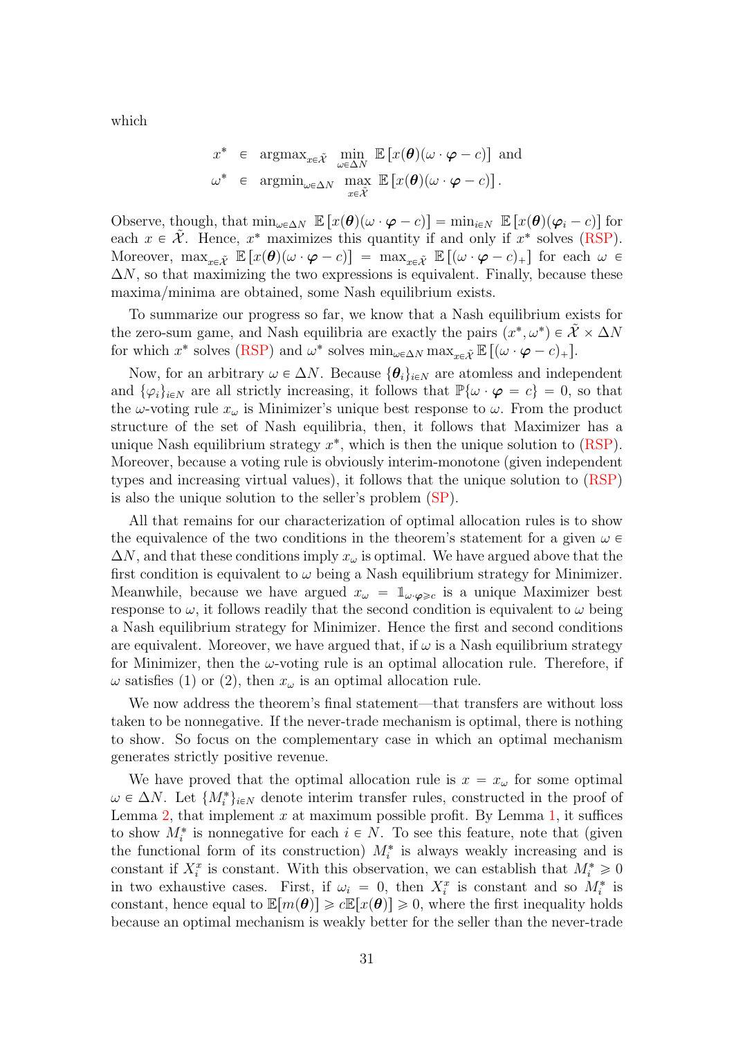which

$$
\begin{aligned}
x^* &\in \operatorname{argmax}_{x\in\tilde{\mathcal{X}}} \min_{\omega\in\Delta N} \mathbb{E}\left[x(\boldsymbol{\theta})(\omega\cdot\boldsymbol{\varphi}-c)\right] \text{ and} \\
\omega^* &\in \operatorname{argmin}_{\omega\in\Delta N} \max_{x\in\tilde{\mathcal{X}}} \mathbb{E}\left[x(\boldsymbol{\theta})(\omega\cdot\boldsymbol{\varphi}-c)\right].
\end{aligned}
$$

Observe, though, that $\min_{\omega\in\Delta N} \mathbb{E}\left[x(\boldsymbol{\theta})(\omega\cdot\boldsymbol{\varphi}-c)\right] = \min_{i\in N} \mathbb{E}\left[x(\boldsymbol{\theta})(\boldsymbol{\varphi}_i-c)\right]$ for each $x\in\tilde{\mathcal{X}}$. Hence, $x^*$ maximizes this quantity if and only if $x^*$ solves (RSP). Moreover, $\max_{x\in\tilde{\mathcal{X}}} \mathbb{E}\left[x(\boldsymbol{\theta})(\omega\cdot\boldsymbol{\varphi}-c)\right] = \max_{x\in\tilde{\mathcal{X}}} \mathbb{E}\left[(\omega\cdot\boldsymbol{\varphi}-c)_+\right]$ for each $\omega\in\Delta N$, so that maximizing the two expressions is equivalent. Finally, because these maxima/minima are obtained, some Nash equilibrium exists.

To summarize our progress so far, we know that a Nash equilibrium exists for the zero-sum game, and Nash equilibria are exactly the pairs $(x^*,\omega^*)\in\tilde{\mathcal{X}}\times\Delta N$ for which $x^*$ solves (RSP) and $\omega^*$ solves $\min_{\omega\in\Delta N}\max_{x\in\tilde{\mathcal{X}}}\mathbb{E}\left[(\omega\cdot\boldsymbol{\varphi}-c)_+\right]$.

Now, for an arbitrary $\omega\in\Delta N$. Because $\{\boldsymbol{\theta}_i\}_{i\in N}$ are atomless and independent and $\{\varphi_i\}_{i\in N}$ are all strictly increasing, it follows that $\mathbb{P}\{\omega\cdot\boldsymbol{\varphi}=c\}=0$, so that the $\omega$-voting rule $x_\omega$ is Minimizer's unique best response to $\omega$. From the product structure of the set of Nash equilibria, then, it follows that Maximizer has a unique Nash equilibrium strategy $x^*$, which is then the unique solution to (RSP). Moreover, because a voting rule is obviously interim-monotone (given independent types and increasing virtual values), it follows that the unique solution to (RSP) is also the unique solution to the seller's problem (SP).

All that remains for our characterization of optimal allocation rules is to show the equivalence of the two conditions in the theorem's statement for a given $\omega\in\Delta N$, and that these conditions imply $x_\omega$ is optimal. We have argued above that the first condition is equivalent to $\omega$ being a Nash equilibrium strategy for Minimizer. Meanwhile, because we have argued $x_\omega=\mathbb{1}_{\omega\cdot\boldsymbol{\varphi}\geqslant c}$ is a unique Maximizer best response to $\omega$, it follows readily that the second condition is equivalent to $\omega$ being a Nash equilibrium strategy for Minimizer. Hence the first and second conditions are equivalent. Moreover, we have argued that, if $\omega$ is a Nash equilibrium strategy for Minimizer, then the $\omega$-voting rule is an optimal allocation rule. Therefore, if $\omega$ satisfies (1) or (2), then $x_\omega$ is an optimal allocation rule.

We now address the theorem's final statement—that transfers are without loss taken to be nonnegative. If the never-trade mechanism is optimal, there is nothing to show. So focus on the complementary case in which an optimal mechanism generates strictly positive revenue.

We have proved that the optimal allocation rule is $x=x_\omega$ for some optimal $\omega\in\Delta N$. Let $\{M_i^*\}_{i\in N}$ denote interim transfer rules, constructed in the proof of Lemma 2, that implement $x$ at maximum possible profit. By Lemma 1, it suffices to show $M_i^*$ is nonnegative for each $i\in N$. To see this feature, note that (given the functional form of its construction) $M_i^*$ is always weakly increasing and is constant if $X_i^x$ is constant. With this observation, we can establish that $M_i^*\geqslant 0$ in two exhaustive cases. First, if $\omega_i=0$, then $X_i^x$ is constant and so $M_i^*$ is constant, hence equal to $\mathbb{E}[m(\boldsymbol{\theta})]\geqslant c\mathbb{E}[x(\boldsymbol{\theta})]\geqslant 0$, where the first inequality holds because an optimal mechanism is weakly better for the seller than the never-trade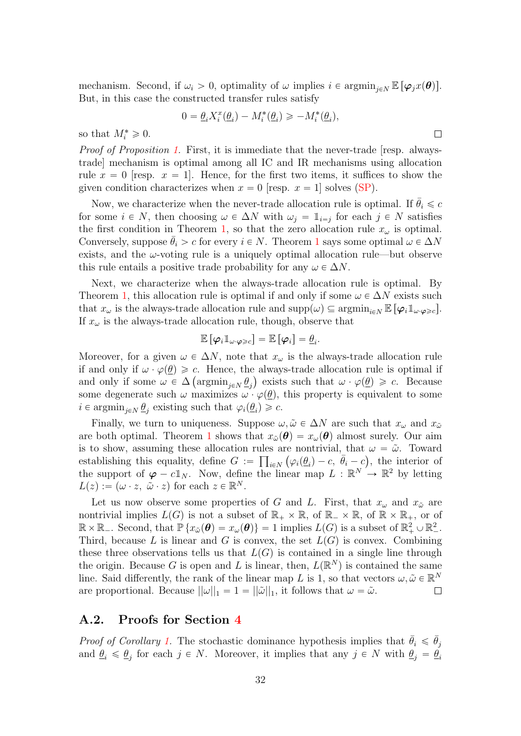mechanism. Second, if $\omega_i > 0$, optimality of $\omega$ implies $i \in \operatorname{argmin}_{j\in N} \mathbb{E}\left[\boldsymbol{\varphi}_j x(\boldsymbol{\theta})\right]$. But, in this case the constructed transfer rules satisfy

$$0 = \underline{\theta}_i X_i^x(\underline{\theta}_i) - M_i^*(\underline{\theta}_i) \geqslant -M_i^*(\underline{\theta}_i),$$

so that $M_i^* \geqslant 0$. $\square$

*Proof of Proposition 1.* First, it is immediate that the never-trade [resp. always-trade] mechanism is optimal among all IC and IR mechanisms using allocation rule $x = 0$ [resp. $x = 1$]. Hence, for the first two items, it suffices to show the given condition characterizes when $x = 0$ [resp. $x = 1$] solves (SP).

Now, we characterize when the never-trade allocation rule is optimal. If $\bar{\theta}_i \leqslant c$ for some $i \in N$, then choosing $\omega \in \Delta N$ with $\omega_j = \mathbb{1}_{i=j}$ for each $j \in N$ satisfies the first condition in Theorem 1, so that the zero allocation rule $x_\omega$ is optimal. Conversely, suppose $\bar{\theta}_i > c$ for every $i \in N$. Theorem 1 says some optimal $\omega \in \Delta N$ exists, and the $\omega$-voting rule is a uniquely optimal allocation rule—but observe this rule entails a positive trade probability for any $\omega \in \Delta N$.

Next, we characterize when the always-trade allocation rule is optimal. By Theorem 1, this allocation rule is optimal if and only if some $\omega \in \Delta N$ exists such that $x_\omega$ is the always-trade allocation rule and $\operatorname{supp}(\omega) \subseteq \operatorname{argmin}_{i\in N} \mathbb{E}\left[\boldsymbol{\varphi}_i \mathbb{1}_{\omega\cdot\boldsymbol{\varphi}\geqslant c}\right]$. If $x_\omega$ is the always-trade allocation rule, though, observe that

$$\mathbb{E}\left[\boldsymbol{\varphi}_i \mathbb{1}_{\omega\cdot\boldsymbol{\varphi}\geqslant c}\right] = \mathbb{E}\left[\boldsymbol{\varphi}_i\right] = \underline{\theta}_i.$$

Moreover, for a given $\omega \in \Delta N$, note that $x_\omega$ is the always-trade allocation rule if and only if $\omega \cdot \varphi(\underline{\theta}) \geqslant c$. Hence, the always-trade allocation rule is optimal if and only if some $\omega \in \Delta\left(\operatorname{argmin}_{j\in N} \underline{\theta}_j\right)$ exists such that $\omega \cdot \varphi(\underline{\theta}) \geqslant c$. Because some degenerate such $\omega$ maximizes $\omega \cdot \varphi(\underline{\theta})$, this property is equivalent to some $i \in \operatorname{argmin}_{j\in N} \underline{\theta}_j$ existing such that $\varphi_i(\underline{\theta}_i) \geqslant c$.

Finally, we turn to uniqueness. Suppose $\omega, \tilde{\omega} \in \Delta N$ are such that $x_\omega$ and $x_{\tilde{\omega}}$ are both optimal. Theorem 1 shows that $x_{\tilde{\omega}}(\boldsymbol{\theta}) = x_\omega(\boldsymbol{\theta})$ almost surely. Our aim is to show, assuming these allocation rules are nontrivial, that $\omega = \tilde{\omega}$. Toward establishing this equality, define $G := \prod_{i\in N} \left(\varphi_i(\underline{\theta}_i) - c,\ \bar{\theta}_i - c\right)$, the interior of the support of $\boldsymbol{\varphi} - c\mathbb{1}_N$. Now, define the linear map $L : \mathbb{R}^N \to \mathbb{R}^2$ by letting $L(z) := (\omega \cdot z,\ \tilde{\omega} \cdot z)$ for each $z \in \mathbb{R}^N$.

Let us now observe some properties of $G$ and $L$. First, that $x_\omega$ and $x_{\tilde{\omega}}$ are nontrivial implies $L(G)$ is not a subset of $\mathbb{R}_+ \times \mathbb{R}$, of $\mathbb{R}_- \times \mathbb{R}$, of $\mathbb{R} \times \mathbb{R}_+$, or of $\mathbb{R} \times \mathbb{R}_-$. Second, that $\mathbb{P}\left\{x_{\tilde{\omega}}(\boldsymbol{\theta}) = x_\omega(\boldsymbol{\theta})\right\} = 1$ implies $L(G)$ is a subset of $\mathbb{R}^2_+ \cup \mathbb{R}^2_-$. Third, because $L$ is linear and $G$ is convex, the set $L(G)$ is convex. Combining these three observations tells us that $L(G)$ is contained in a single line through the origin. Because $G$ is open and $L$ is linear, then, $L(\mathbb{R}^N)$ is contained the same line. Said differently, the rank of the linear map $L$ is 1, so that vectors $\omega, \tilde{\omega} \in \mathbb{R}^N$ are proportional. Because $||\omega||_1 = 1 = ||\tilde{\omega}||_1$, it follows that $\omega = \tilde{\omega}$. $\square$

## A.2. Proofs for Section 4

*Proof of Corollary 1.* The stochastic dominance hypothesis implies that $\bar{\theta}_i \leqslant \bar{\theta}_j$ and $\underline{\theta}_i \leqslant \underline{\theta}_j$ for each $j \in N$. Moreover, it implies that any $j \in N$ with $\underline{\theta}_j = \underline{\theta}_i$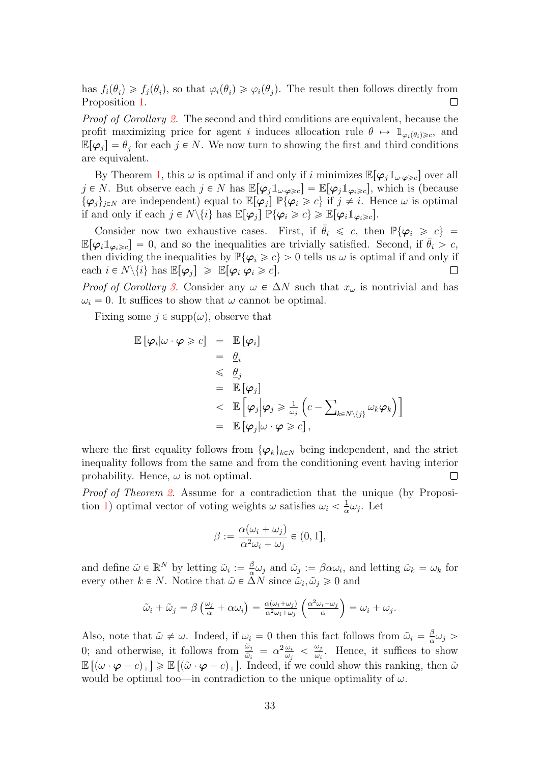has $f_i(\underline{\theta}_i) \geqslant f_j(\underline{\theta}_i)$, so that $\varphi_i(\underline{\theta}_i) \geqslant \varphi_i(\underline{\theta}_j)$. The result then follows directly from Proposition 1. $\square$

*Proof of Corollary 2.* The second and third conditions are equivalent, because the profit maximizing price for agent $i$ induces allocation rule $\theta \mapsto \mathbb{1}_{\varphi_i(\theta_i)\geqslant c}$, and $\mathbb{E}[\boldsymbol{\varphi}_j] = \underline{\theta}_j$ for each $j \in N$. We now turn to showing the first and third conditions are equivalent.

By Theorem 1, this $\omega$ is optimal if and only if $i$ minimizes $\mathbb{E}[\boldsymbol{\varphi}_j \mathbb{1}_{\omega\cdot\boldsymbol{\varphi}\geqslant c}]$ over all $j \in N$. But observe each $j \in N$ has $\mathbb{E}[\boldsymbol{\varphi}_j \mathbb{1}_{\omega\cdot\boldsymbol{\varphi}\geqslant c}] = \mathbb{E}[\boldsymbol{\varphi}_j \mathbb{1}_{\boldsymbol{\varphi}_i\geqslant c}]$, which is (because $\{\boldsymbol{\varphi}_j\}_{j\in N}$ are independent) equal to $\mathbb{E}[\boldsymbol{\varphi}_j]\ \mathbb{P}\{\boldsymbol{\varphi}_i \geqslant c\}$ if $j \neq i$. Hence $\omega$ is optimal if and only if each $j \in N\backslash\{i\}$ has $\mathbb{E}[\boldsymbol{\varphi}_j]\ \mathbb{P}\{\boldsymbol{\varphi}_i \geqslant c\} \geqslant \mathbb{E}[\boldsymbol{\varphi}_i \mathbb{1}_{\boldsymbol{\varphi}_i\geqslant c}]$.

Consider now two exhaustive cases. First, if $\bar{\theta}_i \leqslant c$, then $\mathbb{P}\{\boldsymbol{\varphi}_i \geqslant c\} = \mathbb{E}[\boldsymbol{\varphi}_i \mathbb{1}_{\boldsymbol{\varphi}_i\geqslant c}] = 0$, and so the inequalities are trivially satisfied. Second, if $\bar{\theta}_i > c$, then dividing the inequalities by $\mathbb{P}\{\boldsymbol{\varphi}_i \geqslant c\} > 0$ tells us $\omega$ is optimal if and only if each $i \in N\backslash\{i\}$ has $\mathbb{E}[\boldsymbol{\varphi}_j] \geqslant \mathbb{E}[\boldsymbol{\varphi}_i | \boldsymbol{\varphi}_i \geqslant c]$. $\square$

*Proof of Corollary 3.* Consider any $\omega \in \Delta N$ such that $x_\omega$ is nontrivial and has $\omega_i = 0$. It suffices to show that $\omega$ cannot be optimal.

Fixing some $j \in \operatorname{supp}(\omega)$, observe that

$$
\begin{aligned}
\mathbb{E}\left[\boldsymbol{\varphi}_i | \omega\cdot\boldsymbol{\varphi} \geqslant c\right] &= \mathbb{E}\left[\boldsymbol{\varphi}_i\right] \\
&= \underline{\theta}_i \\
&\leqslant \underline{\theta}_j \\
&= \mathbb{E}\left[\boldsymbol{\varphi}_j\right] \\
&< \mathbb{E}\left[\boldsymbol{\varphi}_j \middle| \boldsymbol{\varphi}_j \geqslant \tfrac{1}{\omega_j}\left(c - \textstyle\sum_{k\in N\backslash\{j\}} \omega_k \boldsymbol{\varphi}_k\right)\right] \\
&= \mathbb{E}\left[\boldsymbol{\varphi}_j | \omega\cdot\boldsymbol{\varphi} \geqslant c\right],
\end{aligned}
$$

where the first equality follows from $\{\boldsymbol{\varphi}_k\}_{k\in N}$ being independent, and the strict inequality follows from the same and from the conditioning event having interior probability. Hence, $\omega$ is not optimal. $\square$

*Proof of Theorem 2.* Assume for a contradiction that the unique (by Proposition 1) optimal vector of voting weights $\omega$ satisfies $\omega_i < \frac{1}{\alpha}\omega_j$. Let

$$
\beta := \frac{\alpha(\omega_i + \omega_j)}{\alpha^2\omega_i + \omega_j} \in (0, 1],
$$

and define $\tilde{\omega} \in \mathbb{R}^N$ by letting $\tilde{\omega}_i := \frac{\beta}{\alpha}\omega_j$ and $\tilde{\omega}_j := \beta\alpha\omega_i$, and letting $\tilde{\omega}_k = \omega_k$ for every other $k \in N$. Notice that $\tilde{\omega} \in \Delta N$ since $\tilde{\omega}_i, \tilde{\omega}_j \geqslant 0$ and

$$
\tilde{\omega}_i + \tilde{\omega}_j = \beta\left(\tfrac{\omega_j}{\alpha} + \alpha\omega_i\right) = \tfrac{\alpha(\omega_i+\omega_j)}{\alpha^2\omega_i+\omega_j}\left(\tfrac{\alpha^2\omega_i+\omega_j}{\alpha}\right) = \omega_i + \omega_j.
$$

Also, note that $\tilde{\omega} \neq \omega$. Indeed, if $\omega_i = 0$ then this fact follows from $\tilde{\omega}_i = \frac{\beta}{\alpha}\omega_j > 0$; and otherwise, it follows from $\frac{\tilde{\omega}_j}{\tilde{\omega}_i} = \alpha^2\frac{\omega_i}{\omega_j} < \frac{\omega_j}{\omega_i}$. Hence, it suffices to show $\mathbb{E}\left[(\omega\cdot\boldsymbol{\varphi} - c)_+\right] \geqslant \mathbb{E}\left[(\tilde{\omega}\cdot\boldsymbol{\varphi} - c)_+\right]$. Indeed, if we could show this ranking, then $\tilde{\omega}$ would be optimal too—in contradiction to the unique optimality of $\omega$.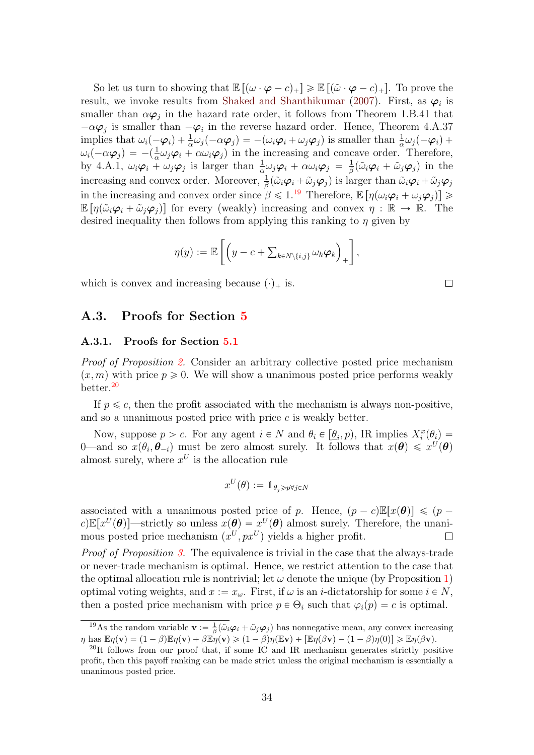So let us turn to showing that $\mathbb{E}[(\omega \cdot \boldsymbol{\varphi} - c)_+] \geqslant \mathbb{E}[(\tilde{\omega} \cdot \boldsymbol{\varphi} - c)_+]$. To prove the result, we invoke results from Shaked and Shanthikumar (2007). First, as $\boldsymbol{\varphi}_i$ is smaller than $\alpha \boldsymbol{\varphi}_j$ in the hazard rate order, it follows from Theorem 1.B.41 that $-\alpha \boldsymbol{\varphi}_j$ is smaller than $-\boldsymbol{\varphi}_i$ in the reverse hazard order. Hence, Theorem 4.A.37 implies that $\omega_i(-\boldsymbol{\varphi}_i) + \frac{1}{\alpha}\omega_j(-\alpha\boldsymbol{\varphi}_j) = -(\omega_i \boldsymbol{\varphi}_i + \omega_j \boldsymbol{\varphi}_j)$ is smaller than $\frac{1}{\alpha}\omega_j(-\boldsymbol{\varphi}_i) + \omega_i(-\alpha\boldsymbol{\varphi}_j) = -(\frac{1}{\alpha}\omega_j\boldsymbol{\varphi}_i + \alpha\omega_i\boldsymbol{\varphi}_j)$ in the increasing and concave order. Therefore, by 4.A.1, $\omega_i\boldsymbol{\varphi}_i + \omega_j\boldsymbol{\varphi}_j$ is larger than $\frac{1}{\alpha}\omega_j\boldsymbol{\varphi}_i + \alpha\omega_i\boldsymbol{\varphi}_j = \frac{1}{\beta}(\tilde{\omega}_i\boldsymbol{\varphi}_i + \tilde{\omega}_j\boldsymbol{\varphi}_j)$ in the increasing and convex order. Moreover, $\frac{1}{\beta}(\tilde{\omega}_i\boldsymbol{\varphi}_i + \tilde{\omega}_j\boldsymbol{\varphi}_j)$ is larger than $\tilde{\omega}_i\boldsymbol{\varphi}_i + \tilde{\omega}_j\boldsymbol{\varphi}_j$ in the increasing and convex order since $\beta \leqslant 1$.[19] Therefore, $\mathbb{E}[\eta(\omega_i\boldsymbol{\varphi}_i + \omega_j\boldsymbol{\varphi}_j)] \geqslant \mathbb{E}[\eta(\tilde{\omega}_i\boldsymbol{\varphi}_i + \tilde{\omega}_j\boldsymbol{\varphi}_j)]$ for every (weakly) increasing and convex $\eta : \mathbb{R} \to \mathbb{R}$. The desired inequality then follows from applying this ranking to $\eta$ given by

$$\eta(y) := \mathbb{E}\left[\left(y - c + \sum\nolimits_{k \in N \setminus \{i,j\}} \omega_k \boldsymbol{\varphi}_k\right)_+\right],$$

which is convex and increasing because $(\cdot)_+$ is. □

## A.3. Proofs for Section 5

### A.3.1. Proofs for Section 5.1

*Proof of Proposition 2.* Consider an arbitrary collective posted price mechanism $(x, m)$ with price $p \geqslant 0$. We will show a unanimous posted price performs weakly better.[20]

If $p \leqslant c$, then the profit associated with the mechanism is always non-positive, and so a unanimous posted price with price $c$ is weakly better.

Now, suppose $p > c$. For any agent $i \in N$ and $\theta_i \in [\underline{\theta}_i, p)$, IR implies $X_i^x(\theta_i) = 0$—and so $x(\theta_i, \boldsymbol{\theta}_{-i})$ must be zero almost surely. It follows that $x(\boldsymbol{\theta}) \leqslant x^U(\boldsymbol{\theta})$ almost surely, where $x^U$ is the allocation rule

$$x^U(\theta) := \mathbb{1}_{\theta_j \geqslant p \forall j \in N}$$

associated with a unanimous posted price of $p$. Hence, $(p - c)\mathbb{E}[x(\boldsymbol{\theta})] \leqslant (p - c)\mathbb{E}[x^U(\boldsymbol{\theta})]$—strictly so unless $x(\boldsymbol{\theta}) = x^U(\boldsymbol{\theta})$ almost surely. Therefore, the unanimous posted price mechanism $(x^U, px^U)$ yields a higher profit. □

*Proof of Proposition 3.* The equivalence is trivial in the case that the always-trade or never-trade mechanism is optimal. Hence, we restrict attention to the case that the optimal allocation rule is nontrivial; let $\omega$ denote the unique (by Proposition 1) optimal voting weights, and $x := x_\omega$. First, if $\omega$ is an $i$-dictatorship for some $i \in N$, then a posted price mechanism with price $p \in \Theta_i$ such that $\varphi_i(p) = c$ is optimal.

---

[19] As the random variable $\mathbf{v} := \frac{1}{\beta}(\tilde{\omega}_i\boldsymbol{\varphi}_i + \tilde{\omega}_j\boldsymbol{\varphi}_j)$ has nonnegative mean, any convex increasing $\eta$ has $\mathbb{E}\eta(\mathbf{v}) = (1-\beta)\mathbb{E}\eta(\mathbf{v}) + \beta\mathbb{E}\eta(\mathbf{v}) \geqslant (1-\beta)\eta(\mathbb{E}\mathbf{v}) + [\mathbb{E}\eta(\beta\mathbf{v}) - (1-\beta)\eta(0)] \geqslant \mathbb{E}\eta(\beta\mathbf{v})$.

[20] It follows from our proof that, if some IC and IR mechanism generates strictly positive profit, then this payoff ranking can be made strict unless the original mechanism is essentially a unanimous posted price.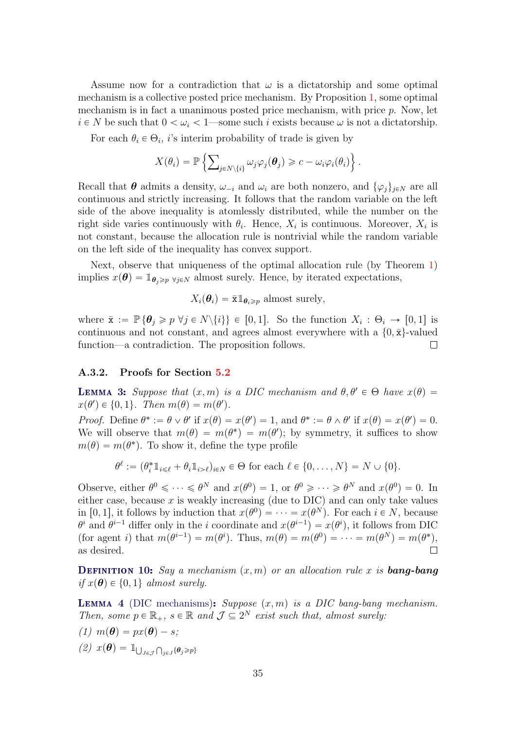Assume now for a contradiction that $\omega$ is a dictatorship and some optimal mechanism is a collective posted price mechanism. By Proposition 1, some optimal mechanism is in fact a unanimous posted price mechanism, with price $p$. Now, let $i \in N$ be such that $0 < \omega_i < 1$—some such $i$ exists because $\omega$ is not a dictatorship.

For each $\theta_i \in \Theta_i$, $i$'s interim probability of trade is given by

$$X(\theta_i) = \mathbb{P}\left\{\sum_{j \in N\setminus\{i\}} \omega_j \varphi_j(\boldsymbol{\theta}_j) \geqslant c - \omega_i \varphi_i(\theta_i)\right\}.$$

Recall that $\boldsymbol{\theta}$ admits a density, $\omega_{-i}$ and $\omega_i$ are both nonzero, and $\{\varphi_j\}_{j \in N}$ are all continuous and strictly increasing. It follows that the random variable on the left side of the above inequality is atomlessly distributed, while the number on the right side varies continuously with $\theta_i$. Hence, $X_i$ is continuous. Moreover, $X_i$ is not constant, because the allocation rule is nontrivial while the random variable on the left side of the inequality has convex support.

Next, observe that uniqueness of the optimal allocation rule (by Theorem 1) implies $x(\boldsymbol{\theta}) = \mathbb{1}_{\boldsymbol{\theta}_j \geqslant p \ \forall j \in N}$ almost surely. Hence, by iterated expectations,

$$X_i(\boldsymbol{\theta}_i) = \bar{\mathrm{x}} \mathbb{1}_{\boldsymbol{\theta}_i \geqslant p} \text{ almost surely,}$$

where $\bar{\mathrm{x}} := \mathbb{P}\{\boldsymbol{\theta}_j \geqslant p \ \forall j \in N\setminus\{i\}\} \in [0,1]$. So the function $X_i : \Theta_i \to [0,1]$ is continuous and not constant, and agrees almost everywhere with a $\{0, \bar{\mathrm{x}}\}$-valued function—a contradiction. The proposition follows. ∎

### A.3.2. Proofs for Section 5.2

**Lemma 3:** *Suppose that $(x, m)$ is a DIC mechanism and $\theta, \theta' \in \Theta$ have $x(\theta) = x(\theta') \in \{0,1\}$. Then $m(\theta) = m(\theta')$.*

*Proof.* Define $\theta^* := \theta \vee \theta'$ if $x(\theta) = x(\theta') = 1$, and $\theta^* := \theta \wedge \theta'$ if $x(\theta) = x(\theta') = 0$. We will observe that $m(\theta) = m(\theta^*) = m(\theta')$; by symmetry, it suffices to show $m(\theta) = m(\theta^*)$. To show it, define the type profile

$$\theta^\ell := (\theta_i^* \mathbb{1}_{i \leqslant \ell} + \theta_i \mathbb{1}_{i > \ell})_{i \in N} \in \Theta \text{ for each } \ell \in \{0, \ldots, N\} = N \cup \{0\}.$$

Observe, either $\theta^0 \leqslant \cdots \leqslant \theta^N$ and $x(\theta^0) = 1$, or $\theta^0 \geqslant \cdots \geqslant \theta^N$ and $x(\theta^0) = 0$. In either case, because $x$ is weakly increasing (due to DIC) and can only take values in $[0,1]$, it follows by induction that $x(\theta^0) = \cdots = x(\theta^N)$. For each $i \in N$, because $\theta^i$ and $\theta^{i-1}$ differ only in the $i$ coordinate and $x(\theta^{i-1}) = x(\theta^i)$, it follows from DIC (for agent $i$) that $m(\theta^{i-1}) = m(\theta^i)$. Thus, $m(\theta) = m(\theta^0) = \cdots = m(\theta^N) = m(\theta^*)$, as desired. ∎

**Definition 10:** *Say a mechanism $(x, m)$ or an allocation rule $x$ is **bang-bang** if $x(\boldsymbol{\theta}) \in \{0,1\}$ almost surely.*

**Lemma 4** (DIC mechanisms)**:** *Suppose $(x, m)$ is a DIC bang-bang mechanism. Then, some $p \in \mathbb{R}_+$, $s \in \mathbb{R}$ and $\mathcal{J} \subseteq 2^N$ exist such that, almost surely:*

*(1) $m(\boldsymbol{\theta}) = p x(\boldsymbol{\theta}) - s$;*

*(2) $x(\boldsymbol{\theta}) = \mathbb{1}_{\bigcup_{J \in \mathcal{J}} \bigcap_{j \in J} \{\boldsymbol{\theta}_j \geqslant p\}}$*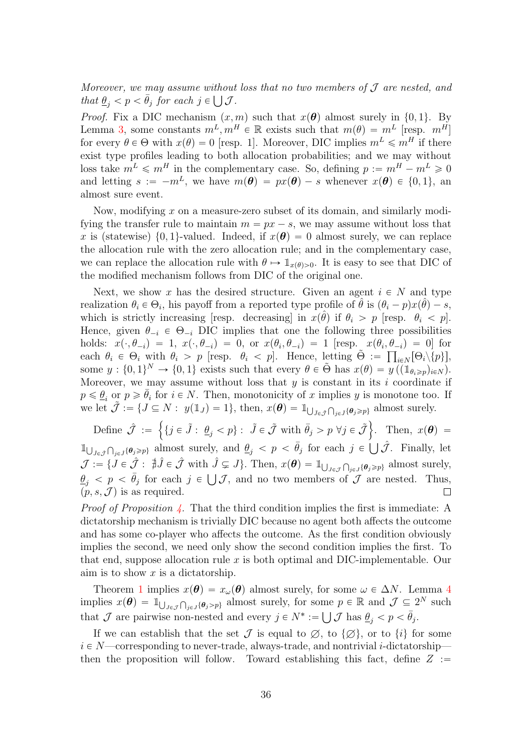*Moreover, we may assume without loss that no two members of $\mathcal{J}$ are nested, and that $\underline{\theta}_j < p < \bar{\theta}_j$ for each $j \in \bigcup \mathcal{J}$.*

*Proof.* Fix a DIC mechanism $(x, m)$ such that $x(\boldsymbol{\theta})$ almost surely in $\{0,1\}$. By Lemma 3, some constants $m^L, m^H \in \mathbb{R}$ exists such that $m(\theta) = m^L$ [resp. $m^H$] for every $\theta \in \Theta$ with $x(\theta) = 0$ [resp. 1]. Moreover, DIC implies $m^L \leqslant m^H$ if there exist type profiles leading to both allocation probabilities; and we may without loss take $m^L \leqslant m^H$ in the complementary case. So, defining $p := m^H - m^L \geqslant 0$ and letting $s := -m^L$, we have $m(\boldsymbol{\theta}) = px(\boldsymbol{\theta}) - s$ whenever $x(\boldsymbol{\theta}) \in \{0,1\}$, an almost sure event.

Now, modifying $x$ on a measure-zero subset of its domain, and similarly modifying the transfer rule to maintain $m = px - s$, we may assume without loss that $x$ is (statewise) $\{0,1\}$-valued. Indeed, if $x(\boldsymbol{\theta}) = 0$ almost surely, we can replace the allocation rule with the zero allocation rule; and in the complementary case, we can replace the allocation rule with $\theta \mapsto \mathbb{1}_{x(\theta)>0}$. It is easy to see that DIC of the modified mechanism follows from DIC of the original one.

Next, we show $x$ has the desired structure. Given an agent $i \in N$ and type realization $\theta_i \in \Theta_i$, his payoff from a reported type profile of $\hat{\theta}$ is $(\theta_i - p)x(\hat{\theta}) - s$, which is strictly increasing [resp. decreasing] in $x(\hat{\theta})$ if $\theta_i > p$ [resp. $\theta_i < p$]. Hence, given $\theta_{-i} \in \Theta_{-i}$ DIC implies that one the following three possibilities holds: $x(\cdot, \theta_{-i}) = 1$, $x(\cdot, \theta_{-i}) = 0$, or $x(\theta_i, \theta_{-i}) = 1$ [resp. $x(\theta_i, \theta_{-i}) = 0$] for each $\theta_i \in \Theta_i$ with $\theta_i > p$ [resp. $\theta_i < p$]. Hence, letting $\tilde{\Theta} := \prod_{i \in N}[\Theta_i \setminus \{p\}]$, some $y : \{0,1\}^N \to \{0,1\}$ exists such that every $\theta \in \tilde{\Theta}$ has $x(\theta) = y\left((\mathbb{1}_{\theta_i \geqslant p})_{i \in N}\right)$. Moreover, we may assume without loss that $y$ is constant in its $i$ coordinate if $p \leqslant \underline{\theta}_i$ or $p \geqslant \bar{\theta}_i$ for $i \in N$. Then, monotonicity of $x$ implies $y$ is monotone too. If we let $\tilde{\mathcal{J}} := \{J \subseteq N : \ y(\mathbb{1}_J) = 1\}$, then, $x(\boldsymbol{\theta}) = \mathbb{1}_{\bigcup_{J \in \tilde{\mathcal{J}}} \bigcap_{j \in J} \{\boldsymbol{\theta}_j \geqslant p\}}$ almost surely.

Define $\hat{\mathcal{J}} := \left\{ \{j \in \tilde{J} : \ \underline{\theta}_j < p\} : \ \tilde{J} \in \tilde{\mathcal{J}} \text{ with } \bar{\theta}_j > p \ \forall j \in \tilde{\mathcal{J}} \right\}$. Then, $x(\boldsymbol{\theta}) = \mathbb{1}_{\bigcup_{J \in \hat{\mathcal{J}}} \bigcap_{j \in J} \{\boldsymbol{\theta}_j \geqslant p\}}$ almost surely, and $\underline{\theta}_j < p < \bar{\theta}_j$ for each $j \in \bigcup \hat{\mathcal{J}}$. Finally, let $\mathcal{J} := \{J \in \hat{\mathcal{J}} : \ \nexists \hat{J} \in \hat{\mathcal{J}} \text{ with } \hat{J} \subsetneq J\}$. Then, $x(\boldsymbol{\theta}) = \mathbb{1}_{\bigcup_{J \in \mathcal{J}} \bigcap_{j \in J} \{\boldsymbol{\theta}_j \geqslant p\}}$ almost surely, $\underline{\theta}_j < p < \bar{\theta}_j$ for each $j \in \bigcup \mathcal{J}$, and no two members of $\mathcal{J}$ are nested. Thus, $(p, s, \mathcal{J})$ is as required. $\square$

*Proof of Proposition 4.* That the third condition implies the first is immediate: A dictatorship mechanism is trivially DIC because no agent both affects the outcome and has some co-player who affects the outcome. As the first condition obviously implies the second, we need only show the second condition implies the first. To that end, suppose allocation rule $x$ is both optimal and DIC-implementable. Our aim is to show $x$ is a dictatorship.

Theorem 1 implies $x(\boldsymbol{\theta}) = x_\omega(\boldsymbol{\theta})$ almost surely, for some $\omega \in \Delta N$. Lemma 4 implies $x(\boldsymbol{\theta}) = \mathbb{1}_{\bigcup_{J \in \mathcal{J}} \bigcap_{j \in J} \{\boldsymbol{\theta}_j > p\}}$ almost surely, for some $p \in \mathbb{R}$ and $\mathcal{J} \subseteq 2^N$ such that $\mathcal{J}$ are pairwise non-nested and every $j \in N^* := \bigcup \mathcal{J}$ has $\underline{\theta}_j < p < \bar{\theta}_j$.

If we can establish that the set $\mathcal{J}$ is equal to $\varnothing$, to $\{\varnothing\}$, or to $\{i\}$ for some $i \in N$—corresponding to never-trade, always-trade, and nontrivial $i$-dictatorship—then the proposition will follow. Toward establishing this fact, define $Z :=$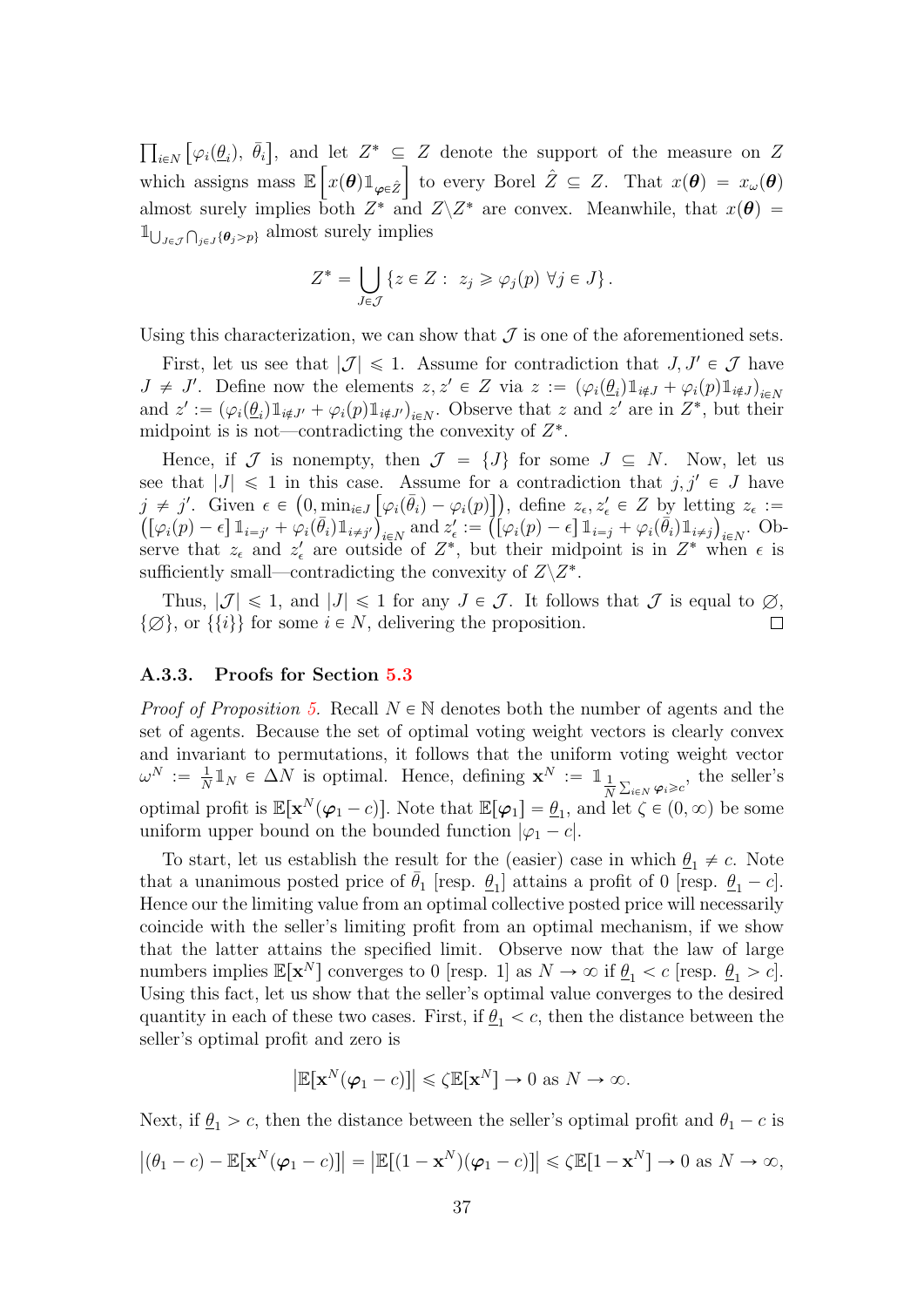$\prod_{i \in N} \left[\varphi_i(\underline{\theta}_i),\ \bar{\theta}_i\right]$, and let $Z^* \subseteq Z$ denote the support of the measure on $Z$ which assigns mass $\mathbb{E}\left[x(\boldsymbol{\theta})\mathbb{1}_{\boldsymbol{\varphi} \in \hat{Z}}\right]$ to every Borel $\hat{Z} \subseteq Z$. That $x(\boldsymbol{\theta}) = x_\omega(\boldsymbol{\theta})$ almost surely implies both $Z^*$ and $Z \backslash Z^*$ are convex. Meanwhile, that $x(\boldsymbol{\theta}) = \mathbb{1}_{\bigcup_{J \in \mathcal{J}} \bigcap_{j \in J} \{\boldsymbol{\theta}_j > p\}}$ almost surely implies

$$Z^* = \bigcup_{J \in \mathcal{J}} \{z \in Z : \ z_j \geqslant \varphi_j(p) \ \forall j \in J\}.$$

Using this characterization, we can show that $\mathcal{J}$ is one of the aforementioned sets.

First, let us see that $|\mathcal{J}| \leqslant 1$. Assume for contradiction that $J, J' \in \mathcal{J}$ have $J \neq J'$. Define now the elements $z, z' \in Z$ via $z := (\varphi_i(\underline{\theta}_i)\mathbb{1}_{i \notin J} + \varphi_i(p)\mathbb{1}_{i \notin J})_{i \in N}$ and $z' := (\varphi_i(\underline{\theta}_i)\mathbb{1}_{i \notin J'} + \varphi_i(p)\mathbb{1}_{i \notin J'})_{i \in N}$. Observe that $z$ and $z'$ are in $Z^*$, but their midpoint is is not—contradicting the convexity of $Z^*$.

Hence, if $\mathcal{J}$ is nonempty, then $\mathcal{J} = \{J\}$ for some $J \subseteq N$. Now, let us see that $|J| \leqslant 1$ in this case. Assume for a contradiction that $j, j' \in J$ have $j \neq j'$. Given $\epsilon \in \left(0, \min_{i \in J}\left[\varphi_i(\bar{\theta}_i) - \varphi_i(p)\right]\right)$, define $z_\epsilon, z'_\epsilon \in Z$ by letting $z_\epsilon := \left(\left[\varphi_i(p) - \epsilon\right]\mathbb{1}_{i = j'} + \varphi_i(\bar{\theta}_i)\mathbb{1}_{i \neq j'}\right)_{i \in N}$ and $z'_\epsilon := \left(\left[\varphi_i(p) - \epsilon\right]\mathbb{1}_{i = j} + \varphi_i(\bar{\theta}_i)\mathbb{1}_{i \neq j}\right)_{i \in N}$. Observe that $z_\epsilon$ and $z'_\epsilon$ are outside of $Z^*$, but their midpoint is in $Z^*$ when $\epsilon$ is sufficiently small—contradicting the convexity of $Z \backslash Z^*$.

Thus, $|\mathcal{J}| \leqslant 1$, and $|J| \leqslant 1$ for any $J \in \mathcal{J}$. It follows that $\mathcal{J}$ is equal to $\varnothing$, $\{\varnothing\}$, or $\{\{i\}\}$ for some $i \in N$, delivering the proposition. $\square$

#### A.3.3. Proofs for Section 5.3

*Proof of Proposition 5.* Recall $N \in \mathbb{N}$ denotes both the number of agents and the set of agents. Because the set of optimal voting weight vectors is clearly convex and invariant to permutations, it follows that the uniform voting weight vector $\omega^N := \frac{1}{N}\mathbb{1}_N \in \Delta N$ is optimal. Hence, defining $\mathbf{x}^N := \mathbb{1}_{\frac{1}{N}\sum_{i \in N} \boldsymbol{\varphi}_i \geqslant c}$, the seller's optimal profit is $\mathbb{E}[\mathbf{x}^N(\boldsymbol{\varphi}_1 - c)]$. Note that $\mathbb{E}[\boldsymbol{\varphi}_1] = \underline{\theta}_1$, and let $\zeta \in (0, \infty)$ be some uniform upper bound on the bounded function $|\varphi_1 - c|$.

To start, let us establish the result for the (easier) case in which $\underline{\theta}_1 \neq c$. Note that a unanimous posted price of $\bar{\theta}_1$ [resp. $\underline{\theta}_1$] attains a profit of 0 [resp. $\underline{\theta}_1 - c$]. Hence our the limiting value from an optimal collective posted price will necessarily coincide with the seller's limiting profit from an optimal mechanism, if we show that the latter attains the specified limit. Observe now that the law of large numbers implies $\mathbb{E}[\mathbf{x}^N]$ converges to 0 [resp. 1] as $N \to \infty$ if $\underline{\theta}_1 < c$ [resp. $\underline{\theta}_1 > c$]. Using this fact, let us show that the seller's optimal value converges to the desired quantity in each of these two cases. First, if $\underline{\theta}_1 < c$, then the distance between the seller's optimal profit and zero is

$$\left|\mathbb{E}[\mathbf{x}^N(\boldsymbol{\varphi}_1 - c)]\right| \leqslant \zeta\mathbb{E}[\mathbf{x}^N] \to 0 \text{ as } N \to \infty.$$

Next, if $\underline{\theta}_1 > c$, then the distance between the seller's optimal profit and $\theta_1 - c$ is

$$\left|(\theta_1 - c) - \mathbb{E}[\mathbf{x}^N(\boldsymbol{\varphi}_1 - c)]\right| = \left|\mathbb{E}[(1 - \mathbf{x}^N)(\boldsymbol{\varphi}_1 - c)]\right| \leqslant \zeta\mathbb{E}[1 - \mathbf{x}^N] \to 0 \text{ as } N \to \infty,$$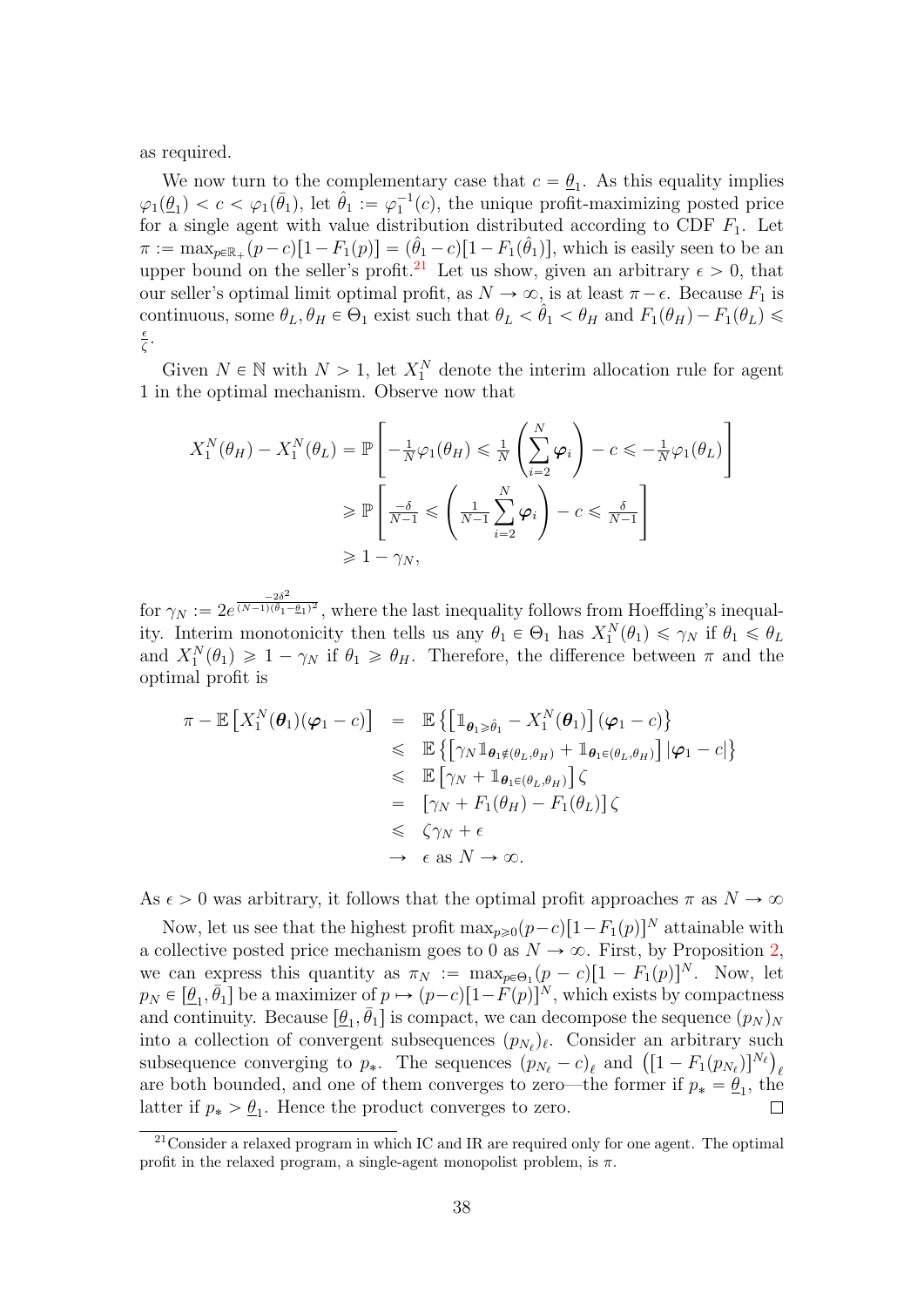as required.

We now turn to the complementary case that $c = \underline{\theta}_1$. As this equality implies $\varphi_1(\underline{\theta}_1) < c < \varphi_1(\bar{\theta}_1)$, let $\hat{\theta}_1 := \varphi_1^{-1}(c)$, the unique profit-maximizing posted price for a single agent with value distribution distributed according to CDF $F_1$. Let $\pi := \max_{p \in \mathbb{R}_+}(p-c)[1-F_1(p)] = (\hat{\theta}_1 - c)[1-F_1(\hat{\theta}_1)]$, which is easily seen to be an upper bound on the seller's profit.[21] Let us show, given an arbitrary $\epsilon > 0$, that our seller's optimal limit optimal profit, as $N \to \infty$, is at least $\pi - \epsilon$. Because $F_1$ is continuous, some $\theta_L, \theta_H \in \Theta_1$ exist such that $\theta_L < \hat{\theta}_1 < \theta_H$ and $F_1(\theta_H) - F_1(\theta_L) \leqslant \frac{\epsilon}{\zeta}$.

Given $N \in \mathbb{N}$ with $N > 1$, let $X_1^N$ denote the interim allocation rule for agent 1 in the optimal mechanism. Observe now that

$$
\begin{aligned}
X_1^N(\theta_H) - X_1^N(\theta_L) &= \mathbb{P}\left[ -\tfrac{1}{N}\varphi_1(\theta_H) \leqslant \tfrac{1}{N}\left(\sum_{i=2}^{N} \boldsymbol{\varphi}_i\right) - c \leqslant -\tfrac{1}{N}\varphi_1(\theta_L) \right] \\
&\geqslant \mathbb{P}\left[ \tfrac{-\delta}{N-1} \leqslant \left(\tfrac{1}{N-1}\sum_{i=2}^{N} \boldsymbol{\varphi}_i\right) - c \leqslant \tfrac{\delta}{N-1} \right] \\
&\geqslant 1 - \gamma_N,
\end{aligned}
$$

for $\gamma_N := 2e^{\frac{-2\delta^2}{(N-1)(\bar{\theta}_1 - \underline{\theta}_1)^2}}$, where the last inequality follows from Hoeffding's inequality. Interim monotonicity then tells us any $\theta_1 \in \Theta_1$ has $X_1^N(\theta_1) \leqslant \gamma_N$ if $\theta_1 \leqslant \theta_L$ and $X_1^N(\theta_1) \geqslant 1 - \gamma_N$ if $\theta_1 \geqslant \theta_H$. Therefore, the difference between $\pi$ and the optimal profit is

$$
\begin{aligned}
\pi - \mathbb{E}\left[X_1^N(\boldsymbol{\theta}_1)(\boldsymbol{\varphi}_1 - c)\right] &= \mathbb{E}\left\{\left[\mathbb{1}_{\boldsymbol{\theta}_1 \geqslant \hat{\theta}_1} - X_1^N(\boldsymbol{\theta}_1)\right](\boldsymbol{\varphi}_1 - c)\right\} \\
&\leqslant \mathbb{E}\left\{\left[\gamma_N \mathbb{1}_{\boldsymbol{\theta}_1 \notin (\theta_L, \theta_H)} + \mathbb{1}_{\boldsymbol{\theta}_1 \in (\theta_L, \theta_H)}\right] |\boldsymbol{\varphi}_1 - c|\right\} \\
&\leqslant \mathbb{E}\left[\gamma_N + \mathbb{1}_{\boldsymbol{\theta}_1 \in (\theta_L, \theta_H)}\right]\zeta \\
&= \left[\gamma_N + F_1(\theta_H) - F_1(\theta_L)\right]\zeta \\
&\leqslant \zeta\gamma_N + \epsilon \\
&\to \epsilon \text{ as } N \to \infty.
\end{aligned}
$$

As $\epsilon > 0$ was arbitrary, it follows that the optimal profit approaches $\pi$ as $N \to \infty$

Now, let us see that the highest profit $\max_{p \geqslant 0}(p-c)[1-F_1(p)]^N$ attainable with a collective posted price mechanism goes to 0 as $N \to \infty$. First, by Proposition 2, we can express this quantity as $\pi_N := \max_{p \in \Theta_1}(p-c)[1-F_1(p)]^N$. Now, let $p_N \in [\underline{\theta}_1, \bar{\theta}_1]$ be a maximizer of $p \mapsto (p-c)[1-F(p)]^N$, which exists by compactness and continuity. Because $[\underline{\theta}_1, \bar{\theta}_1]$ is compact, we can decompose the sequence $(p_N)_N$ into a collection of convergent subsequences $(p_{N_\ell})_\ell$. Consider an arbitrary such subsequence converging to $p_*$. The sequences $(p_{N_\ell} - c)_\ell$ and $\left([1-F_1(p_{N_\ell})]^{N_\ell}\right)_\ell$ are both bounded, and one of them converges to zero—the former if $p_* = \underline{\theta}_1$, the latter if $p_* > \underline{\theta}_1$. Hence the product converges to zero. □

[21] Consider a relaxed program in which IC and IR are required only for one agent. The optimal profit in the relaxed program, a single-agent monopolist problem, is $\pi$.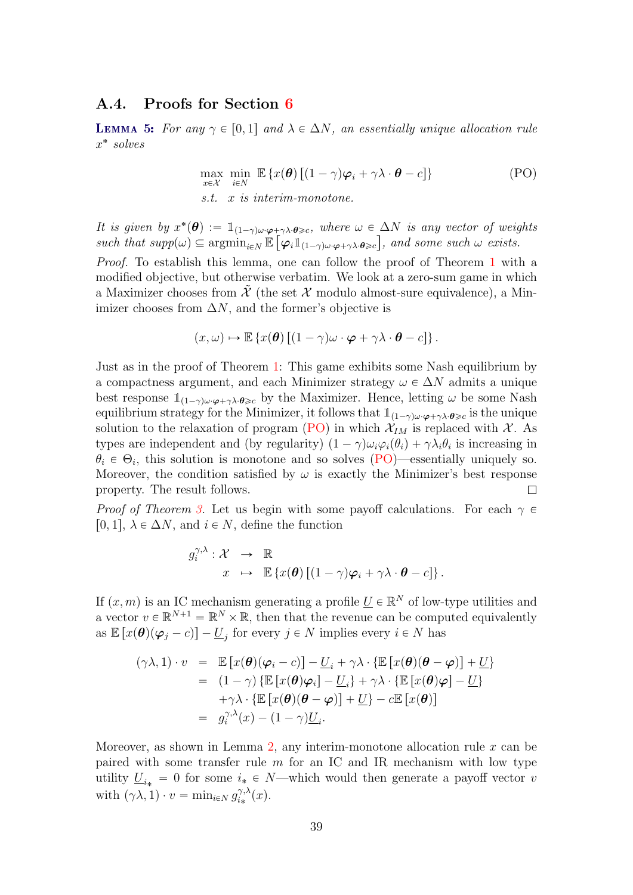## A.4. Proofs for Section 6

**Lemma 5:** *For any $\gamma \in [0,1]$ and $\lambda \in \Delta N$, an essentially unique allocation rule $x^*$ solves*

$$\max_{x \in \mathcal{X}} \min_{i \in N} \mathbb{E}\left\{x(\boldsymbol{\theta})\left[(1-\gamma)\boldsymbol{\varphi}_i + \gamma\lambda \cdot \boldsymbol{\theta} - c\right]\right\} \tag{PO}$$
$$\text{s.t.} \quad x \text{ is interim-monotone.}$$

*It is given by $x^*(\boldsymbol{\theta}) := \mathbb{1}_{(1-\gamma)\omega\cdot\boldsymbol{\varphi}+\gamma\lambda\cdot\boldsymbol{\theta}\geqslant c}$, where $\omega \in \Delta N$ is any vector of weights such that $supp(\omega) \subseteq \operatorname{argmin}_{i\in N} \mathbb{E}\left[\boldsymbol{\varphi}_i \mathbb{1}_{(1-\gamma)\omega\cdot\boldsymbol{\varphi}+\gamma\lambda\cdot\boldsymbol{\theta}\geqslant c}\right]$, and some such $\omega$ exists.*

*Proof.* To establish this lemma, one can follow the proof of Theorem 1 with a modified objective, but otherwise verbatim. We look at a zero-sum game in which a Maximizer chooses from $\tilde{\mathcal{X}}$ (the set $\mathcal{X}$ modulo almost-sure equivalence), a Minimizer chooses from $\Delta N$, and the former's objective is

$$(x, \omega) \mapsto \mathbb{E}\left\{x(\boldsymbol{\theta})\left[(1-\gamma)\omega \cdot \boldsymbol{\varphi} + \gamma\lambda \cdot \boldsymbol{\theta} - c\right]\right\}.$$

Just as in the proof of Theorem 1: This game exhibits some Nash equilibrium by a compactness argument, and each Minimizer strategy $\omega \in \Delta N$ admits a unique best response $\mathbb{1}_{(1-\gamma)\omega\cdot\boldsymbol{\varphi}+\gamma\lambda\cdot\boldsymbol{\theta}\geqslant c}$ by the Maximizer. Hence, letting $\omega$ be some Nash equilibrium strategy for the Minimizer, it follows that $\mathbb{1}_{(1-\gamma)\omega\cdot\boldsymbol{\varphi}+\gamma\lambda\cdot\boldsymbol{\theta}\geqslant c}$ is the unique solution to the relaxation of program (PO) in which $\mathcal{X}_{IM}$ is replaced with $\mathcal{X}$. As types are independent and (by regularity) $(1-\gamma)\omega_i\varphi_i(\theta_i) + \gamma\lambda_i\theta_i$ is increasing in $\theta_i \in \Theta_i$, this solution is monotone and so solves (PO)—essentially uniquely so. Moreover, the condition satisfied by $\omega$ is exactly the Minimizer's best response property. The result follows. $\square$

*Proof of Theorem 3.* Let us begin with some payoff calculations. For each $\gamma \in [0,1]$, $\lambda \in \Delta N$, and $i \in N$, define the function

$$\begin{aligned} g_i^{\gamma,\lambda} : \mathcal{X} &\to \mathbb{R} \\ x &\mapsto \mathbb{E}\left\{x(\boldsymbol{\theta})\left[(1-\gamma)\boldsymbol{\varphi}_i + \gamma\lambda \cdot \boldsymbol{\theta} - c\right]\right\}. \end{aligned}$$

If $(x, m)$ is an IC mechanism generating a profile $\underline{U} \in \mathbb{R}^N$ of low-type utilities and a vector $v \in \mathbb{R}^{N+1} = \mathbb{R}^N \times \mathbb{R}$, then that the revenue can be computed equivalently as $\mathbb{E}\left[x(\boldsymbol{\theta})(\boldsymbol{\varphi}_j - c)\right] - \underline{U}_j$ for every $j \in N$ implies every $i \in N$ has

$$\begin{aligned} (\gamma\lambda, 1) \cdot v &= \mathbb{E}\left[x(\boldsymbol{\theta})(\boldsymbol{\varphi}_i - c)\right] - \underline{U}_i + \gamma\lambda \cdot \left\{\mathbb{E}\left[x(\boldsymbol{\theta})(\boldsymbol{\theta} - \boldsymbol{\varphi})\right] + \underline{U}\right\} \\ &= (1-\gamma)\left\{\mathbb{E}\left[x(\boldsymbol{\theta})\boldsymbol{\varphi}_i\right] - \underline{U}_i\right\} + \gamma\lambda \cdot \left\{\mathbb{E}\left[x(\boldsymbol{\theta})\boldsymbol{\varphi}\right] - \underline{U}\right\} \\ &\quad + \gamma\lambda \cdot \left\{\mathbb{E}\left[x(\boldsymbol{\theta})(\boldsymbol{\theta} - \boldsymbol{\varphi})\right] + \underline{U}\right\} - c\mathbb{E}\left[x(\boldsymbol{\theta})\right] \\ &= g_i^{\gamma,\lambda}(x) - (1-\gamma)\underline{U}_i. \end{aligned}$$

Moreover, as shown in Lemma 2, any interim-monotone allocation rule $x$ can be paired with some transfer rule $m$ for an IC and IR mechanism with low type utility $\underline{U}_{i_*} = 0$ for some $i_* \in N$—which would then generate a payoff vector $v$ with $(\gamma\lambda, 1) \cdot v = \min_{i\in N} g_{i_*}^{\gamma,\lambda}(x)$.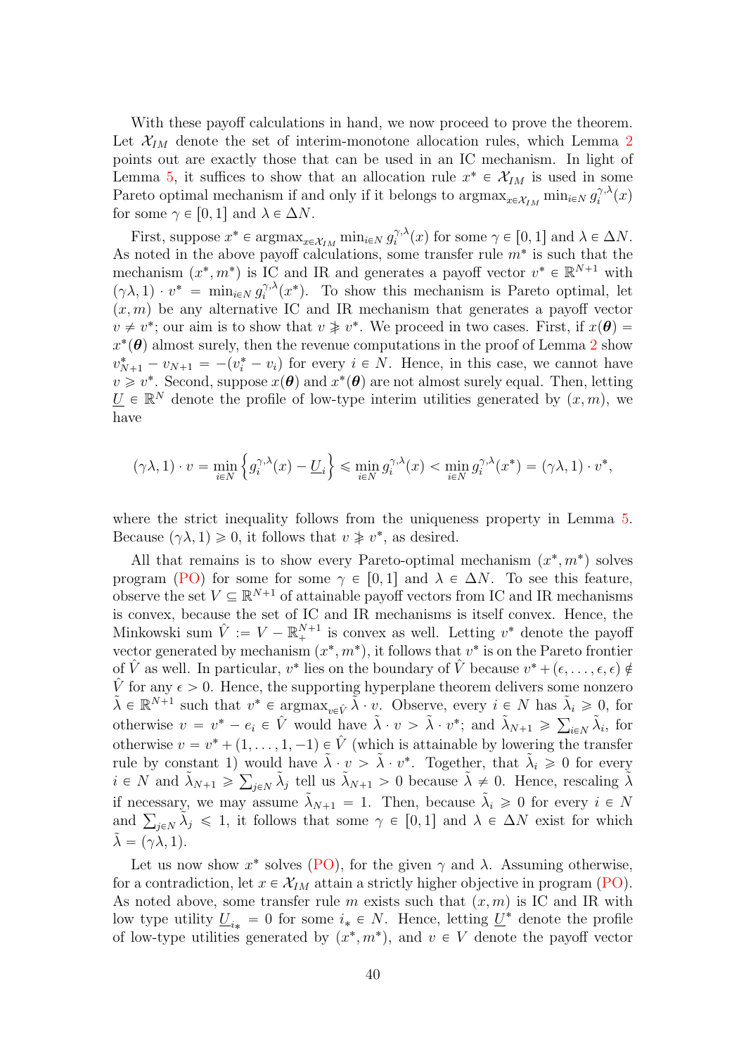With these payoff calculations in hand, we now proceed to prove the theorem. Let $\mathcal{X}_{IM}$ denote the set of interim-monotone allocation rules, which Lemma 2 points out are exactly those that can be used in an IC mechanism. In light of Lemma 5, it suffices to show that an allocation rule $x^* \in \mathcal{X}_{IM}$ is used in some Pareto optimal mechanism if and only if it belongs to $\text{argmax}_{x \in \mathcal{X}_{IM}} \min_{i \in N} g_i^{\gamma,\lambda}(x)$ for some $\gamma \in [0,1]$ and $\lambda \in \Delta N$.

First, suppose $x^* \in \text{argmax}_{x \in \mathcal{X}_{IM}} \min_{i \in N} g_i^{\gamma,\lambda}(x)$ for some $\gamma \in [0,1]$ and $\lambda \in \Delta N$. As noted in the above payoff calculations, some transfer rule $m^*$ is such that the mechanism $(x^*, m^*)$ is IC and IR and generates a payoff vector $v^* \in \mathbb{R}^{N+1}$ with $(\gamma\lambda, 1) \cdot v^* = \min_{i \in N} g_i^{\gamma,\lambda}(x^*)$. To show this mechanism is Pareto optimal, let $(x, m)$ be any alternative IC and IR mechanism that generates a payoff vector $v \neq v^*$; our aim is to show that $v \not\geqslant v^*$. We proceed in two cases. First, if $x(\boldsymbol{\theta}) = x^*(\boldsymbol{\theta})$ almost surely, then the revenue computations in the proof of Lemma 2 show $v^*_{N+1} - v_{N+1} = -(v^*_i - v_i)$ for every $i \in N$. Hence, in this case, we cannot have $v \geqslant v^*$. Second, suppose $x(\boldsymbol{\theta})$ and $x^*(\boldsymbol{\theta})$ are not almost surely equal. Then, letting $\underline{U} \in \mathbb{R}^N$ denote the profile of low-type interim utilities generated by $(x, m)$, we have

$$(\gamma\lambda, 1) \cdot v = \min_{i \in N} \left\{ g_i^{\gamma,\lambda}(x) - \underline{U}_i \right\} \leqslant \min_{i \in N} g_i^{\gamma,\lambda}(x) < \min_{i \in N} g_i^{\gamma,\lambda}(x^*) = (\gamma\lambda, 1) \cdot v^*,$$

where the strict inequality follows from the uniqueness property in Lemma 5. Because $(\gamma\lambda, 1) \geqslant 0$, it follows that $v \not\geqslant v^*$, as desired.

All that remains is to show every Pareto-optimal mechanism $(x^*, m^*)$ solves program (PO) for some for some $\gamma \in [0,1]$ and $\lambda \in \Delta N$. To see this feature, observe the set $V \subseteq \mathbb{R}^{N+1}$ of attainable payoff vectors from IC and IR mechanisms is convex, because the set of IC and IR mechanisms is itself convex. Hence, the Minkowski sum $\hat{V} := V - \mathbb{R}^{N+1}_+$ is convex as well. Letting $v^*$ denote the payoff vector generated by mechanism $(x^*, m^*)$, it follows that $v^*$ is on the Pareto frontier of $\hat{V}$ as well. In particular, $v^*$ lies on the boundary of $\hat{V}$ because $v^* + (\epsilon, \ldots, \epsilon, \epsilon) \notin \hat{V}$ for any $\epsilon > 0$. Hence, the supporting hyperplane theorem delivers some nonzero $\tilde{\lambda} \in \mathbb{R}^{N+1}$ such that $v^* \in \text{argmax}_{v \in \hat{V}} \tilde{\lambda} \cdot v$. Observe, every $i \in N$ has $\tilde{\lambda}_i \geqslant 0$, for otherwise $v = v^* - e_i \in \hat{V}$ would have $\tilde{\lambda} \cdot v > \tilde{\lambda} \cdot v^*$; and $\tilde{\lambda}_{N+1} \geqslant \sum_{i \in N} \tilde{\lambda}_i$, for otherwise $v = v^* + (1, \ldots, 1, -1) \in \hat{V}$ (which is attainable by lowering the transfer rule by constant 1) would have $\tilde{\lambda} \cdot v > \tilde{\lambda} \cdot v^*$. Together, that $\tilde{\lambda}_i \geqslant 0$ for every $i \in N$ and $\tilde{\lambda}_{N+1} \geqslant \sum_{j \in N} \tilde{\lambda}_j$ tell us $\tilde{\lambda}_{N+1} > 0$ because $\tilde{\lambda} \neq 0$. Hence, rescaling $\tilde{\lambda}$ if necessary, we may assume $\tilde{\lambda}_{N+1} = 1$. Then, because $\tilde{\lambda}_i \geqslant 0$ for every $i \in N$ and $\sum_{j \in N} \tilde{\lambda}_j \leqslant 1$, it follows that some $\gamma \in [0,1]$ and $\lambda \in \Delta N$ exist for which $\tilde{\lambda} = (\gamma\lambda, 1)$.

Let us now show $x^*$ solves (PO), for the given $\gamma$ and $\lambda$. Assuming otherwise, for a contradiction, let $x \in \mathcal{X}_{IM}$ attain a strictly higher objective in program (PO). As noted above, some transfer rule $m$ exists such that $(x, m)$ is IC and IR with low type utility $\underline{U}_{i_*} = 0$ for some $i_* \in N$. Hence, letting $\underline{U}^*$ denote the profile of low-type utilities generated by $(x^*, m^*)$, and $v \in V$ denote the payoff vector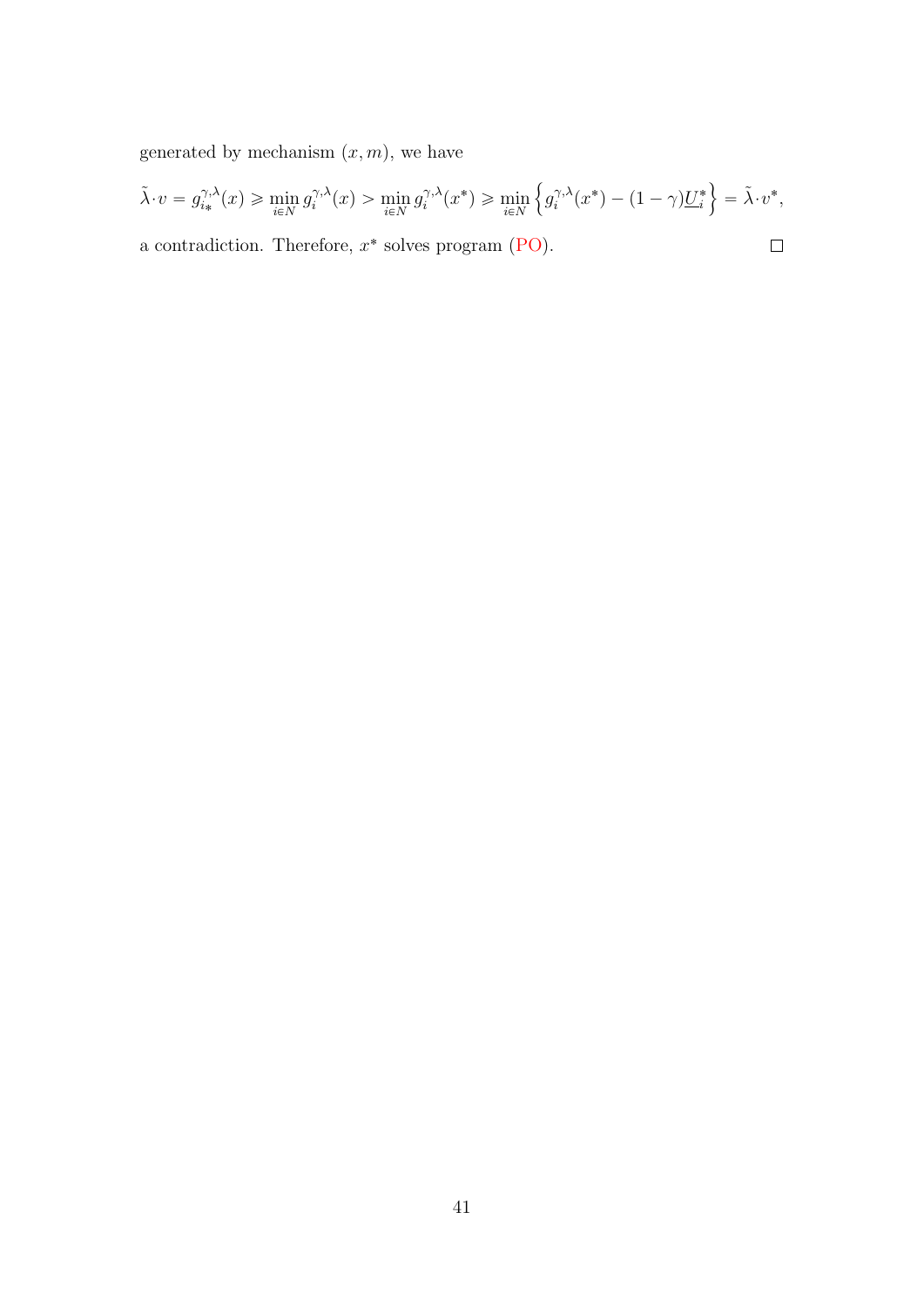generated by mechanism $(x, m)$, we have

$$\tilde{\lambda}\cdot v = g_{i_*}^{\gamma,\lambda}(x) \geqslant \min_{i \in N} g_i^{\gamma,\lambda}(x) > \min_{i \in N} g_i^{\gamma,\lambda}(x^*) \geqslant \min_{i \in N} \left\{ g_i^{\gamma,\lambda}(x^*) - (1-\gamma)\underline{U}_i^* \right\} = \tilde{\lambda}\cdot v^*,$$

a contradiction. Therefore, $x^*$ solves program (PO). $\square$